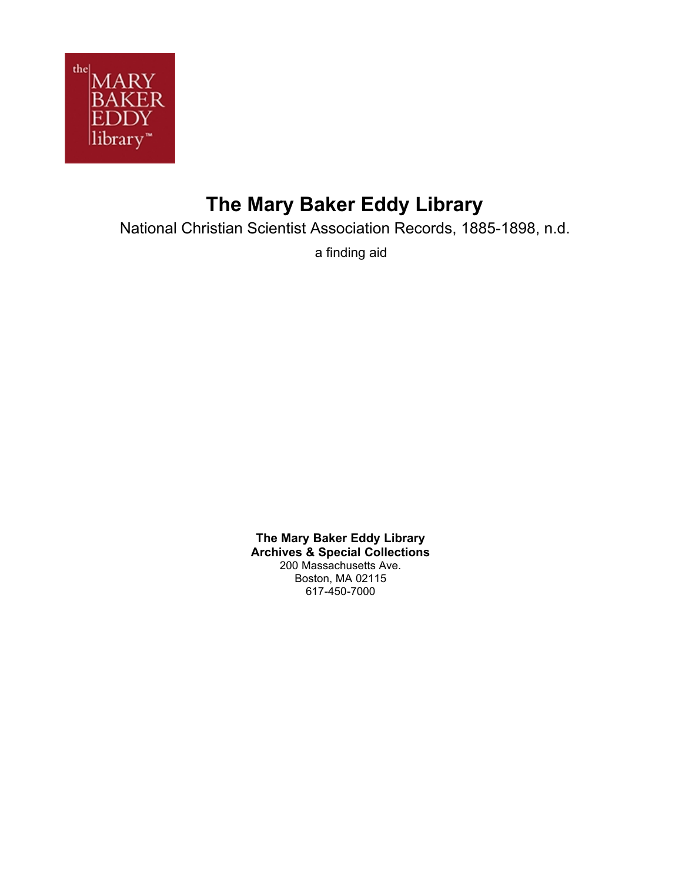# The Mary Baker Eddy Library

National Christian Scientist Association Records, 1885-1898, n.d.

a finding aid

**The Mary Baker Eddy Library**
**Archives & Special Collections**
200 Massachusetts Ave.
Boston, MA 02115
617-450-7000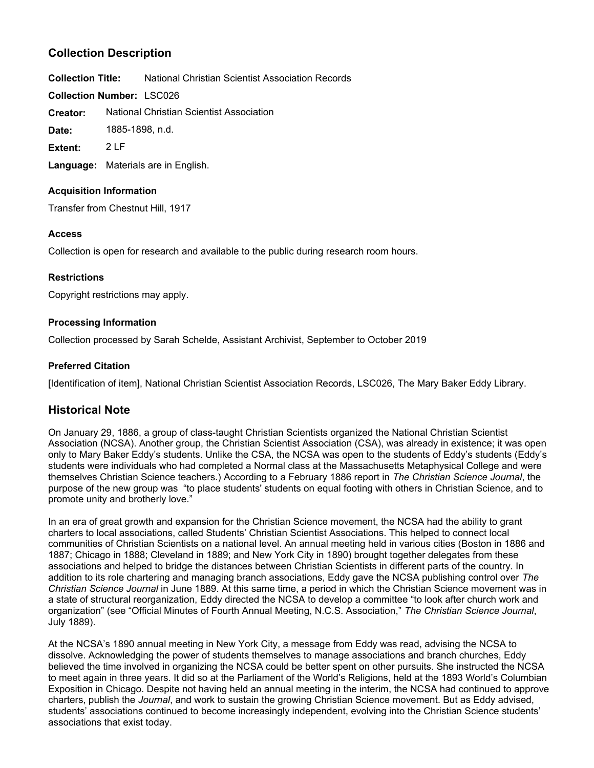## Collection Description

**Collection Title:** National Christian Scientist Association Records

**Collection Number:** LSC026

**Creator:** National Christian Scientist Association

**Date:** 1885-1898, n.d.

**Extent:** 2 LF

**Language:** Materials are in English.

### Acquisition Information

Transfer from Chestnut Hill, 1917

### Access

Collection is open for research and available to the public during research room hours.

### Restrictions

Copyright restrictions may apply.

### Processing Information

Collection processed by Sarah Schelde, Assistant Archivist, September to October 2019

### Preferred Citation

[Identification of item], National Christian Scientist Association Records, LSC026, The Mary Baker Eddy Library.

## Historical Note

On January 29, 1886, a group of class-taught Christian Scientists organized the National Christian Scientist Association (NCSA). Another group, the Christian Scientist Association (CSA), was already in existence; it was open only to Mary Baker Eddy's students. Unlike the CSA, the NCSA was open to the students of Eddy's students (Eddy's students were individuals who had completed a Normal class at the Massachusetts Metaphysical College and were themselves Christian Science teachers.) According to a February 1886 report in *The Christian Science Journal*, the purpose of the new group was "to place students' students on equal footing with others in Christian Science, and to promote unity and brotherly love."

In an era of great growth and expansion for the Christian Science movement, the NCSA had the ability to grant charters to local associations, called Students' Christian Scientist Associations. This helped to connect local communities of Christian Scientists on a national level. An annual meeting held in various cities (Boston in 1886 and 1887; Chicago in 1888; Cleveland in 1889; and New York City in 1890) brought together delegates from these associations and helped to bridge the distances between Christian Scientists in different parts of the country. In addition to its role chartering and managing branch associations, Eddy gave the NCSA publishing control over *The Christian Science Journal* in June 1889. At this same time, a period in which the Christian Science movement was in a state of structural reorganization, Eddy directed the NCSA to develop a committee "to look after church work and organization" (see "Official Minutes of Fourth Annual Meeting, N.C.S. Association," *The Christian Science Journal*, July 1889).

At the NCSA's 1890 annual meeting in New York City, a message from Eddy was read, advising the NCSA to dissolve. Acknowledging the power of students themselves to manage associations and branch churches, Eddy believed the time involved in organizing the NCSA could be better spent on other pursuits. She instructed the NCSA to meet again in three years. It did so at the Parliament of the World's Religions, held at the 1893 World's Columbian Exposition in Chicago. Despite not having held an annual meeting in the interim, the NCSA had continued to approve charters, publish the *Journal*, and work to sustain the growing Christian Science movement. But as Eddy advised, students' associations continued to become increasingly independent, evolving into the Christian Science students' associations that exist today.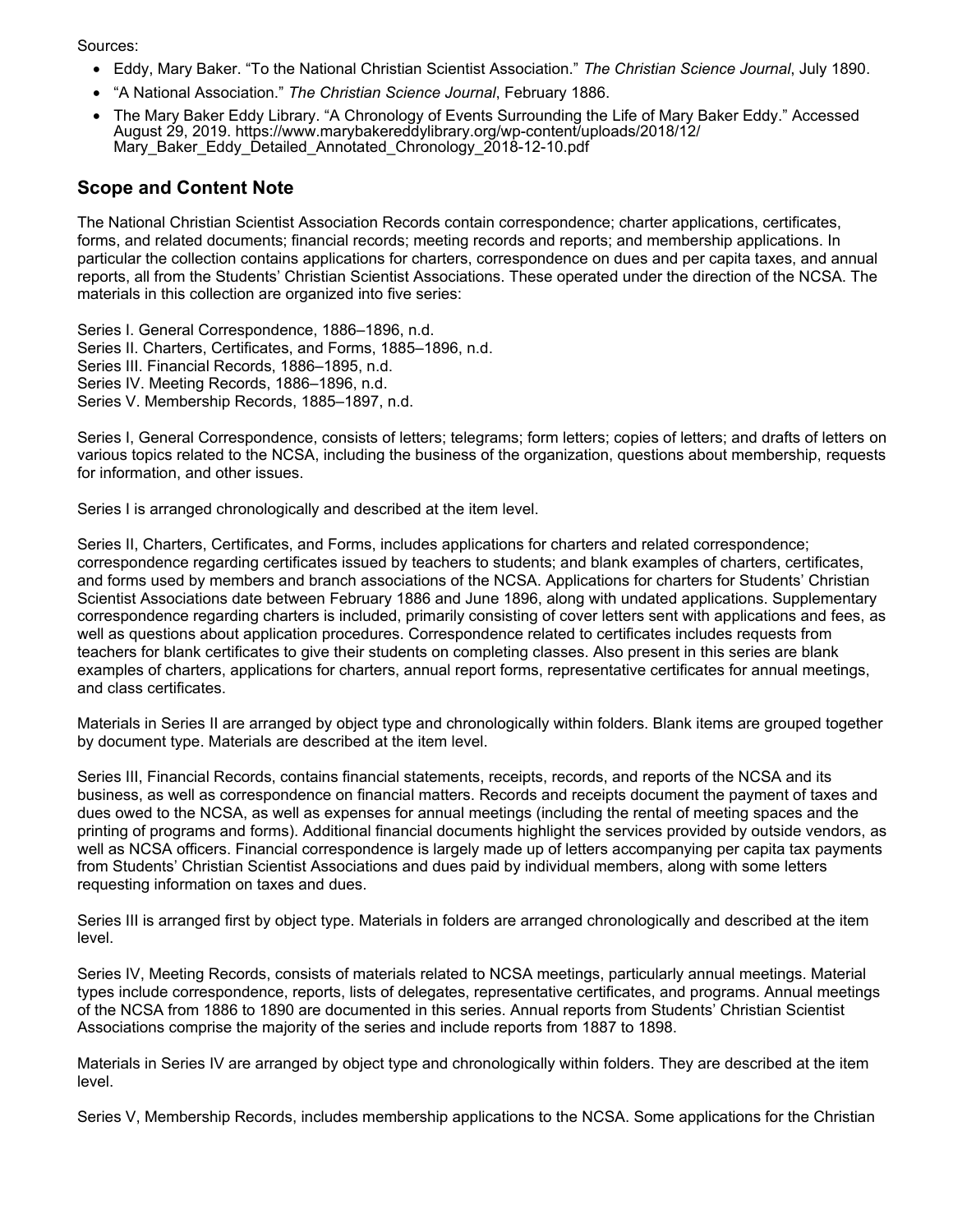Sources:

- Eddy, Mary Baker. “To the National Christian Scientist Association.” *The Christian Science Journal*, July 1890.
- “A National Association.” *The Christian Science Journal*, February 1886.
- The Mary Baker Eddy Library. “A Chronology of Events Surrounding the Life of Mary Baker Eddy.” Accessed August 29, 2019. https://www.marybakereddylibrary.org/wp-content/uploads/2018/12/Mary_Baker_Eddy_Detailed_Annotated_Chronology_2018-12-10.pdf

## Scope and Content Note

The National Christian Scientist Association Records contain correspondence; charter applications, certificates, forms, and related documents; financial records; meeting records and reports; and membership applications. In particular the collection contains applications for charters, correspondence on dues and per capita taxes, and annual reports, all from the Students' Christian Scientist Associations. These operated under the direction of the NCSA. The materials in this collection are organized into five series:

Series I. General Correspondence, 1886–1896, n.d.
Series II. Charters, Certificates, and Forms, 1885–1896, n.d.
Series III. Financial Records, 1886–1895, n.d.
Series IV. Meeting Records, 1886–1896, n.d.
Series V. Membership Records, 1885–1897, n.d.

Series I, General Correspondence, consists of letters; telegrams; form letters; copies of letters; and drafts of letters on various topics related to the NCSA, including the business of the organization, questions about membership, requests for information, and other issues.

Series I is arranged chronologically and described at the item level.

Series II, Charters, Certificates, and Forms, includes applications for charters and related correspondence; correspondence regarding certificates issued by teachers to students; and blank examples of charters, certificates, and forms used by members and branch associations of the NCSA. Applications for charters for Students' Christian Scientist Associations date between February 1886 and June 1896, along with undated applications. Supplementary correspondence regarding charters is included, primarily consisting of cover letters sent with applications and fees, as well as questions about application procedures. Correspondence related to certificates includes requests from teachers for blank certificates to give their students on completing classes. Also present in this series are blank examples of charters, applications for charters, annual report forms, representative certificates for annual meetings, and class certificates.

Materials in Series II are arranged by object type and chronologically within folders. Blank items are grouped together by document type. Materials are described at the item level.

Series III, Financial Records, contains financial statements, receipts, records, and reports of the NCSA and its business, as well as correspondence on financial matters. Records and receipts document the payment of taxes and dues owed to the NCSA, as well as expenses for annual meetings (including the rental of meeting spaces and the printing of programs and forms). Additional financial documents highlight the services provided by outside vendors, as well as NCSA officers. Financial correspondence is largely made up of letters accompanying per capita tax payments from Students' Christian Scientist Associations and dues paid by individual members, along with some letters requesting information on taxes and dues.

Series III is arranged first by object type. Materials in folders are arranged chronologically and described at the item level.

Series IV, Meeting Records, consists of materials related to NCSA meetings, particularly annual meetings. Material types include correspondence, reports, lists of delegates, representative certificates, and programs. Annual meetings of the NCSA from 1886 to 1890 are documented in this series. Annual reports from Students' Christian Scientist Associations comprise the majority of the series and include reports from 1887 to 1898.

Materials in Series IV are arranged by object type and chronologically within folders. They are described at the item level.

Series V, Membership Records, includes membership applications to the NCSA. Some applications for the Christian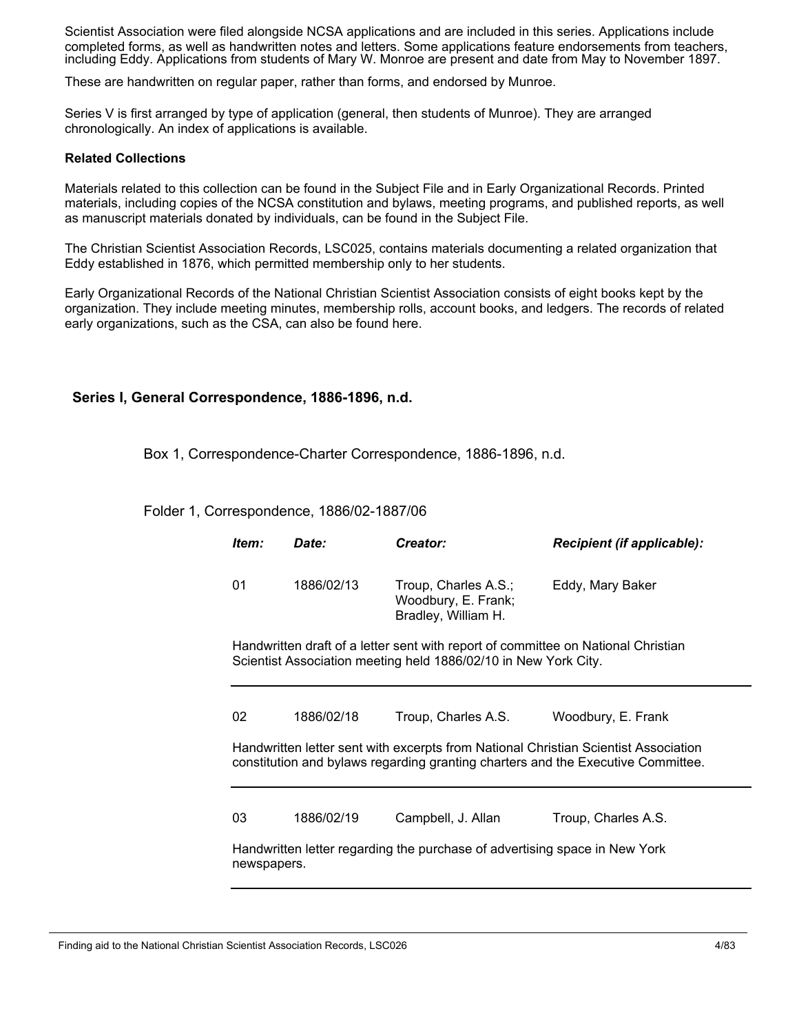Scientist Association were filed alongside NCSA applications and are included in this series. Applications include completed forms, as well as handwritten notes and letters. Some applications feature endorsements from teachers, including Eddy. Applications from students of Mary W. Monroe are present and date from May to November 1897.

These are handwritten on regular paper, rather than forms, and endorsed by Munroe.

Series V is first arranged by type of application (general, then students of Munroe). They are arranged chronologically. An index of applications is available.

**Related Collections**

Materials related to this collection can be found in the Subject File and in Early Organizational Records. Printed materials, including copies of the NCSA constitution and bylaws, meeting programs, and published reports, as well as manuscript materials donated by individuals, can be found in the Subject File.

The Christian Scientist Association Records, LSC025, contains materials documenting a related organization that Eddy established in 1876, which permitted membership only to her students.

Early Organizational Records of the National Christian Scientist Association consists of eight books kept by the organization. They include meeting minutes, membership rolls, account books, and ledgers. The records of related early organizations, such as the CSA, can also be found here.

## Series I, General Correspondence, 1886-1896, n.d.

### Box 1, Correspondence-Charter Correspondence, 1886-1896, n.d.

#### Folder 1, Correspondence, 1886/02-1887/06

| *Item:* | *Date:* | *Creator:* | *Recipient (if applicable):* |
|---|---|---|---|
| 01 | 1886/02/13 | Troup, Charles A.S.; Woodbury, E. Frank; Bradley, William H. | Eddy, Mary Baker |

Handwritten draft of a letter sent with report of committee on National Christian Scientist Association meeting held 1886/02/10 in New York City.

| *Item:* | *Date:* | *Creator:* | *Recipient (if applicable):* |
|---|---|---|---|
| 02 | 1886/02/18 | Troup, Charles A.S. | Woodbury, E. Frank |

Handwritten letter sent with excerpts from National Christian Scientist Association constitution and bylaws regarding granting charters and the Executive Committee.

| *Item:* | *Date:* | *Creator:* | *Recipient (if applicable):* |
|---|---|---|---|
| 03 | 1886/02/19 | Campbell, J. Allan | Troup, Charles A.S. |

Handwritten letter regarding the purchase of advertising space in New York newspapers.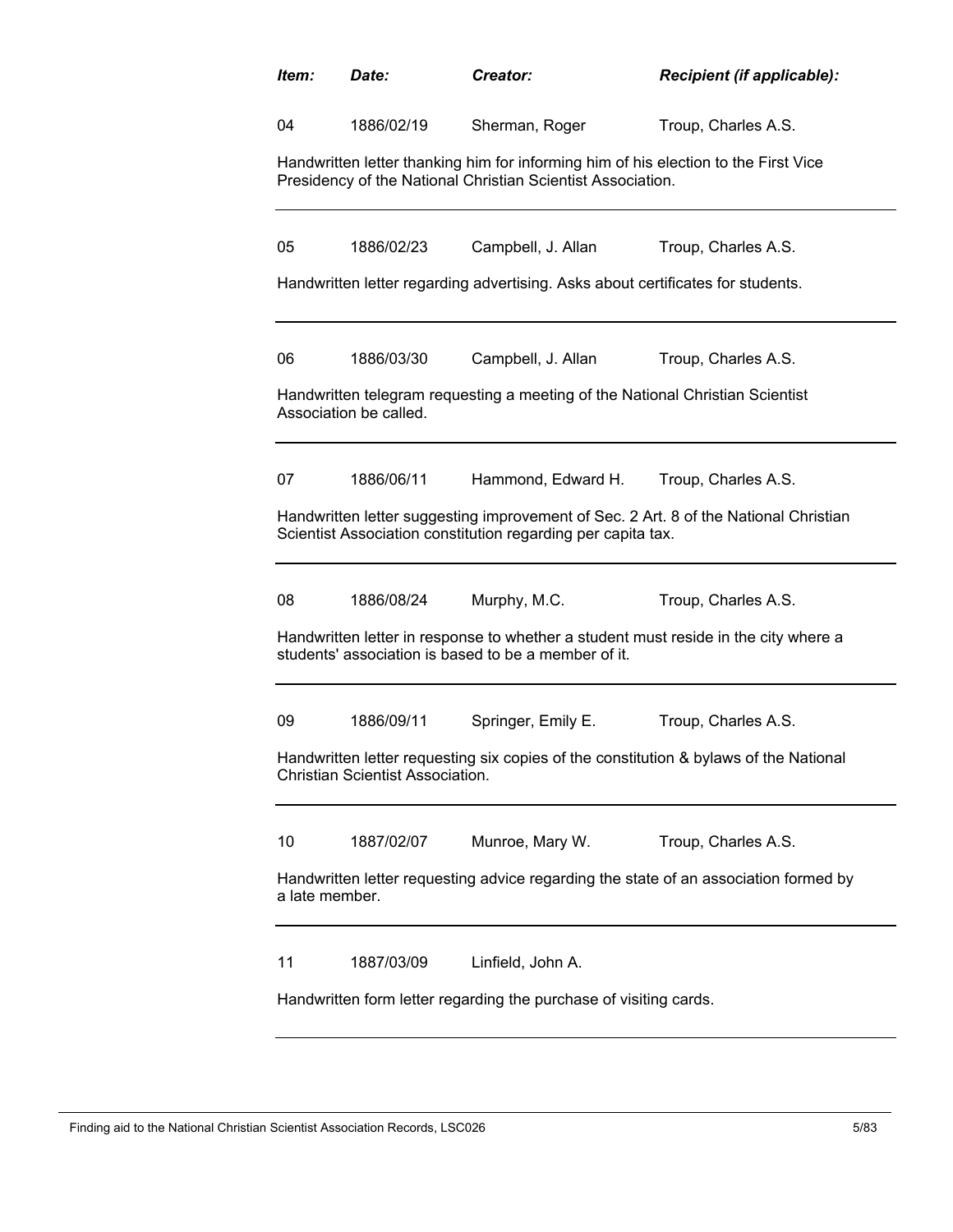| Item: | Date: | Creator: | Recipient (if applicable): |
|---|---|---|---|
| 04 | 1886/02/19 | Sherman, Roger | Troup, Charles A.S. |

Handwritten letter thanking him for informing him of his election to the First Vice Presidency of the National Christian Scientist Association.

---

| Item: | Date: | Creator: | Recipient (if applicable): |
|---|---|---|---|
| 05 | 1886/02/23 | Campbell, J. Allan | Troup, Charles A.S. |

Handwritten letter regarding advertising. Asks about certificates for students.

---

| Item: | Date: | Creator: | Recipient (if applicable): |
|---|---|---|---|
| 06 | 1886/03/30 | Campbell, J. Allan | Troup, Charles A.S. |

Handwritten telegram requesting a meeting of the National Christian Scientist Association be called.

---

| Item: | Date: | Creator: | Recipient (if applicable): |
|---|---|---|---|
| 07 | 1886/06/11 | Hammond, Edward H. | Troup, Charles A.S. |

Handwritten letter suggesting improvement of Sec. 2 Art. 8 of the National Christian Scientist Association constitution regarding per capita tax.

---

| Item: | Date: | Creator: | Recipient (if applicable): |
|---|---|---|---|
| 08 | 1886/08/24 | Murphy, M.C. | Troup, Charles A.S. |

Handwritten letter in response to whether a student must reside in the city where a students' association is based to be a member of it.

---

| Item: | Date: | Creator: | Recipient (if applicable): |
|---|---|---|---|
| 09 | 1886/09/11 | Springer, Emily E. | Troup, Charles A.S. |

Handwritten letter requesting six copies of the constitution & bylaws of the National Christian Scientist Association.

---

| Item: | Date: | Creator: | Recipient (if applicable): |
|---|---|---|---|
| 10 | 1887/02/07 | Munroe, Mary W. | Troup, Charles A.S. |

Handwritten letter requesting advice regarding the state of an association formed by a late member.

---

| Item: | Date: | Creator: | Recipient (if applicable): |
|---|---|---|---|
| 11 | 1887/03/09 | Linfield, John A. | |

Handwritten form letter regarding the purchase of visiting cards.

---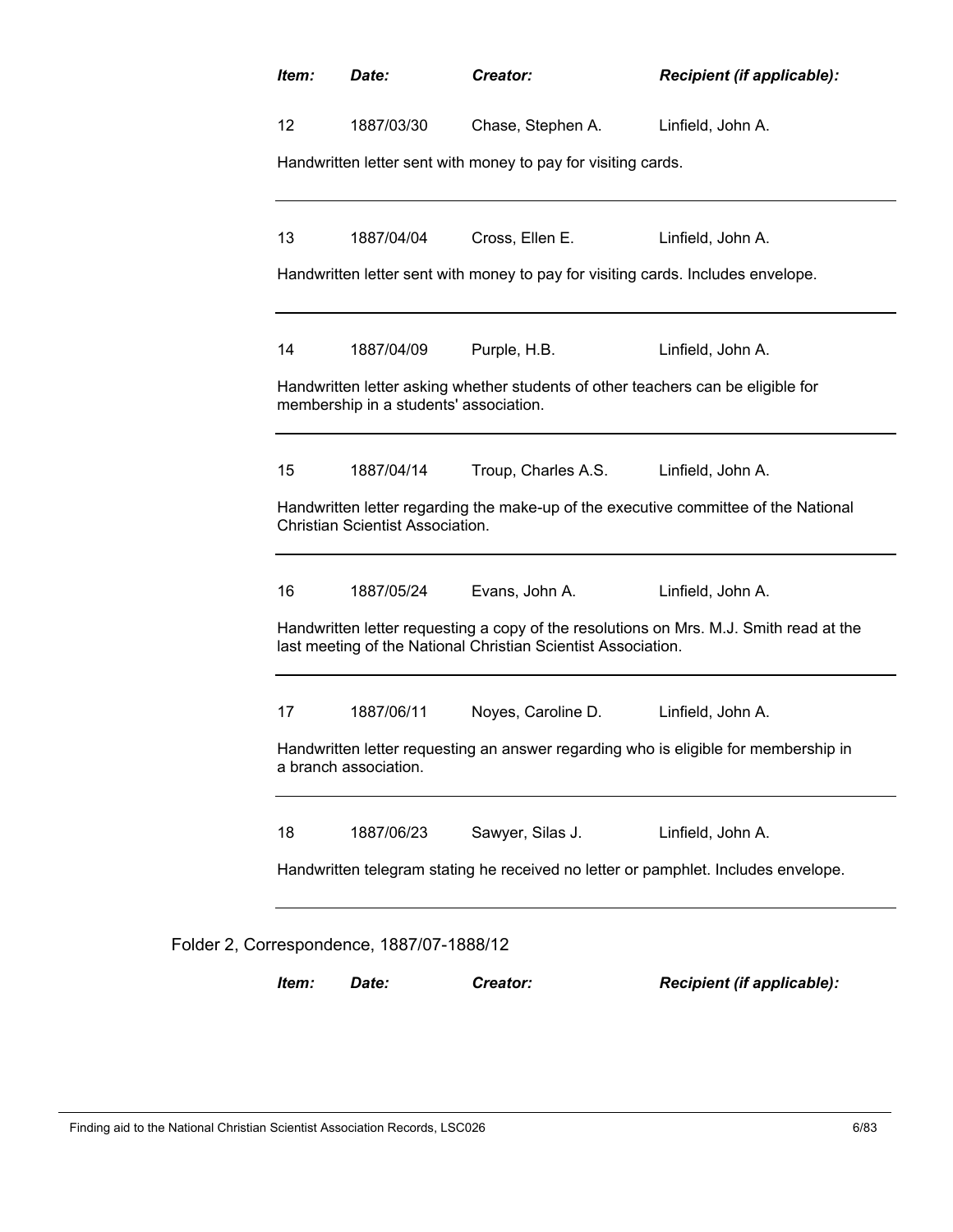| *Item:* | *Date:* | *Creator:* | *Recipient (if applicable):* |
|---|---|---|---|
| 12 | 1887/03/30 | Chase, Stephen A. | Linfield, John A. |

Handwritten letter sent with money to pay for visiting cards.

---

| | | | |
|---|---|---|---|
| 13 | 1887/04/04 | Cross, Ellen E. | Linfield, John A. |

Handwritten letter sent with money to pay for visiting cards. Includes envelope.

---

| | | | |
|---|---|---|---|
| 14 | 1887/04/09 | Purple, H.B. | Linfield, John A. |

Handwritten letter asking whether students of other teachers can be eligible for membership in a students' association.

---

| | | | |
|---|---|---|---|
| 15 | 1887/04/14 | Troup, Charles A.S. | Linfield, John A. |

Handwritten letter regarding the make-up of the executive committee of the National Christian Scientist Association.

---

| | | | |
|---|---|---|---|
| 16 | 1887/05/24 | Evans, John A. | Linfield, John A. |

Handwritten letter requesting a copy of the resolutions on Mrs. M.J. Smith read at the last meeting of the National Christian Scientist Association.

---

| | | | |
|---|---|---|---|
| 17 | 1887/06/11 | Noyes, Caroline D. | Linfield, John A. |

Handwritten letter requesting an answer regarding who is eligible for membership in a branch association.

---

| | | | |
|---|---|---|---|
| 18 | 1887/06/23 | Sawyer, Silas J. | Linfield, John A. |

Handwritten telegram stating he received no letter or pamphlet. Includes envelope.

---

Folder 2, Correspondence, 1887/07-1888/12

| *Item:* | *Date:* | *Creator:* | *Recipient (if applicable):* |
|---|---|---|---|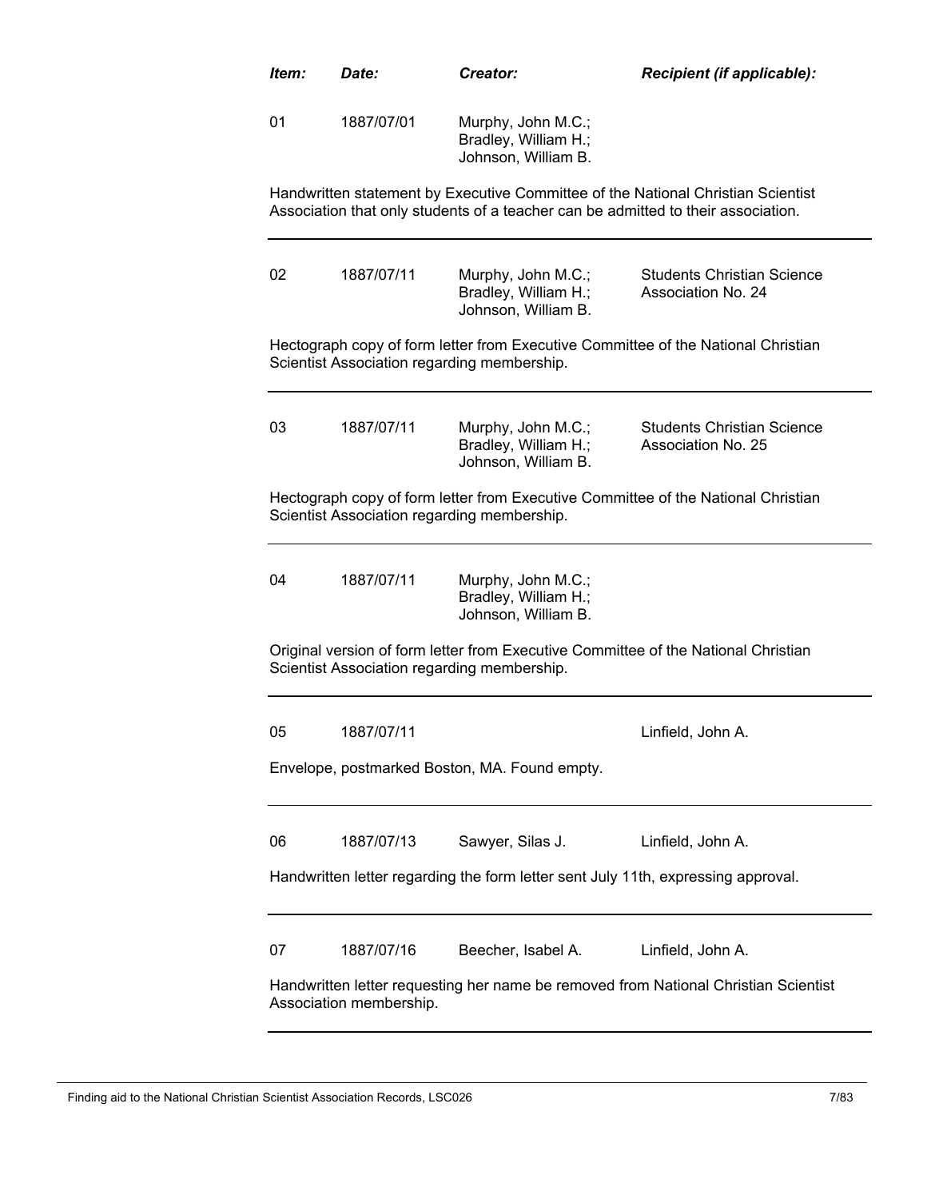| Item: | Date: | Creator: | Recipient (if applicable): |
|---|---|---|---|
| 01 | 1887/07/01 | Murphy, John M.C.; Bradley, William H.; Johnson, William B. | |

Handwritten statement by Executive Committee of the National Christian Scientist Association that only students of a teacher can be admitted to their association.

---

| Item: | Date: | Creator: | Recipient (if applicable): |
|---|---|---|---|
| 02 | 1887/07/11 | Murphy, John M.C.; Bradley, William H.; Johnson, William B. | Students Christian Science Association No. 24 |

Hectograph copy of form letter from Executive Committee of the National Christian Scientist Association regarding membership.

---

| Item: | Date: | Creator: | Recipient (if applicable): |
|---|---|---|---|
| 03 | 1887/07/11 | Murphy, John M.C.; Bradley, William H.; Johnson, William B. | Students Christian Science Association No. 25 |

Hectograph copy of form letter from Executive Committee of the National Christian Scientist Association regarding membership.

---

| Item: | Date: | Creator: | Recipient (if applicable): |
|---|---|---|---|
| 04 | 1887/07/11 | Murphy, John M.C.; Bradley, William H.; Johnson, William B. | |

Original version of form letter from Executive Committee of the National Christian Scientist Association regarding membership.

---

| Item: | Date: | Creator: | Recipient (if applicable): |
|---|---|---|---|
| 05 | 1887/07/11 | | Linfield, John A. |

Envelope, postmarked Boston, MA. Found empty.

---

| Item: | Date: | Creator: | Recipient (if applicable): |
|---|---|---|---|
| 06 | 1887/07/13 | Sawyer, Silas J. | Linfield, John A. |

Handwritten letter regarding the form letter sent July 11th, expressing approval.

---

| Item: | Date: | Creator: | Recipient (if applicable): |
|---|---|---|---|
| 07 | 1887/07/16 | Beecher, Isabel A. | Linfield, John A. |

Handwritten letter requesting her name be removed from National Christian Scientist Association membership.

---

Finding aid to the National Christian Scientist Association Records, LSC026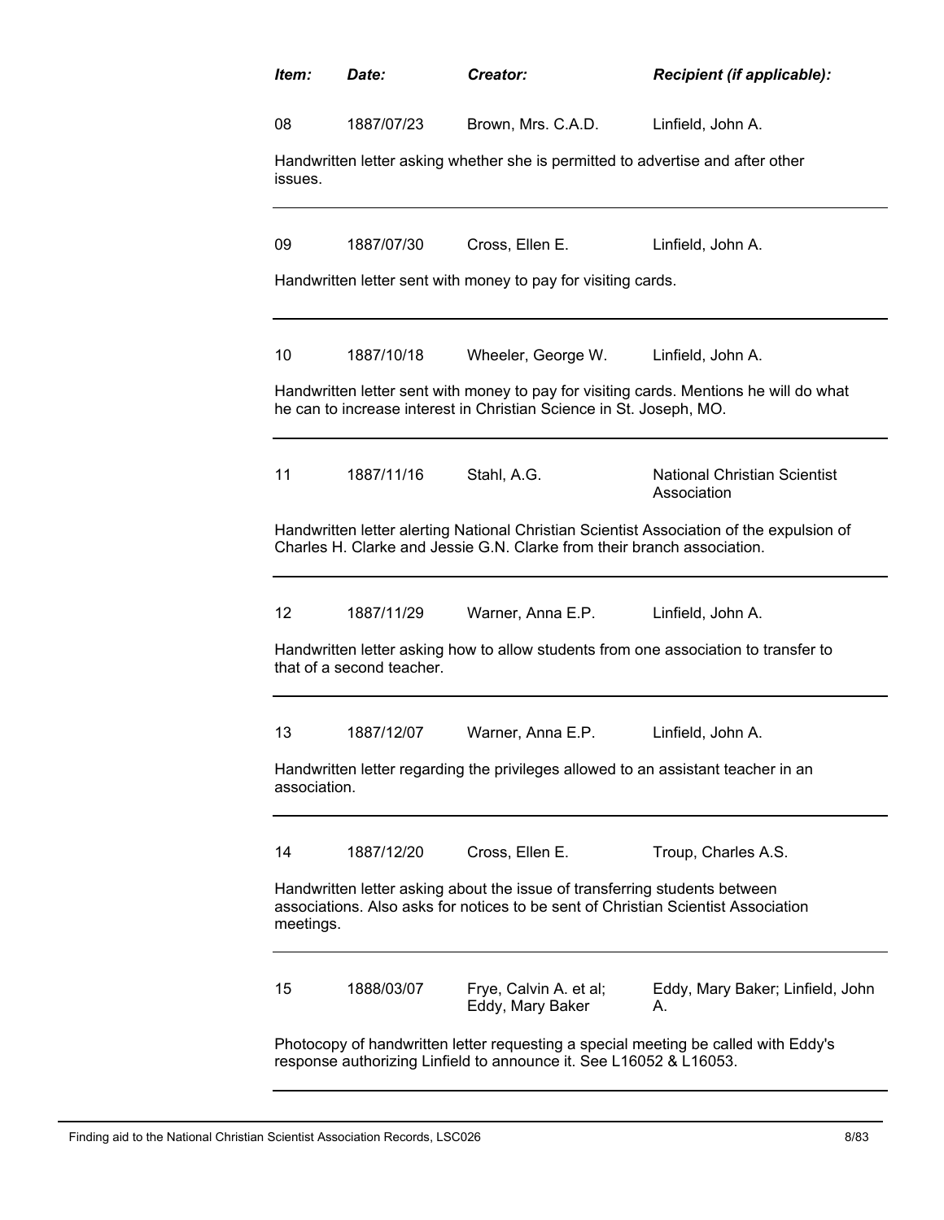| *Item:* | *Date:* | *Creator:* | *Recipient (if applicable):* |
|---|---|---|---|
| 08 | 1887/07/23 | Brown, Mrs. C.A.D. | Linfield, John A. |

Handwritten letter asking whether she is permitted to advertise and after other issues.

---

| | | | |
|---|---|---|---|
| 09 | 1887/07/30 | Cross, Ellen E. | Linfield, John A. |

Handwritten letter sent with money to pay for visiting cards.

---

| | | | |
|---|---|---|---|
| 10 | 1887/10/18 | Wheeler, George W. | Linfield, John A. |

Handwritten letter sent with money to pay for visiting cards. Mentions he will do what he can to increase interest in Christian Science in St. Joseph, MO.

---

| | | | |
|---|---|---|---|
| 11 | 1887/11/16 | Stahl, A.G. | National Christian Scientist Association |

Handwritten letter alerting National Christian Scientist Association of the expulsion of Charles H. Clarke and Jessie G.N. Clarke from their branch association.

---

| | | | |
|---|---|---|---|
| 12 | 1887/11/29 | Warner, Anna E.P. | Linfield, John A. |

Handwritten letter asking how to allow students from one association to transfer to that of a second teacher.

---

| | | | |
|---|---|---|---|
| 13 | 1887/12/07 | Warner, Anna E.P. | Linfield, John A. |

Handwritten letter regarding the privileges allowed to an assistant teacher in an association.

---

| | | | |
|---|---|---|---|
| 14 | 1887/12/20 | Cross, Ellen E. | Troup, Charles A.S. |

Handwritten letter asking about the issue of transferring students between associations. Also asks for notices to be sent of Christian Scientist Association meetings.

---

| | | | |
|---|---|---|---|
| 15 | 1888/03/07 | Frye, Calvin A. et al; Eddy, Mary Baker | Eddy, Mary Baker; Linfield, John A. |

Photocopy of handwritten letter requesting a special meeting be called with Eddy's response authorizing Linfield to announce it. See L16052 & L16053.

---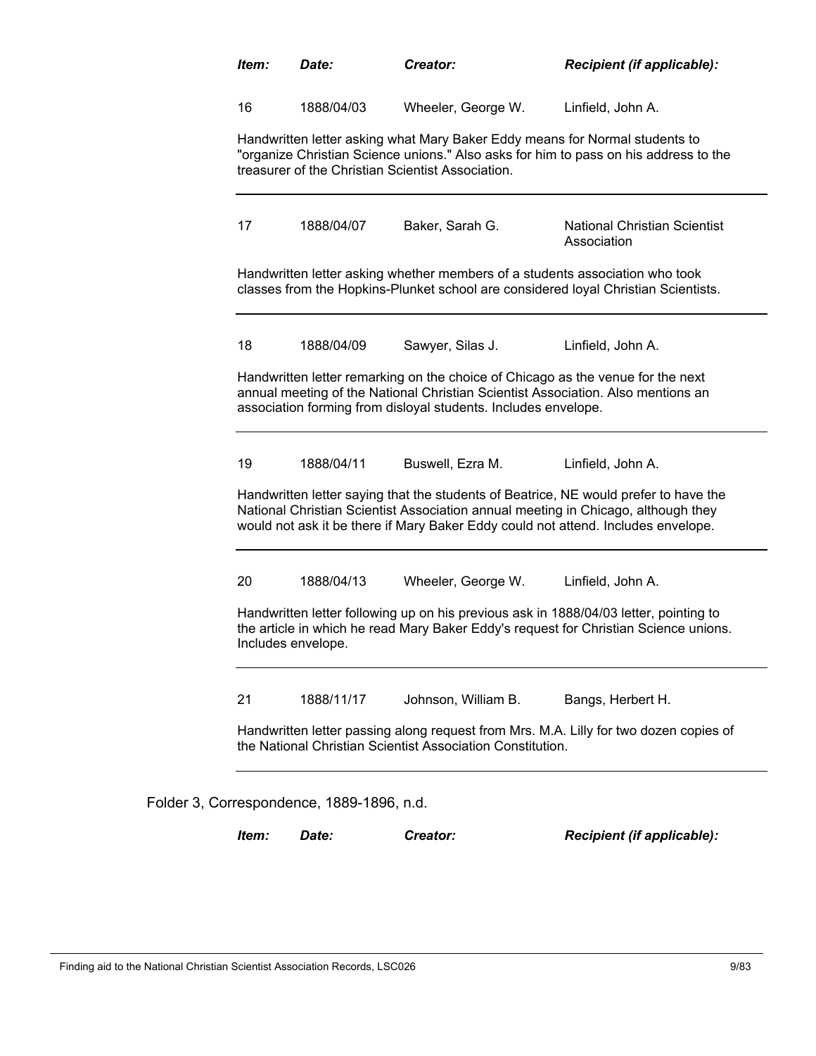| Item: | Date: | Creator: | Recipient (if applicable): |
|---|---|---|---|
| 16 | 1888/04/03 | Wheeler, George W. | Linfield, John A. |

Handwritten letter asking what Mary Baker Eddy means for Normal students to "organize Christian Science unions." Also asks for him to pass on his address to the treasurer of the Christian Scientist Association.

| Item: | Date: | Creator: | Recipient (if applicable): |
|---|---|---|---|
| 17 | 1888/04/07 | Baker, Sarah G. | National Christian Scientist Association |

Handwritten letter asking whether members of a students association who took classes from the Hopkins-Plunket school are considered loyal Christian Scientists.

| Item: | Date: | Creator: | Recipient (if applicable): |
|---|---|---|---|
| 18 | 1888/04/09 | Sawyer, Silas J. | Linfield, John A. |

Handwritten letter remarking on the choice of Chicago as the venue for the next annual meeting of the National Christian Scientist Association. Also mentions an association forming from disloyal students. Includes envelope.

| Item: | Date: | Creator: | Recipient (if applicable): |
|---|---|---|---|
| 19 | 1888/04/11 | Buswell, Ezra M. | Linfield, John A. |

Handwritten letter saying that the students of Beatrice, NE would prefer to have the National Christian Scientist Association annual meeting in Chicago, although they would not ask it be there if Mary Baker Eddy could not attend. Includes envelope.

| Item: | Date: | Creator: | Recipient (if applicable): |
|---|---|---|---|
| 20 | 1888/04/13 | Wheeler, George W. | Linfield, John A. |

Handwritten letter following up on his previous ask in 1888/04/03 letter, pointing to the article in which he read Mary Baker Eddy's request for Christian Science unions. Includes envelope.

| Item: | Date: | Creator: | Recipient (if applicable): |
|---|---|---|---|
| 21 | 1888/11/17 | Johnson, William B. | Bangs, Herbert H. |

Handwritten letter passing along request from Mrs. M.A. Lilly for two dozen copies of the National Christian Scientist Association Constitution.

Folder 3, Correspondence, 1889-1896, n.d.

| Item: | Date: | Creator: | Recipient (if applicable): |
|---|---|---|---|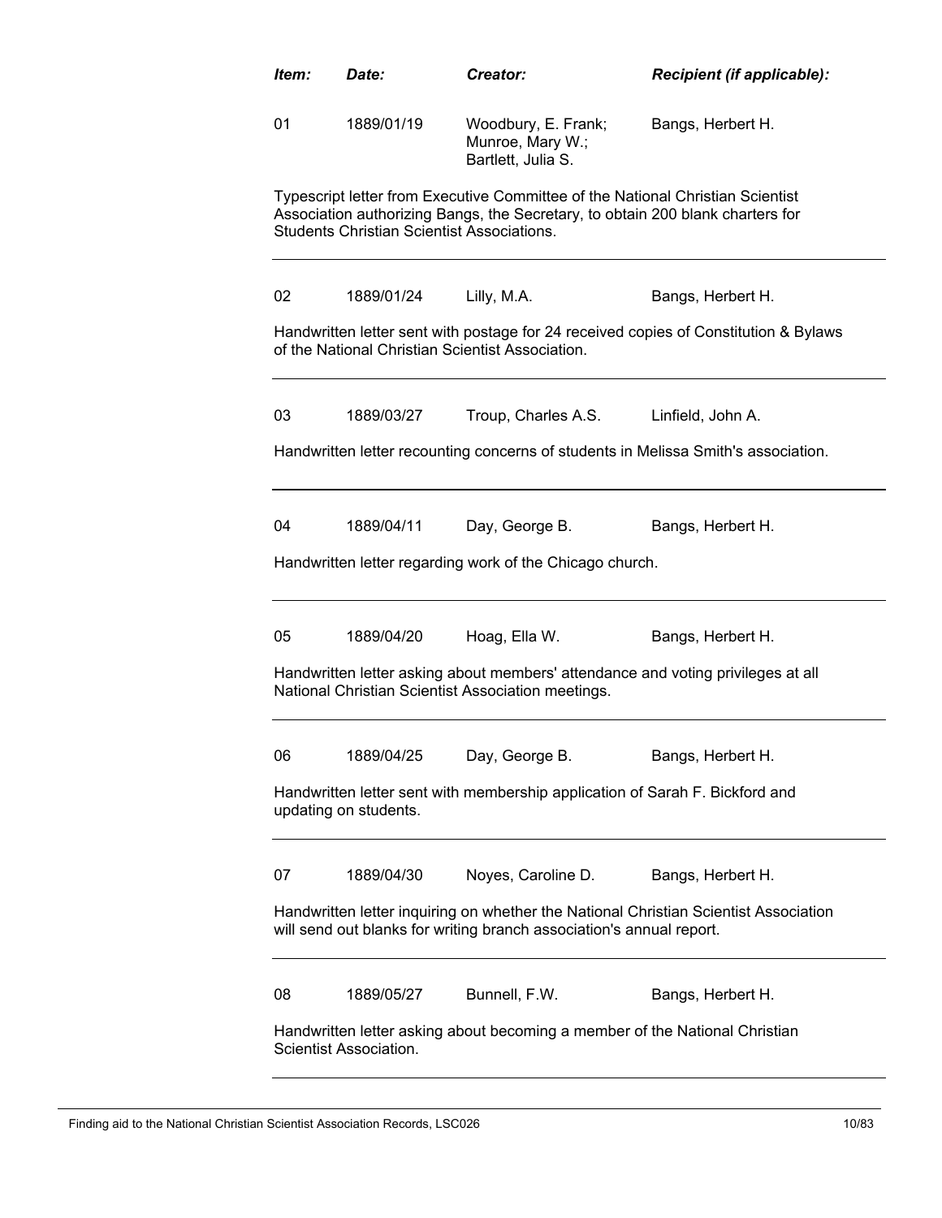| *Item:* | *Date:* | *Creator:* | *Recipient (if applicable):* |
|---|---|---|---|
| 01 | 1889/01/19 | Woodbury, E. Frank; Munroe, Mary W.; Bartlett, Julia S. | Bangs, Herbert H. |

Typescript letter from Executive Committee of the National Christian Scientist Association authorizing Bangs, the Secretary, to obtain 200 blank charters for Students Christian Scientist Associations.

---

| | | | |
|---|---|---|---|
| 02 | 1889/01/24 | Lilly, M.A. | Bangs, Herbert H. |

Handwritten letter sent with postage for 24 received copies of Constitution & Bylaws of the National Christian Scientist Association.

---

| | | | |
|---|---|---|---|
| 03 | 1889/03/27 | Troup, Charles A.S. | Linfield, John A. |

Handwritten letter recounting concerns of students in Melissa Smith's association.

---

| | | | |
|---|---|---|---|
| 04 | 1889/04/11 | Day, George B. | Bangs, Herbert H. |

Handwritten letter regarding work of the Chicago church.

---

| | | | |
|---|---|---|---|
| 05 | 1889/04/20 | Hoag, Ella W. | Bangs, Herbert H. |

Handwritten letter asking about members' attendance and voting privileges at all National Christian Scientist Association meetings.

---

| | | | |
|---|---|---|---|
| 06 | 1889/04/25 | Day, George B. | Bangs, Herbert H. |

Handwritten letter sent with membership application of Sarah F. Bickford and updating on students.

---

| | | | |
|---|---|---|---|
| 07 | 1889/04/30 | Noyes, Caroline D. | Bangs, Herbert H. |

Handwritten letter inquiring on whether the National Christian Scientist Association will send out blanks for writing branch association's annual report.

---

| | | | |
|---|---|---|---|
| 08 | 1889/05/27 | Bunnell, F.W. | Bangs, Herbert H. |

Handwritten letter asking about becoming a member of the National Christian Scientist Association.

---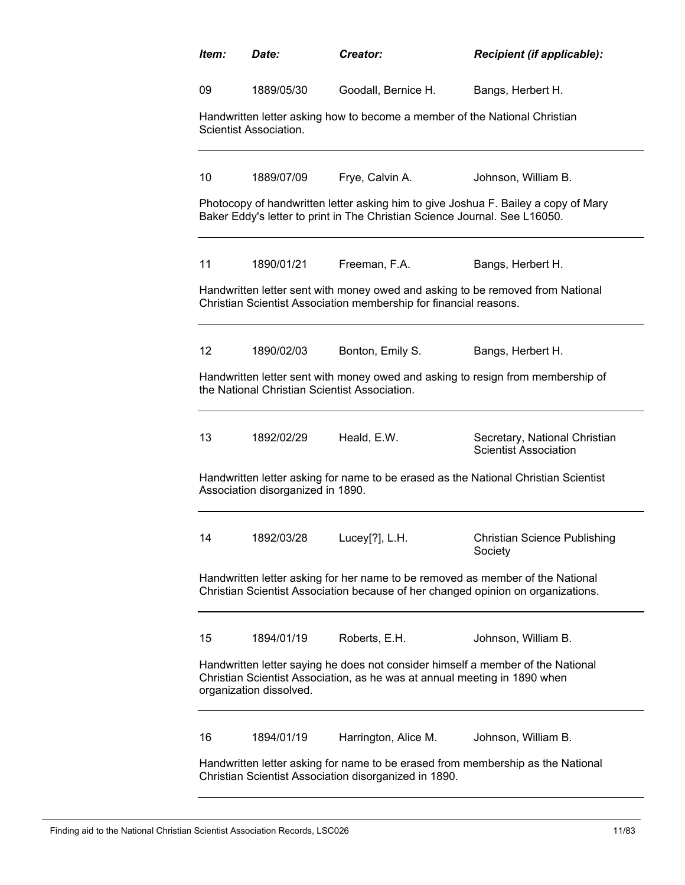| *Item:* | *Date:* | *Creator:* | *Recipient (if applicable):* |
|---|---|---|---|
| 09 | 1889/05/30 | Goodall, Bernice H. | Bangs, Herbert H. |

Handwritten letter asking how to become a member of the National Christian Scientist Association.

---

| 10 | 1889/07/09 | Frye, Calvin A. | Johnson, William B. |
|---|---|---|---|

Photocopy of handwritten letter asking him to give Joshua F. Bailey a copy of Mary Baker Eddy's letter to print in The Christian Science Journal. See L16050.

---

| 11 | 1890/01/21 | Freeman, F.A. | Bangs, Herbert H. |
|---|---|---|---|

Handwritten letter sent with money owed and asking to be removed from National Christian Scientist Association membership for financial reasons.

---

| 12 | 1890/02/03 | Bonton, Emily S. | Bangs, Herbert H. |
|---|---|---|---|

Handwritten letter sent with money owed and asking to resign from membership of the National Christian Scientist Association.

---

| 13 | 1892/02/29 | Heald, E.W. | Secretary, National Christian Scientist Association |
|---|---|---|---|

Handwritten letter asking for name to be erased as the National Christian Scientist Association disorganized in 1890.

---

| 14 | 1892/03/28 | Lucey[?], L.H. | Christian Science Publishing Society |
|---|---|---|---|

Handwritten letter asking for her name to be removed as member of the National Christian Scientist Association because of her changed opinion on organizations.

---

| 15 | 1894/01/19 | Roberts, E.H. | Johnson, William B. |
|---|---|---|---|

Handwritten letter saying he does not consider himself a member of the National Christian Scientist Association, as he was at annual meeting in 1890 when organization dissolved.

---

| 16 | 1894/01/19 | Harrington, Alice M. | Johnson, William B. |
|---|---|---|---|

Handwritten letter asking for name to be erased from membership as the National Christian Scientist Association disorganized in 1890.

---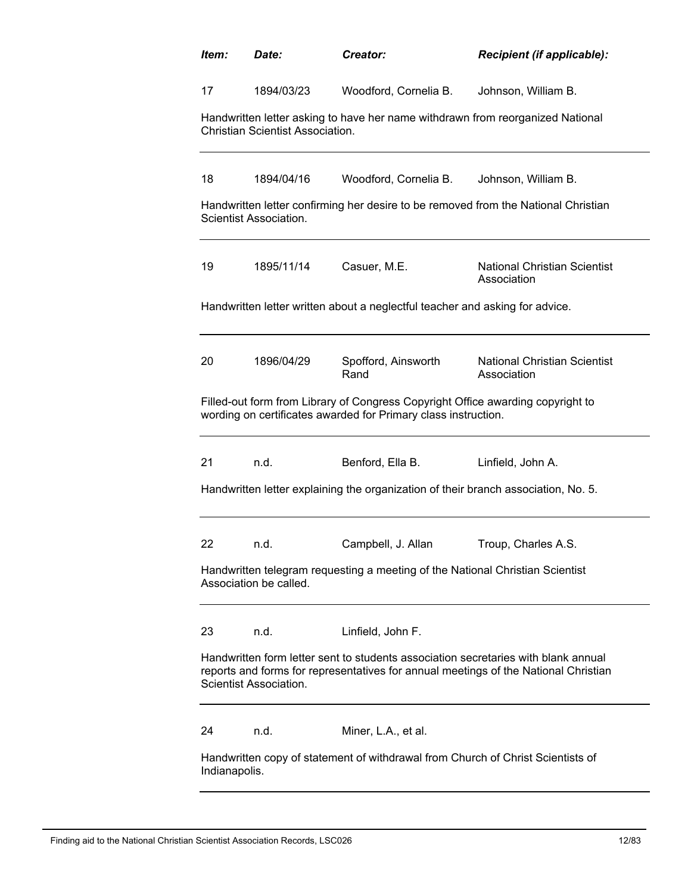| *Item:* | *Date:* | *Creator:* | *Recipient (if applicable):* |
|---|---|---|---|
| 17 | 1894/03/23 | Woodford, Cornelia B. | Johnson, William B. |

Handwritten letter asking to have her name withdrawn from reorganized National Christian Scientist Association.

---

| | | | |
|---|---|---|---|
| 18 | 1894/04/16 | Woodford, Cornelia B. | Johnson, William B. |

Handwritten letter confirming her desire to be removed from the National Christian Scientist Association.

---

| | | | |
|---|---|---|---|
| 19 | 1895/11/14 | Casuer, M.E. | National Christian Scientist Association |

Handwritten letter written about a neglectful teacher and asking for advice.

---

| | | | |
|---|---|---|---|
| 20 | 1896/04/29 | Spofford, Ainsworth Rand | National Christian Scientist Association |

Filled-out form from Library of Congress Copyright Office awarding copyright to wording on certificates awarded for Primary class instruction.

---

| | | | |
|---|---|---|---|
| 21 | n.d. | Benford, Ella B. | Linfield, John A. |

Handwritten letter explaining the organization of their branch association, No. 5.

---

| | | | |
|---|---|---|---|
| 22 | n.d. | Campbell, J. Allan | Troup, Charles A.S. |

Handwritten telegram requesting a meeting of the National Christian Scientist Association be called.

---

| | | | |
|---|---|---|---|
| 23 | n.d. | Linfield, John F. | |

Handwritten form letter sent to students association secretaries with blank annual reports and forms for representatives for annual meetings of the National Christian Scientist Association.

---

| | | | |
|---|---|---|---|
| 24 | n.d. | Miner, L.A., et al. | |

Handwritten copy of statement of withdrawal from Church of Christ Scientists of Indianapolis.

---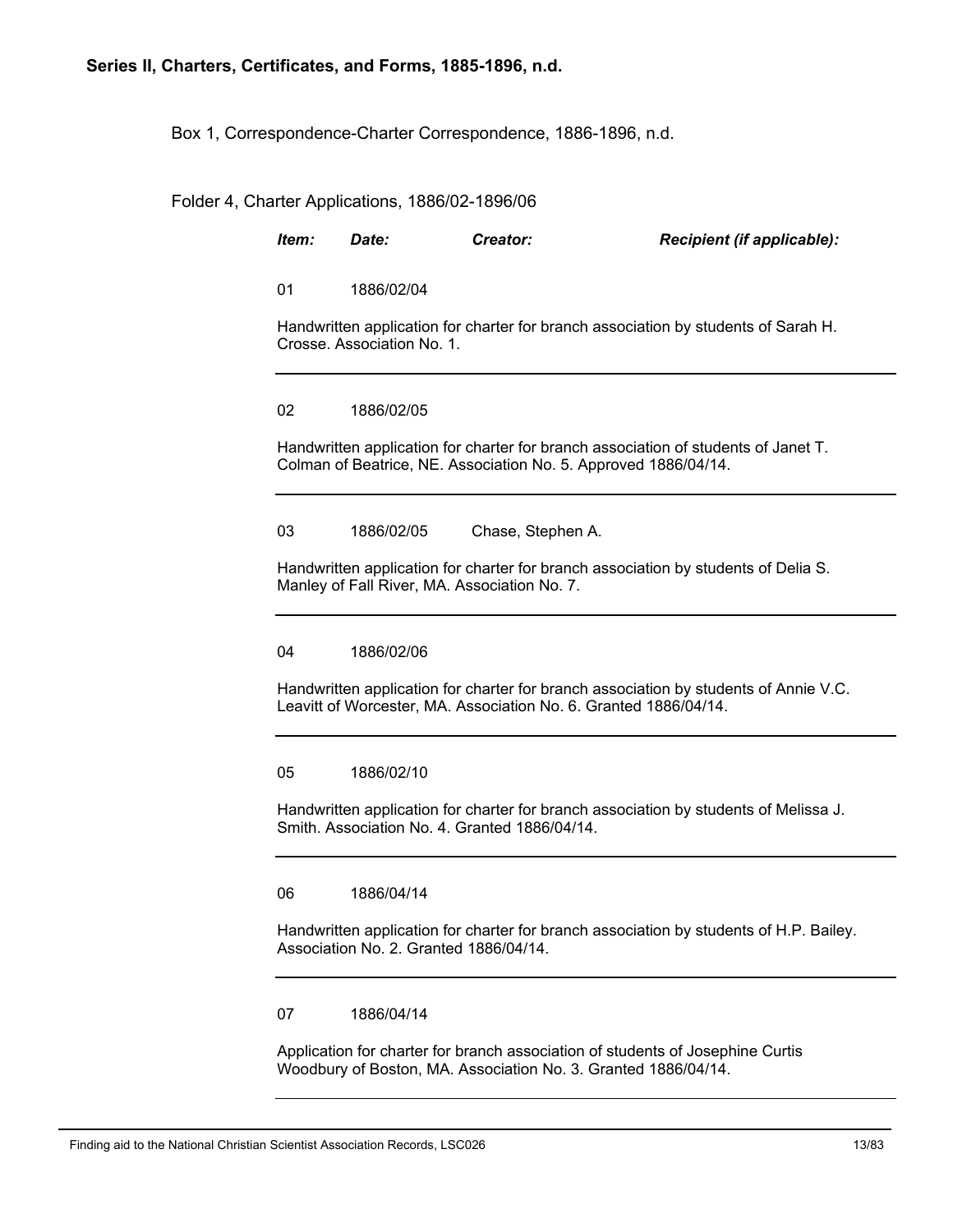**Series II, Charters, Certificates, and Forms, 1885-1896, n.d.**

Box 1, Correspondence-Charter Correspondence, 1886-1896, n.d.

Folder 4, Charter Applications, 1886/02-1896/06

| ***Item:*** | ***Date:*** | ***Creator:*** | ***Recipient (if applicable):*** |
|---|---|---|---|

01 1886/02/04

Handwritten application for charter for branch association by students of Sarah H. Crosse. Association No. 1.

---

02 1886/02/05

Handwritten application for charter for branch association of students of Janet T. Colman of Beatrice, NE. Association No. 5. Approved 1886/04/14.

---

03 1886/02/05 Chase, Stephen A.

Handwritten application for charter for branch association by students of Delia S. Manley of Fall River, MA. Association No. 7.

---

04 1886/02/06

Handwritten application for charter for branch association by students of Annie V.C. Leavitt of Worcester, MA. Association No. 6. Granted 1886/04/14.

---

05 1886/02/10

Handwritten application for charter for branch association by students of Melissa J. Smith. Association No. 4. Granted 1886/04/14.

---

06 1886/04/14

Handwritten application for charter for branch association by students of H.P. Bailey. Association No. 2. Granted 1886/04/14.

---

07 1886/04/14

Application for charter for branch association of students of Josephine Curtis Woodbury of Boston, MA. Association No. 3. Granted 1886/04/14.

---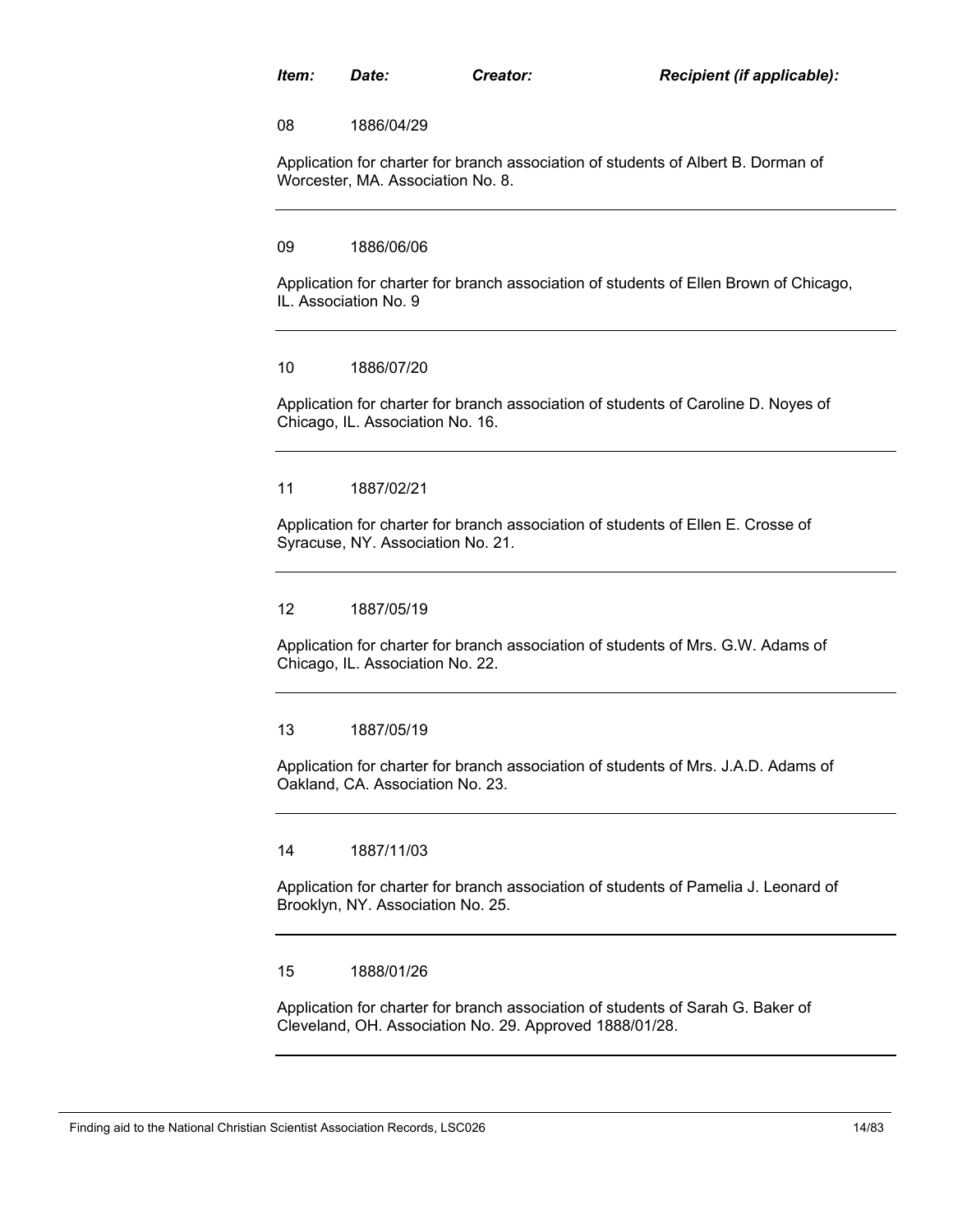| *Item:* | *Date:* | *Creator:* | *Recipient (if applicable):* |
|---|---|---|---|

08 1886/04/29

Application for charter for branch association of students of Albert B. Dorman of Worcester, MA. Association No. 8.

---

09 1886/06/06

Application for charter for branch association of students of Ellen Brown of Chicago, IL. Association No. 9

---

10 1886/07/20

Application for charter for branch association of students of Caroline D. Noyes of Chicago, IL. Association No. 16.

---

11 1887/02/21

Application for charter for branch association of students of Ellen E. Crosse of Syracuse, NY. Association No. 21.

---

12 1887/05/19

Application for charter for branch association of students of Mrs. G.W. Adams of Chicago, IL. Association No. 22.

---

13 1887/05/19

Application for charter for branch association of students of Mrs. J.A.D. Adams of Oakland, CA. Association No. 23.

---

14 1887/11/03

Application for charter for branch association of students of Pamelia J. Leonard of Brooklyn, NY. Association No. 25.

---

15 1888/01/26

Application for charter for branch association of students of Sarah G. Baker of Cleveland, OH. Association No. 29. Approved 1888/01/28.

---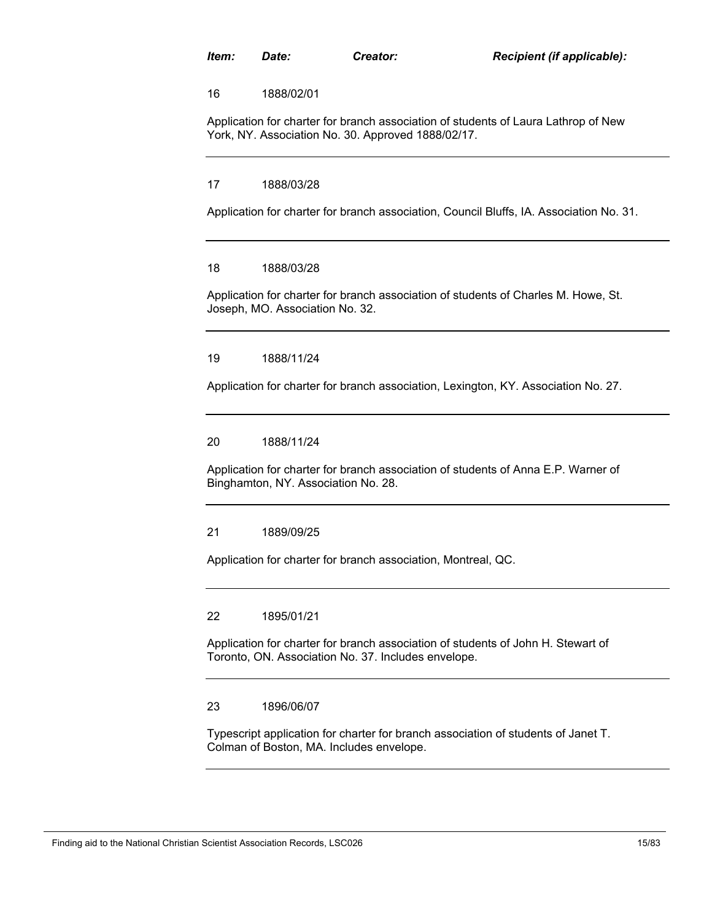| Item: | Date: | Creator: | Recipient (if applicable): |
|---|---|---|---|

16 1888/02/01

Application for charter for branch association of students of Laura Lathrop of New York, NY. Association No. 30. Approved 1888/02/17.

---

17 1888/03/28

Application for charter for branch association, Council Bluffs, IA. Association No. 31.

---

18 1888/03/28

Application for charter for branch association of students of Charles M. Howe, St. Joseph, MO. Association No. 32.

---

19 1888/11/24

Application for charter for branch association, Lexington, KY. Association No. 27.

---

20 1888/11/24

Application for charter for branch association of students of Anna E.P. Warner of Binghamton, NY. Association No. 28.

---

21 1889/09/25

Application for charter for branch association, Montreal, QC.

---

22 1895/01/21

Application for charter for branch association of students of John H. Stewart of Toronto, ON. Association No. 37. Includes envelope.

---

23 1896/06/07

Typescript application for charter for branch association of students of Janet T. Colman of Boston, MA. Includes envelope.

---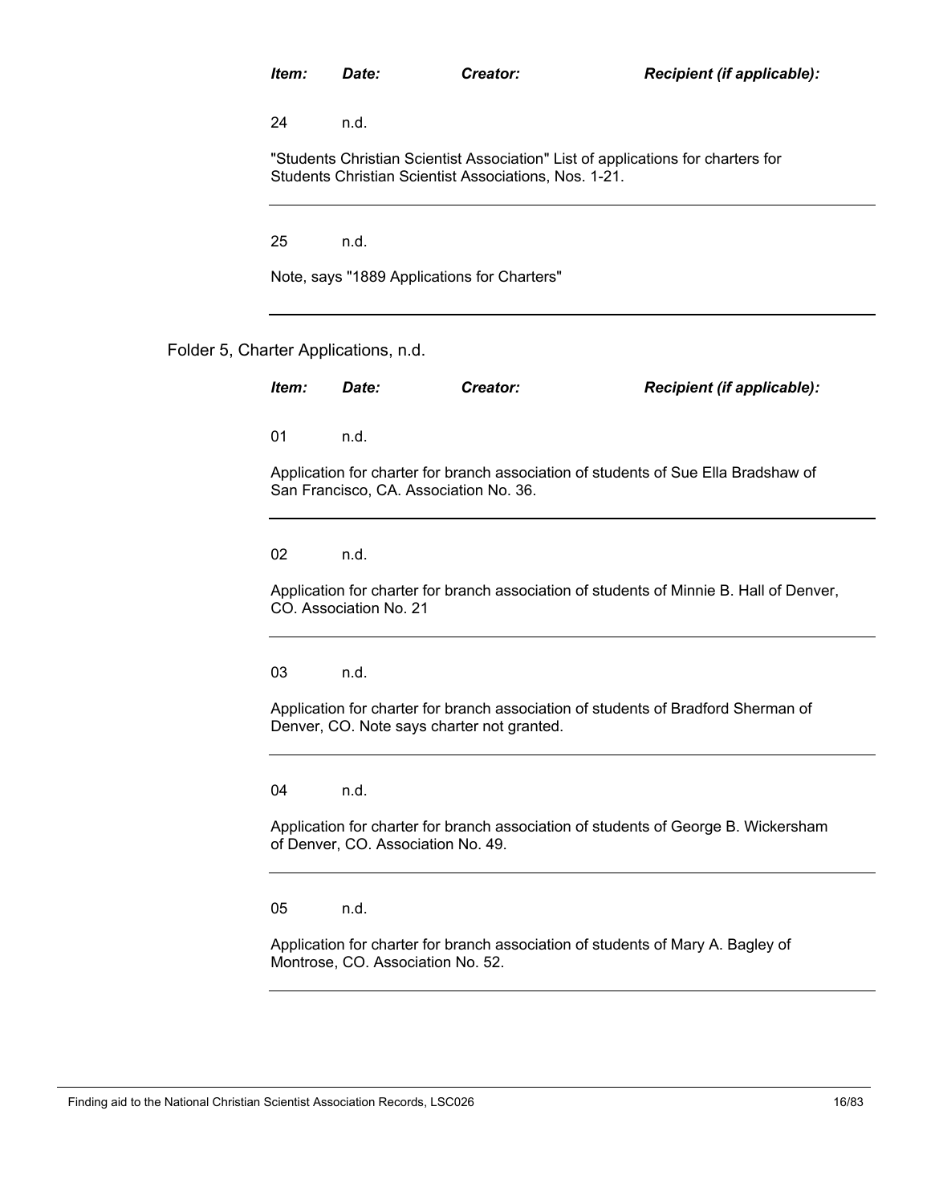| *Item:* | *Date:* | *Creator:* | *Recipient (if applicable):* |
|---|---|---|---|
| 24 | n.d. | | |

"Students Christian Scientist Association" List of applications for charters for Students Christian Scientist Associations, Nos. 1-21.

---

| *Item:* | *Date:* | *Creator:* | *Recipient (if applicable):* |
|---|---|---|---|
| 25 | n.d. | | |

Note, says "1889 Applications for Charters"

---

Folder 5, Charter Applications, n.d.

| *Item:* | *Date:* | *Creator:* | *Recipient (if applicable):* |
|---|---|---|---|
| 01 | n.d. | | |

Application for charter for branch association of students of Sue Ella Bradshaw of San Francisco, CA. Association No. 36.

---

| *Item:* | *Date:* | *Creator:* | *Recipient (if applicable):* |
|---|---|---|---|
| 02 | n.d. | | |

Application for charter for branch association of students of Minnie B. Hall of Denver, CO. Association No. 21

---

| *Item:* | *Date:* | *Creator:* | *Recipient (if applicable):* |
|---|---|---|---|
| 03 | n.d. | | |

Application for charter for branch association of students of Bradford Sherman of Denver, CO. Note says charter not granted.

---

| *Item:* | *Date:* | *Creator:* | *Recipient (if applicable):* |
|---|---|---|---|
| 04 | n.d. | | |

Application for charter for branch association of students of George B. Wickersham of Denver, CO. Association No. 49.

---

| *Item:* | *Date:* | *Creator:* | *Recipient (if applicable):* |
|---|---|---|---|
| 05 | n.d. | | |

Application for charter for branch association of students of Mary A. Bagley of Montrose, CO. Association No. 52.

---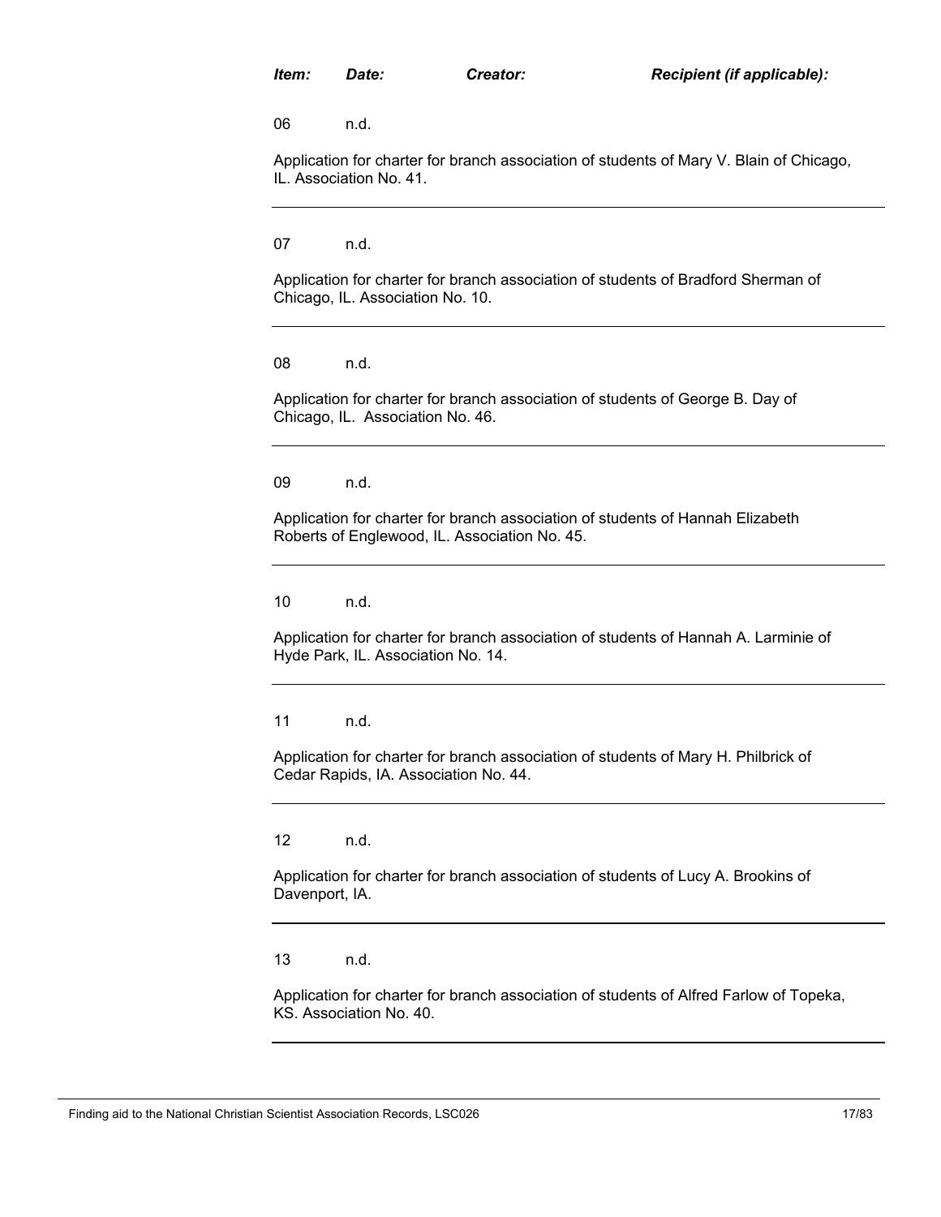*Item:* *Date:* *Creator:* *Recipient (if applicable):*

06 n.d.

Application for charter for branch association of students of Mary V. Blain of Chicago, IL. Association No. 41.

---

07 n.d.

Application for charter for branch association of students of Bradford Sherman of Chicago, IL. Association No. 10.

---

08 n.d.

Application for charter for branch association of students of George B. Day of Chicago, IL. Association No. 46.

---

09 n.d.

Application for charter for branch association of students of Hannah Elizabeth Roberts of Englewood, IL. Association No. 45.

---

10 n.d.

Application for charter for branch association of students of Hannah A. Larminie of Hyde Park, IL. Association No. 14.

---

11 n.d.

Application for charter for branch association of students of Mary H. Philbrick of Cedar Rapids, IA. Association No. 44.

---

12 n.d.

Application for charter for branch association of students of Lucy A. Brookins of Davenport, IA.

---

13 n.d.

Application for charter for branch association of students of Alfred Farlow of Topeka, KS. Association No. 40.

---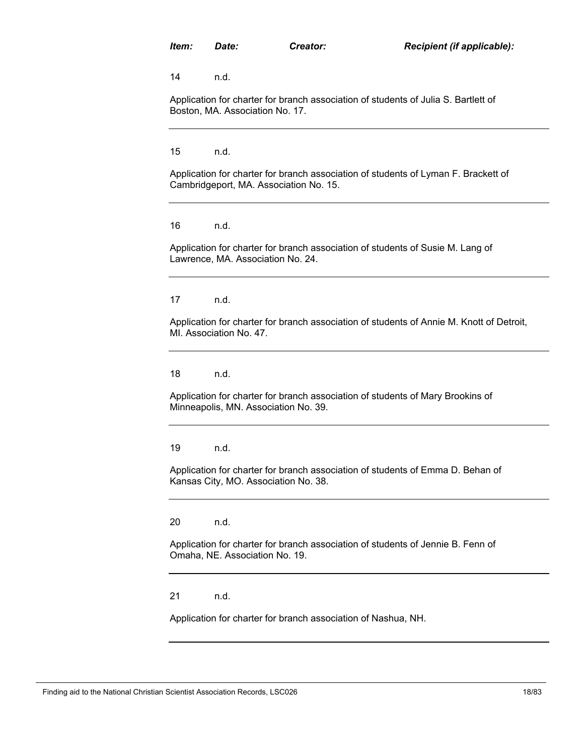| Item: | Date: | Creator: | Recipient (if applicable): |
|---|---|---|---|

14 n.d.

Application for charter for branch association of students of Julia S. Bartlett of Boston, MA. Association No. 17.

---

15 n.d.

Application for charter for branch association of students of Lyman F. Brackett of Cambridgeport, MA. Association No. 15.

---

16 n.d.

Application for charter for branch association of students of Susie M. Lang of Lawrence, MA. Association No. 24.

---

17 n.d.

Application for charter for branch association of students of Annie M. Knott of Detroit, MI. Association No. 47.

---

18 n.d.

Application for charter for branch association of students of Mary Brookins of Minneapolis, MN. Association No. 39.

---

19 n.d.

Application for charter for branch association of students of Emma D. Behan of Kansas City, MO. Association No. 38.

---

20 n.d.

Application for charter for branch association of students of Jennie B. Fenn of Omaha, NE. Association No. 19.

---

21 n.d.

Application for charter for branch association of Nashua, NH.

---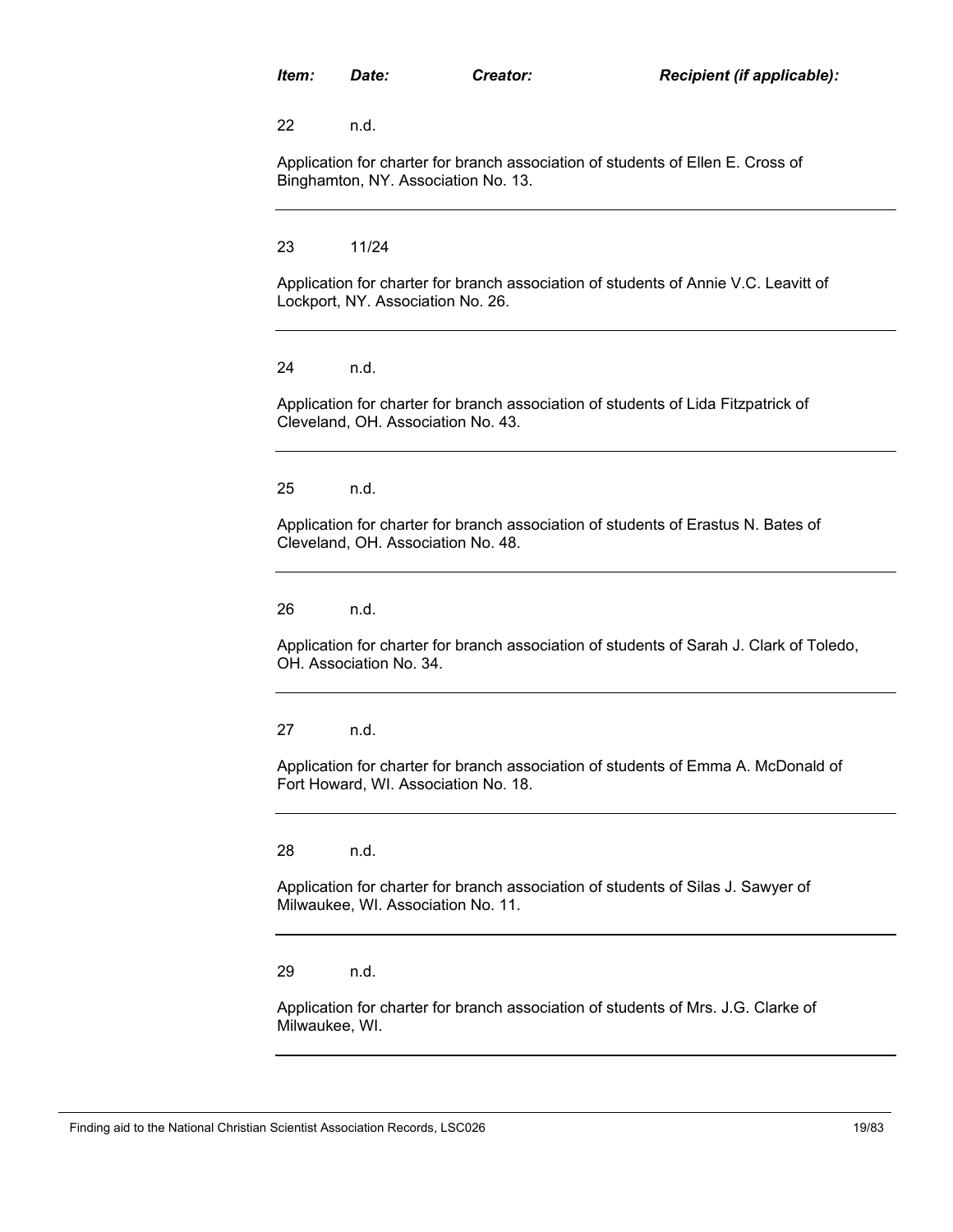| *Item:* | *Date:* | *Creator:* | *Recipient (if applicable):* |
|---|---|---|---|

22 n.d.

Application for charter for branch association of students of Ellen E. Cross of Binghamton, NY. Association No. 13.

---

23 11/24

Application for charter for branch association of students of Annie V.C. Leavitt of Lockport, NY. Association No. 26.

---

24 n.d.

Application for charter for branch association of students of Lida Fitzpatrick of Cleveland, OH. Association No. 43.

---

25 n.d.

Application for charter for branch association of students of Erastus N. Bates of Cleveland, OH. Association No. 48.

---

26 n.d.

Application for charter for branch association of students of Sarah J. Clark of Toledo, OH. Association No. 34.

---

27 n.d.

Application for charter for branch association of students of Emma A. McDonald of Fort Howard, WI. Association No. 18.

---

28 n.d.

Application for charter for branch association of students of Silas J. Sawyer of Milwaukee, WI. Association No. 11.

---

29 n.d.

Application for charter for branch association of students of Mrs. J.G. Clarke of Milwaukee, WI.

---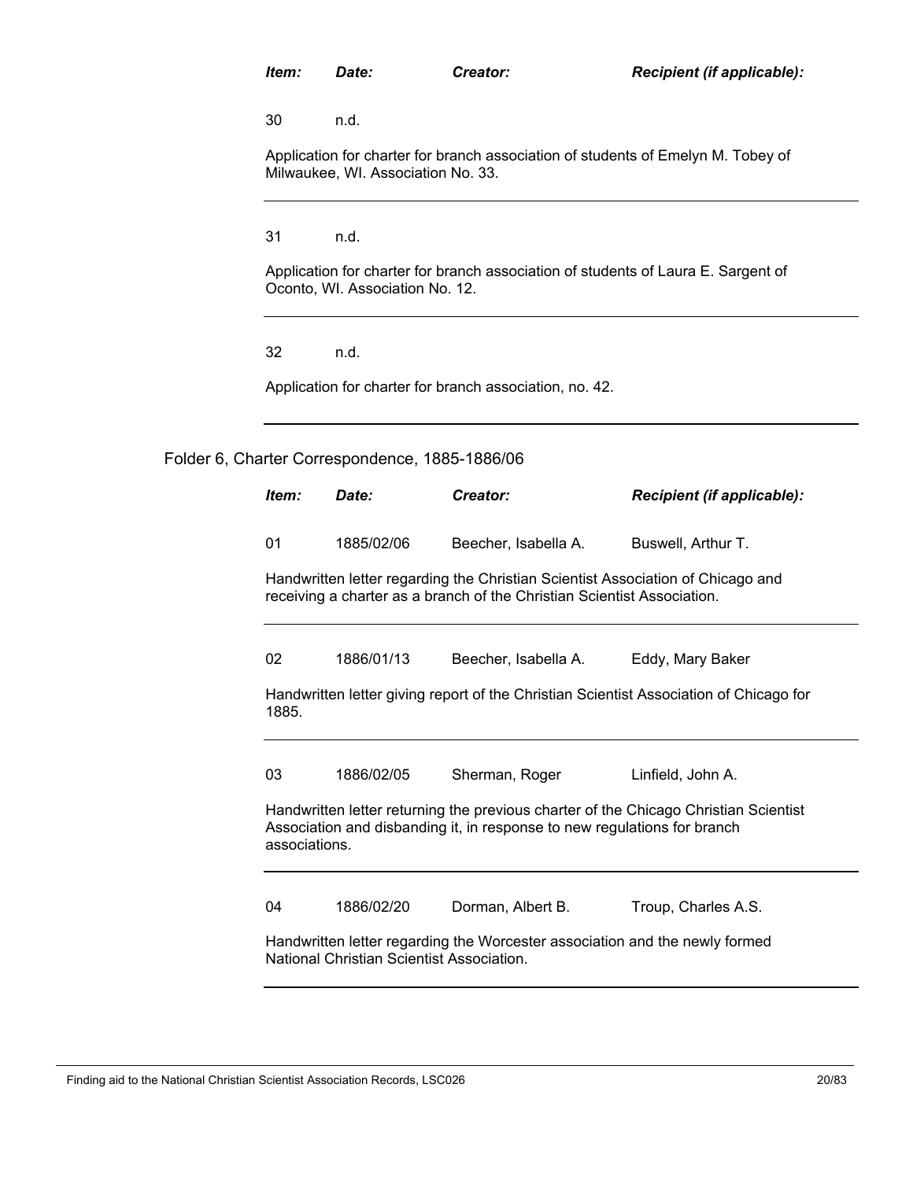| Item: | Date: | Creator: | Recipient (if applicable): |
|---|---|---|---|
| 30 | n.d. | | |

Application for charter for branch association of students of Emelyn M. Tobey of Milwaukee, WI. Association No. 33.

---

| Item: | Date: | Creator: | Recipient (if applicable): |
|---|---|---|---|
| 31 | n.d. | | |

Application for charter for branch association of students of Laura E. Sargent of Oconto, WI. Association No. 12.

---

| Item: | Date: | Creator: | Recipient (if applicable): |
|---|---|---|---|
| 32 | n.d. | | |

Application for charter for branch association, no. 42.

---

Folder 6, Charter Correspondence, 1885-1886/06

| Item: | Date: | Creator: | Recipient (if applicable): |
|---|---|---|---|
| 01 | 1885/02/06 | Beecher, Isabella A. | Buswell, Arthur T. |

Handwritten letter regarding the Christian Scientist Association of Chicago and receiving a charter as a branch of the Christian Scientist Association.

---

| Item: | Date: | Creator: | Recipient (if applicable): |
|---|---|---|---|
| 02 | 1886/01/13 | Beecher, Isabella A. | Eddy, Mary Baker |

Handwritten letter giving report of the Christian Scientist Association of Chicago for 1885.

---

| Item: | Date: | Creator: | Recipient (if applicable): |
|---|---|---|---|
| 03 | 1886/02/05 | Sherman, Roger | Linfield, John A. |

Handwritten letter returning the previous charter of the Chicago Christian Scientist Association and disbanding it, in response to new regulations for branch associations.

---

| Item: | Date: | Creator: | Recipient (if applicable): |
|---|---|---|---|
| 04 | 1886/02/20 | Dorman, Albert B. | Troup, Charles A.S. |

Handwritten letter regarding the Worcester association and the newly formed National Christian Scientist Association.

---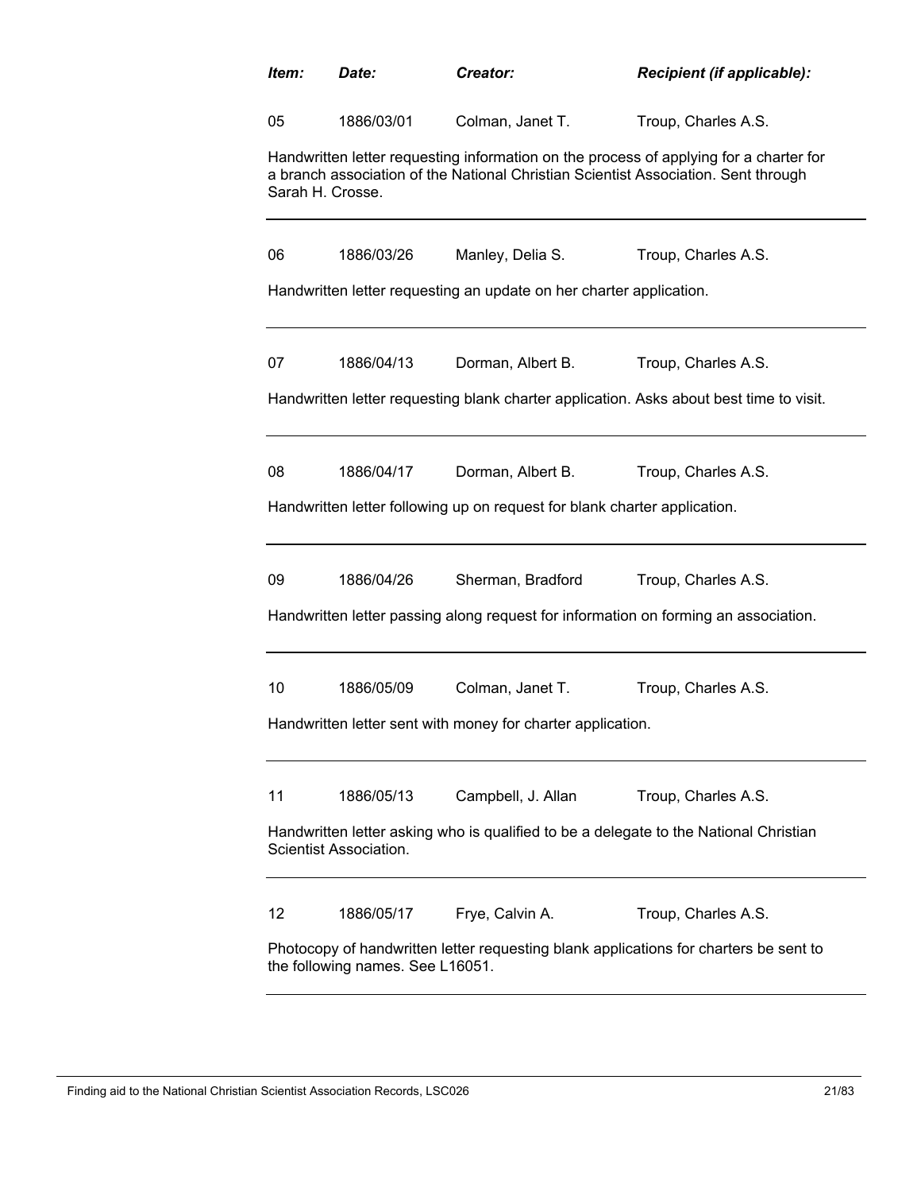| *Item:* | *Date:* | *Creator:* | *Recipient (if applicable):* |
|---|---|---|---|
| 05 | 1886/03/01 | Colman, Janet T. | Troup, Charles A.S. |

Handwritten letter requesting information on the process of applying for a charter for a branch association of the National Christian Scientist Association. Sent through Sarah H. Crosse.

---

| | | | |
|---|---|---|---|
| 06 | 1886/03/26 | Manley, Delia S. | Troup, Charles A.S. |

Handwritten letter requesting an update on her charter application.

---

| | | | |
|---|---|---|---|
| 07 | 1886/04/13 | Dorman, Albert B. | Troup, Charles A.S. |

Handwritten letter requesting blank charter application. Asks about best time to visit.

---

| | | | |
|---|---|---|---|
| 08 | 1886/04/17 | Dorman, Albert B. | Troup, Charles A.S. |

Handwritten letter following up on request for blank charter application.

---

| | | | |
|---|---|---|---|
| 09 | 1886/04/26 | Sherman, Bradford | Troup, Charles A.S. |

Handwritten letter passing along request for information on forming an association.

---

| | | | |
|---|---|---|---|
| 10 | 1886/05/09 | Colman, Janet T. | Troup, Charles A.S. |

Handwritten letter sent with money for charter application.

---

| | | | |
|---|---|---|---|
| 11 | 1886/05/13 | Campbell, J. Allan | Troup, Charles A.S. |

Handwritten letter asking who is qualified to be a delegate to the National Christian Scientist Association.

---

| | | | |
|---|---|---|---|
| 12 | 1886/05/17 | Frye, Calvin A. | Troup, Charles A.S. |

Photocopy of handwritten letter requesting blank applications for charters be sent to the following names. See L16051.

---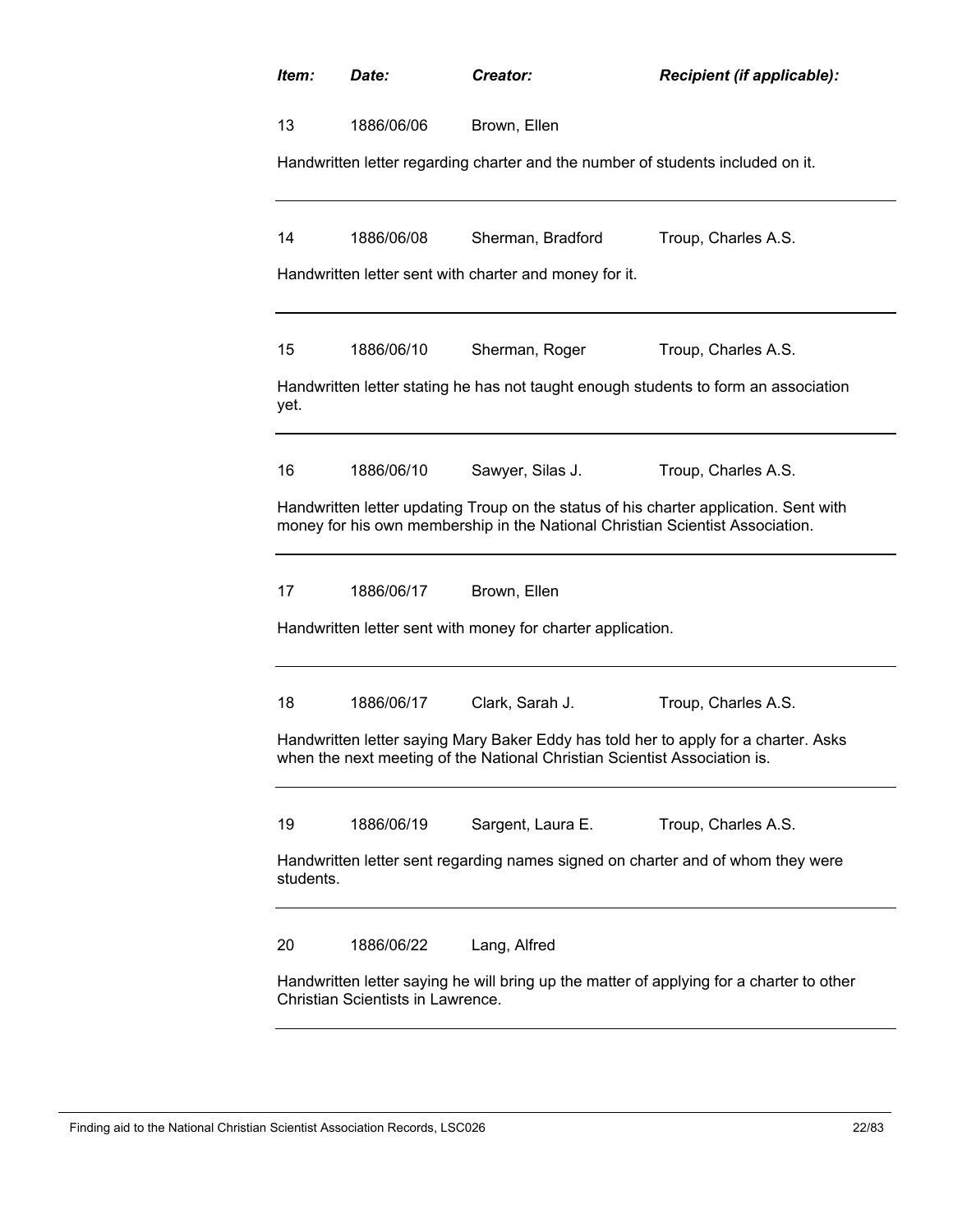| *Item:* | *Date:* | *Creator:* | *Recipient (if applicable):* |
|---|---|---|---|
| 13 | 1886/06/06 | Brown, Ellen | |

Handwritten letter regarding charter and the number of students included on it.

---

| | | | |
|---|---|---|---|
| 14 | 1886/06/08 | Sherman, Bradford | Troup, Charles A.S. |

Handwritten letter sent with charter and money for it.

---

| | | | |
|---|---|---|---|
| 15 | 1886/06/10 | Sherman, Roger | Troup, Charles A.S. |

Handwritten letter stating he has not taught enough students to form an association yet.

---

| | | | |
|---|---|---|---|
| 16 | 1886/06/10 | Sawyer, Silas J. | Troup, Charles A.S. |

Handwritten letter updating Troup on the status of his charter application. Sent with money for his own membership in the National Christian Scientist Association.

---

| | | | |
|---|---|---|---|
| 17 | 1886/06/17 | Brown, Ellen | |

Handwritten letter sent with money for charter application.

---

| | | | |
|---|---|---|---|
| 18 | 1886/06/17 | Clark, Sarah J. | Troup, Charles A.S. |

Handwritten letter saying Mary Baker Eddy has told her to apply for a charter. Asks when the next meeting of the National Christian Scientist Association is.

---

| | | | |
|---|---|---|---|
| 19 | 1886/06/19 | Sargent, Laura E. | Troup, Charles A.S. |

Handwritten letter sent regarding names signed on charter and of whom they were students.

---

| | | | |
|---|---|---|---|
| 20 | 1886/06/22 | Lang, Alfred | |

Handwritten letter saying he will bring up the matter of applying for a charter to other Christian Scientists in Lawrence.

---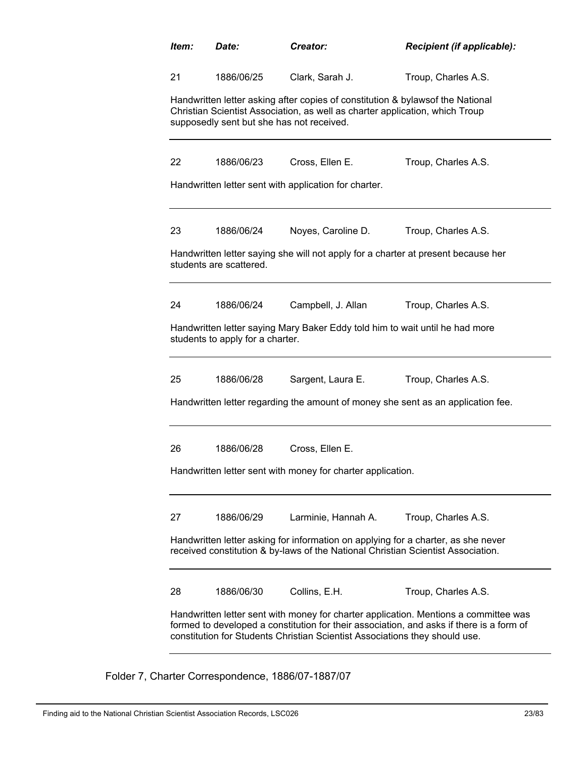| Item: | Date: | Creator: | Recipient (if applicable): |
|---|---|---|---|
| 21 | 1886/06/25 | Clark, Sarah J. | Troup, Charles A.S. |

Handwritten letter asking after copies of constitution & bylawsof the National Christian Scientist Association, as well as charter application, which Troup supposedly sent but she has not received.

---

| | | | |
|---|---|---|---|
| 22 | 1886/06/23 | Cross, Ellen E. | Troup, Charles A.S. |

Handwritten letter sent with application for charter.

---

| | | | |
|---|---|---|---|
| 23 | 1886/06/24 | Noyes, Caroline D. | Troup, Charles A.S. |

Handwritten letter saying she will not apply for a charter at present because her students are scattered.

---

| | | | |
|---|---|---|---|
| 24 | 1886/06/24 | Campbell, J. Allan | Troup, Charles A.S. |

Handwritten letter saying Mary Baker Eddy told him to wait until he had more students to apply for a charter.

---

| | | | |
|---|---|---|---|
| 25 | 1886/06/28 | Sargent, Laura E. | Troup, Charles A.S. |

Handwritten letter regarding the amount of money she sent as an application fee.

---

| | | | |
|---|---|---|---|
| 26 | 1886/06/28 | Cross, Ellen E. | |

Handwritten letter sent with money for charter application.

---

| | | | |
|---|---|---|---|
| 27 | 1886/06/29 | Larminie, Hannah A. | Troup, Charles A.S. |

Handwritten letter asking for information on applying for a charter, as she never received constitution & by-laws of the National Christian Scientist Association.

---

| | | | |
|---|---|---|---|
| 28 | 1886/06/30 | Collins, E.H. | Troup, Charles A.S. |

Handwritten letter sent with money for charter application. Mentions a committee was formed to developed a constitution for their association, and asks if there is a form of constitution for Students Christian Scientist Associations they should use.

---

Folder 7, Charter Correspondence, 1886/07-1887/07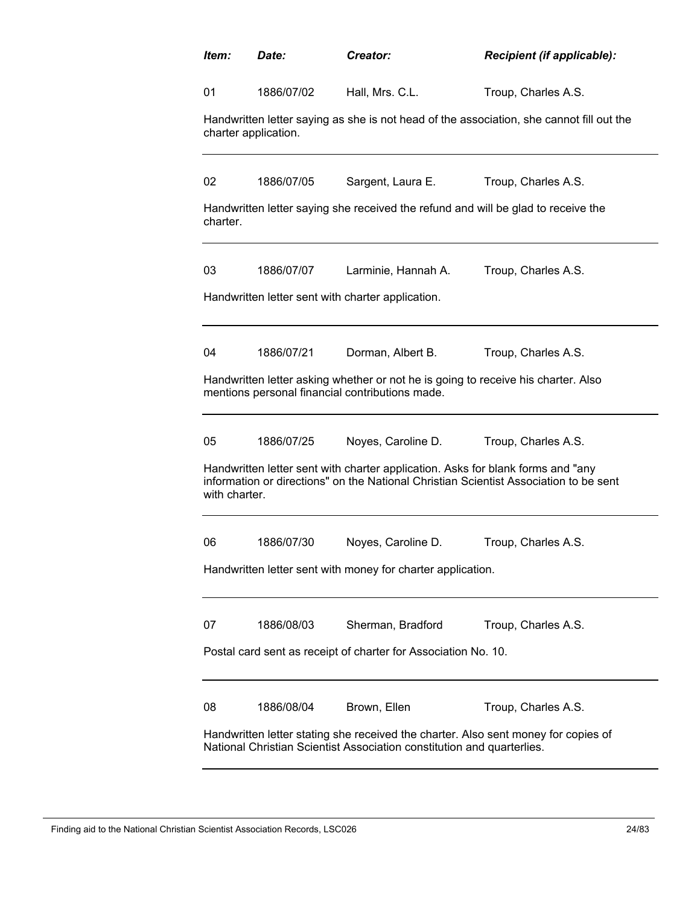| *Item:* | *Date:* | *Creator:* | *Recipient (if applicable):* |
|---|---|---|---|
| 01 | 1886/07/02 | Hall, Mrs. C.L. | Troup, Charles A.S. |

Handwritten letter saying as she is not head of the association, she cannot fill out the charter application.

---

| | | | |
|---|---|---|---|
| 02 | 1886/07/05 | Sargent, Laura E. | Troup, Charles A.S. |

Handwritten letter saying she received the refund and will be glad to receive the charter.

---

| | | | |
|---|---|---|---|
| 03 | 1886/07/07 | Larminie, Hannah A. | Troup, Charles A.S. |

Handwritten letter sent with charter application.

---

| | | | |
|---|---|---|---|
| 04 | 1886/07/21 | Dorman, Albert B. | Troup, Charles A.S. |

Handwritten letter asking whether or not he is going to receive his charter. Also mentions personal financial contributions made.

---

| | | | |
|---|---|---|---|
| 05 | 1886/07/25 | Noyes, Caroline D. | Troup, Charles A.S. |

Handwritten letter sent with charter application. Asks for blank forms and "any information or directions" on the National Christian Scientist Association to be sent with charter.

---

| | | | |
|---|---|---|---|
| 06 | 1886/07/30 | Noyes, Caroline D. | Troup, Charles A.S. |

Handwritten letter sent with money for charter application.

---

| | | | |
|---|---|---|---|
| 07 | 1886/08/03 | Sherman, Bradford | Troup, Charles A.S. |

Postal card sent as receipt of charter for Association No. 10.

---

| | | | |
|---|---|---|---|
| 08 | 1886/08/04 | Brown, Ellen | Troup, Charles A.S. |

Handwritten letter stating she received the charter. Also sent money for copies of National Christian Scientist Association constitution and quarterlies.

---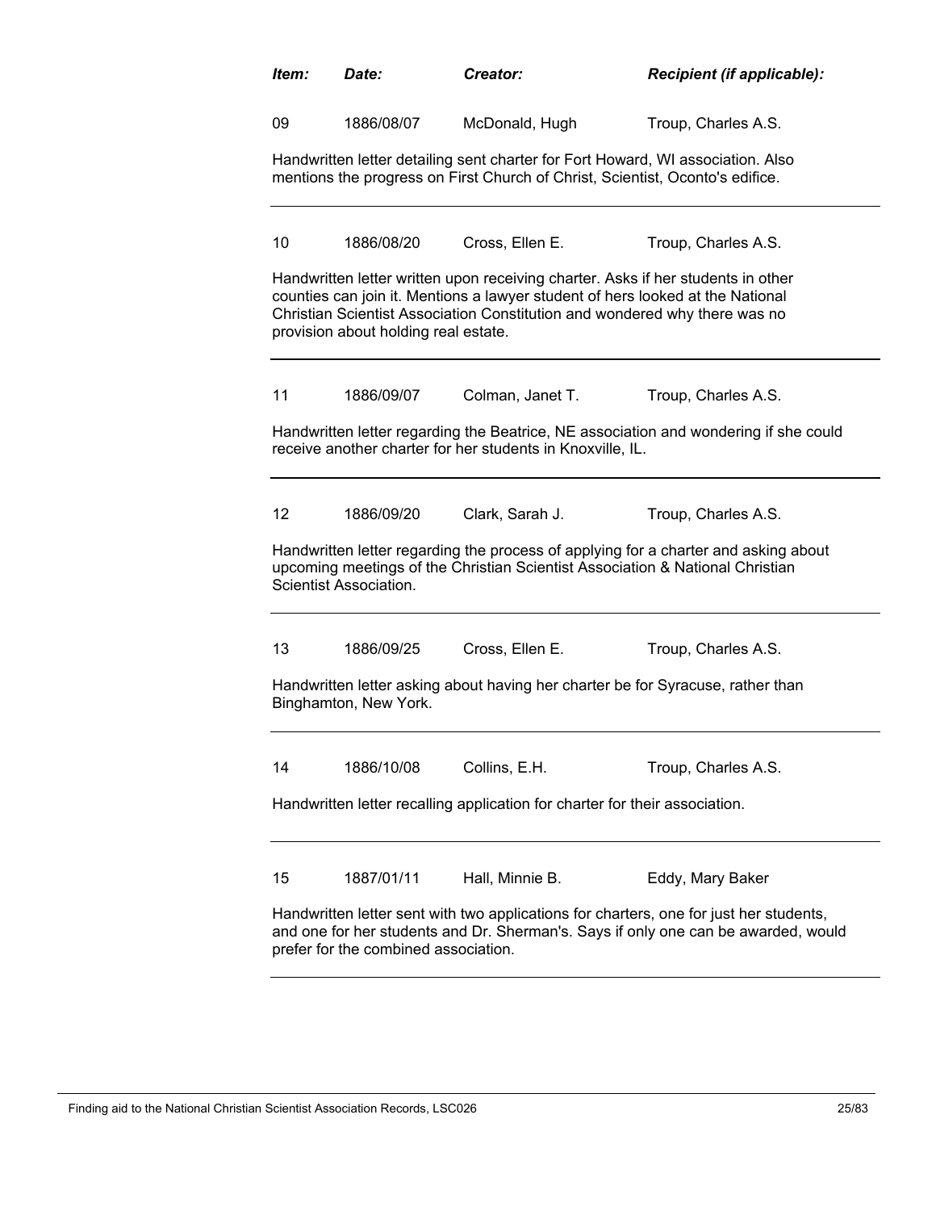| Item: | Date: | Creator: | Recipient (if applicable): |
|---|---|---|---|
| 09 | 1886/08/07 | McDonald, Hugh | Troup, Charles A.S. |

Handwritten letter detailing sent charter for Fort Howard, WI association. Also mentions the progress on First Church of Christ, Scientist, Oconto's edifice.

---

| 10 | 1886/08/20 | Cross, Ellen E. | Troup, Charles A.S. |
|---|---|---|---|

Handwritten letter written upon receiving charter. Asks if her students in other counties can join it. Mentions a lawyer student of hers looked at the National Christian Scientist Association Constitution and wondered why there was no provision about holding real estate.

---

| 11 | 1886/09/07 | Colman, Janet T. | Troup, Charles A.S. |
|---|---|---|---|

Handwritten letter regarding the Beatrice, NE association and wondering if she could receive another charter for her students in Knoxville, IL.

---

| 12 | 1886/09/20 | Clark, Sarah J. | Troup, Charles A.S. |
|---|---|---|---|

Handwritten letter regarding the process of applying for a charter and asking about upcoming meetings of the Christian Scientist Association & National Christian Scientist Association.

---

| 13 | 1886/09/25 | Cross, Ellen E. | Troup, Charles A.S. |
|---|---|---|---|

Handwritten letter asking about having her charter be for Syracuse, rather than Binghamton, New York.

---

| 14 | 1886/10/08 | Collins, E.H. | Troup, Charles A.S. |
|---|---|---|---|

Handwritten letter recalling application for charter for their association.

---

| 15 | 1887/01/11 | Hall, Minnie B. | Eddy, Mary Baker |
|---|---|---|---|

Handwritten letter sent with two applications for charters, one for just her students, and one for her students and Dr. Sherman's. Says if only one can be awarded, would prefer for the combined association.

---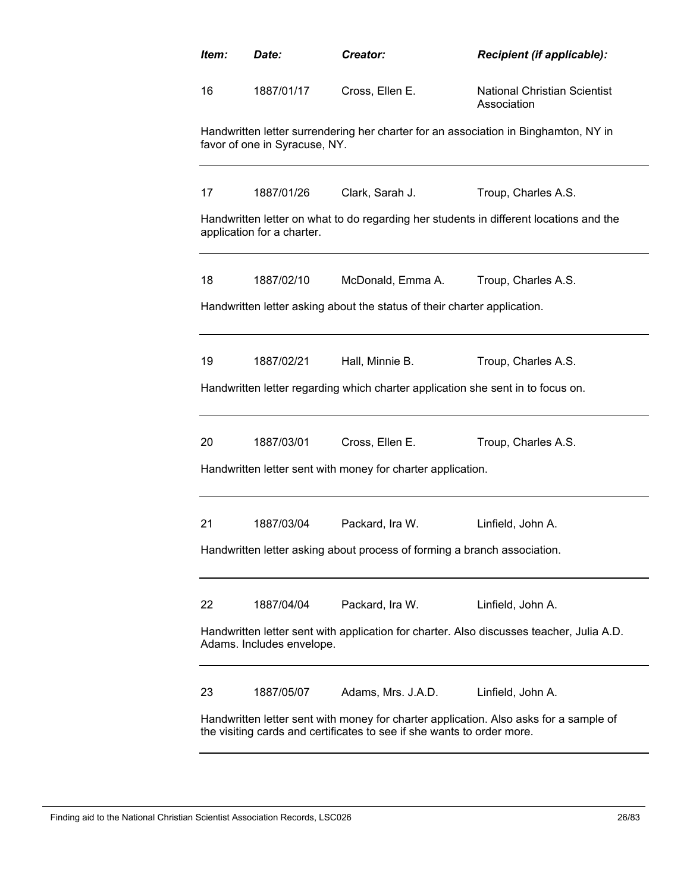| *Item:* | *Date:* | *Creator:* | *Recipient (if applicable):* |
|---|---|---|---|
| 16 | 1887/01/17 | Cross, Ellen E. | National Christian Scientist Association |

Handwritten letter surrendering her charter for an association in Binghamton, NY in favor of one in Syracuse, NY.

---

| | | | |
|---|---|---|---|
| 17 | 1887/01/26 | Clark, Sarah J. | Troup, Charles A.S. |

Handwritten letter on what to do regarding her students in different locations and the application for a charter.

---

| | | | |
|---|---|---|---|
| 18 | 1887/02/10 | McDonald, Emma A. | Troup, Charles A.S. |

Handwritten letter asking about the status of their charter application.

---

| | | | |
|---|---|---|---|
| 19 | 1887/02/21 | Hall, Minnie B. | Troup, Charles A.S. |

Handwritten letter regarding which charter application she sent in to focus on.

---

| | | | |
|---|---|---|---|
| 20 | 1887/03/01 | Cross, Ellen E. | Troup, Charles A.S. |

Handwritten letter sent with money for charter application.

---

| | | | |
|---|---|---|---|
| 21 | 1887/03/04 | Packard, Ira W. | Linfield, John A. |

Handwritten letter asking about process of forming a branch association.

---

| | | | |
|---|---|---|---|
| 22 | 1887/04/04 | Packard, Ira W. | Linfield, John A. |

Handwritten letter sent with application for charter. Also discusses teacher, Julia A.D. Adams. Includes envelope.

---

| | | | |
|---|---|---|---|
| 23 | 1887/05/07 | Adams, Mrs. J.A.D. | Linfield, John A. |

Handwritten letter sent with money for charter application. Also asks for a sample of the visiting cards and certificates to see if she wants to order more.

---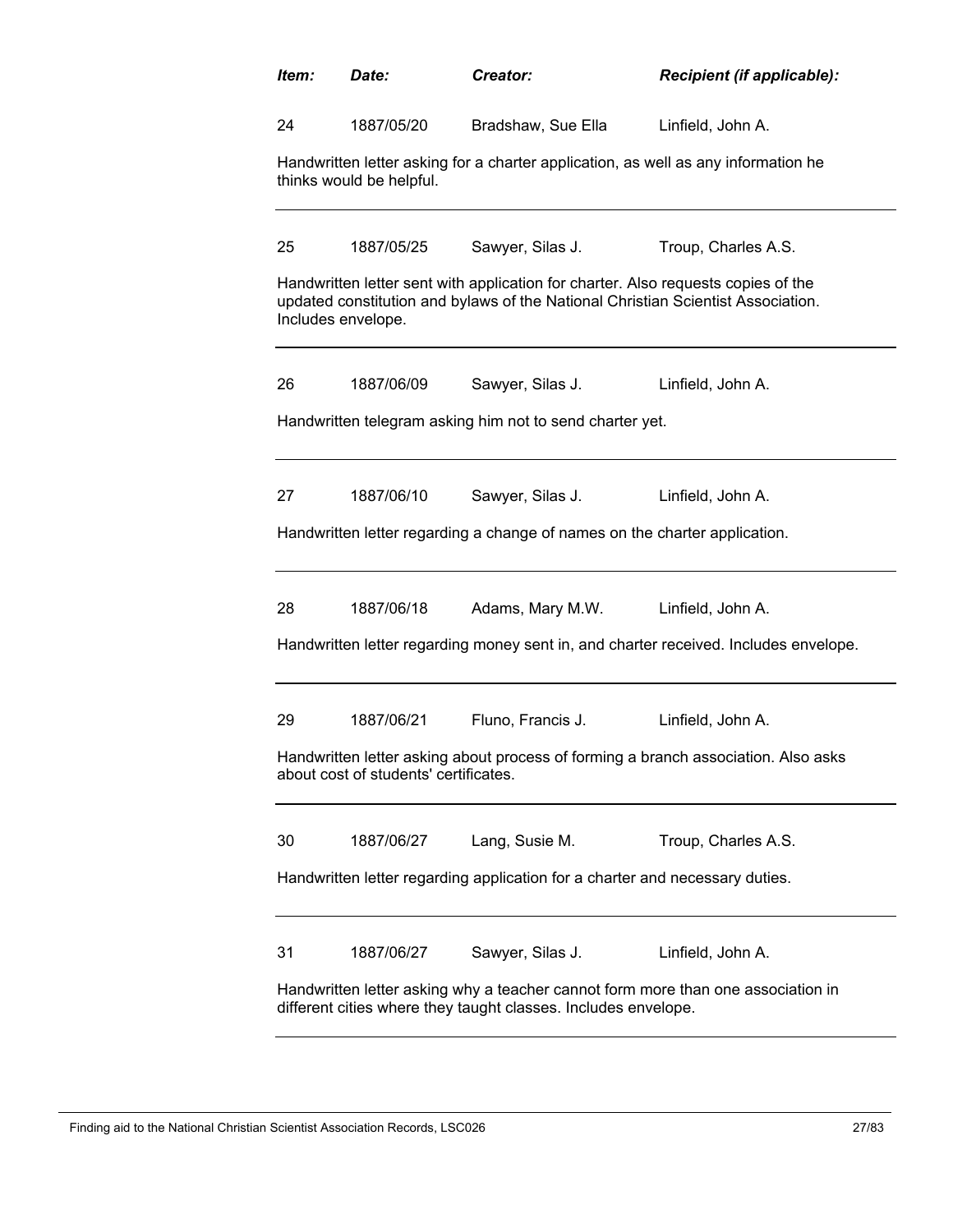| *Item:* | *Date:* | *Creator:* | *Recipient (if applicable):* |
|---|---|---|---|
| 24 | 1887/05/20 | Bradshaw, Sue Ella | Linfield, John A. |

Handwritten letter asking for a charter application, as well as any information he thinks would be helpful.

---

| | | | |
|---|---|---|---|
| 25 | 1887/05/25 | Sawyer, Silas J. | Troup, Charles A.S. |

Handwritten letter sent with application for charter. Also requests copies of the updated constitution and bylaws of the National Christian Scientist Association. Includes envelope.

---

| | | | |
|---|---|---|---|
| 26 | 1887/06/09 | Sawyer, Silas J. | Linfield, John A. |

Handwritten telegram asking him not to send charter yet.

---

| | | | |
|---|---|---|---|
| 27 | 1887/06/10 | Sawyer, Silas J. | Linfield, John A. |

Handwritten letter regarding a change of names on the charter application.

---

| | | | |
|---|---|---|---|
| 28 | 1887/06/18 | Adams, Mary M.W. | Linfield, John A. |

Handwritten letter regarding money sent in, and charter received. Includes envelope.

---

| | | | |
|---|---|---|---|
| 29 | 1887/06/21 | Fluno, Francis J. | Linfield, John A. |

Handwritten letter asking about process of forming a branch association. Also asks about cost of students' certificates.

---

| | | | |
|---|---|---|---|
| 30 | 1887/06/27 | Lang, Susie M. | Troup, Charles A.S. |

Handwritten letter regarding application for a charter and necessary duties.

---

| | | | |
|---|---|---|---|
| 31 | 1887/06/27 | Sawyer, Silas J. | Linfield, John A. |

Handwritten letter asking why a teacher cannot form more than one association in different cities where they taught classes. Includes envelope.

---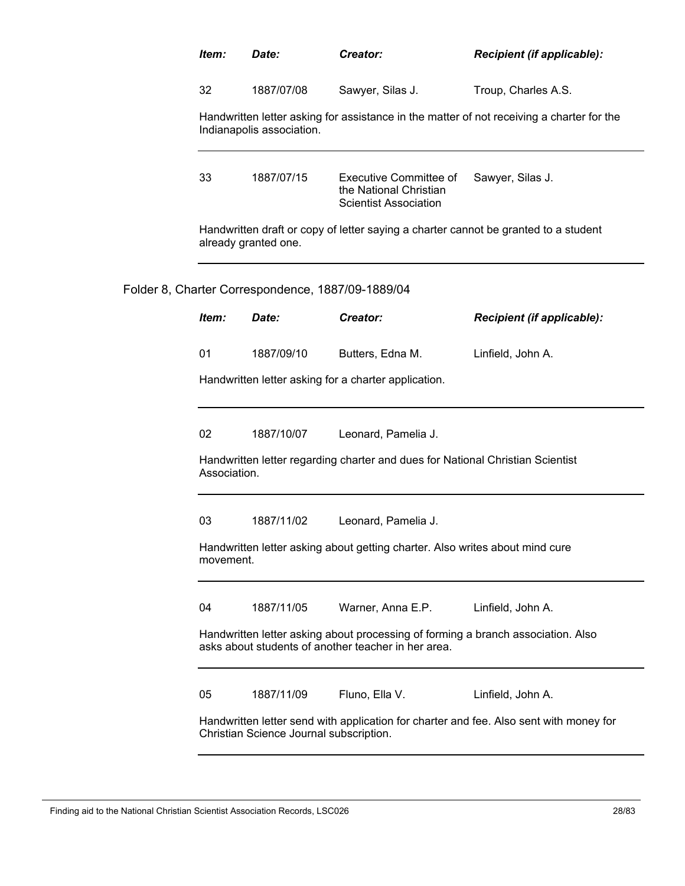| Item: | Date: | Creator: | Recipient (if applicable): |
|---|---|---|---|
| 32 | 1887/07/08 | Sawyer, Silas J. | Troup, Charles A.S. |

Handwritten letter asking for assistance in the matter of not receiving a charter for the Indianapolis association.

---

| Item: | Date: | Creator: | Recipient (if applicable): |
|---|---|---|---|
| 33 | 1887/07/15 | Executive Committee of the National Christian Scientist Association | Sawyer, Silas J. |

Handwritten draft or copy of letter saying a charter cannot be granted to a student already granted one.

---

Folder 8, Charter Correspondence, 1887/09-1889/04

| Item: | Date: | Creator: | Recipient (if applicable): |
|---|---|---|---|
| 01 | 1887/09/10 | Butters, Edna M. | Linfield, John A. |

Handwritten letter asking for a charter application.

---

| Item: | Date: | Creator: | Recipient (if applicable): |
|---|---|---|---|
| 02 | 1887/10/07 | Leonard, Pamelia J. | |

Handwritten letter regarding charter and dues for National Christian Scientist Association.

---

| Item: | Date: | Creator: | Recipient (if applicable): |
|---|---|---|---|
| 03 | 1887/11/02 | Leonard, Pamelia J. | |

Handwritten letter asking about getting charter. Also writes about mind cure movement.

---

| Item: | Date: | Creator: | Recipient (if applicable): |
|---|---|---|---|
| 04 | 1887/11/05 | Warner, Anna E.P. | Linfield, John A. |

Handwritten letter asking about processing of forming a branch association. Also asks about students of another teacher in her area.

---

| Item: | Date: | Creator: | Recipient (if applicable): |
|---|---|---|---|
| 05 | 1887/11/09 | Fluno, Ella V. | Linfield, John A. |

Handwritten letter send with application for charter and fee. Also sent with money for Christian Science Journal subscription.

---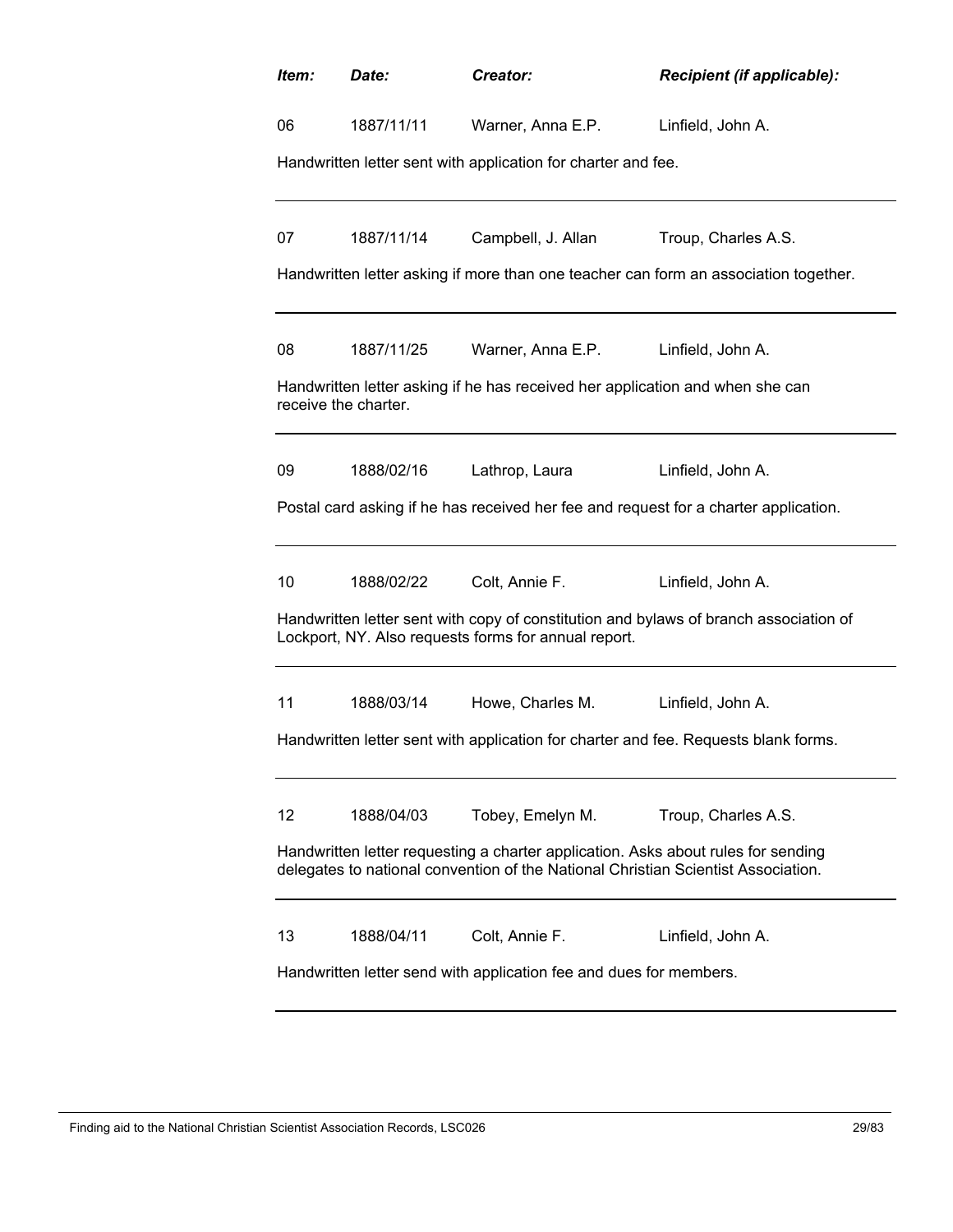| *Item:* | *Date:* | *Creator:* | *Recipient (if applicable):* |
|---|---|---|---|
| 06 | 1887/11/11 | Warner, Anna E.P. | Linfield, John A. |

Handwritten letter sent with application for charter and fee.

---

| | | | |
|---|---|---|---|
| 07 | 1887/11/14 | Campbell, J. Allan | Troup, Charles A.S. |

Handwritten letter asking if more than one teacher can form an association together.

---

| | | | |
|---|---|---|---|
| 08 | 1887/11/25 | Warner, Anna E.P. | Linfield, John A. |

Handwritten letter asking if he has received her application and when she can receive the charter.

---

| | | | |
|---|---|---|---|
| 09 | 1888/02/16 | Lathrop, Laura | Linfield, John A. |

Postal card asking if he has received her fee and request for a charter application.

---

| | | | |
|---|---|---|---|
| 10 | 1888/02/22 | Colt, Annie F. | Linfield, John A. |

Handwritten letter sent with copy of constitution and bylaws of branch association of Lockport, NY. Also requests forms for annual report.

---

| | | | |
|---|---|---|---|
| 11 | 1888/03/14 | Howe, Charles M. | Linfield, John A. |

Handwritten letter sent with application for charter and fee. Requests blank forms.

---

| | | | |
|---|---|---|---|
| 12 | 1888/04/03 | Tobey, Emelyn M. | Troup, Charles A.S. |

Handwritten letter requesting a charter application. Asks about rules for sending delegates to national convention of the National Christian Scientist Association.

---

| | | | |
|---|---|---|---|
| 13 | 1888/04/11 | Colt, Annie F. | Linfield, John A. |

Handwritten letter send with application fee and dues for members.

---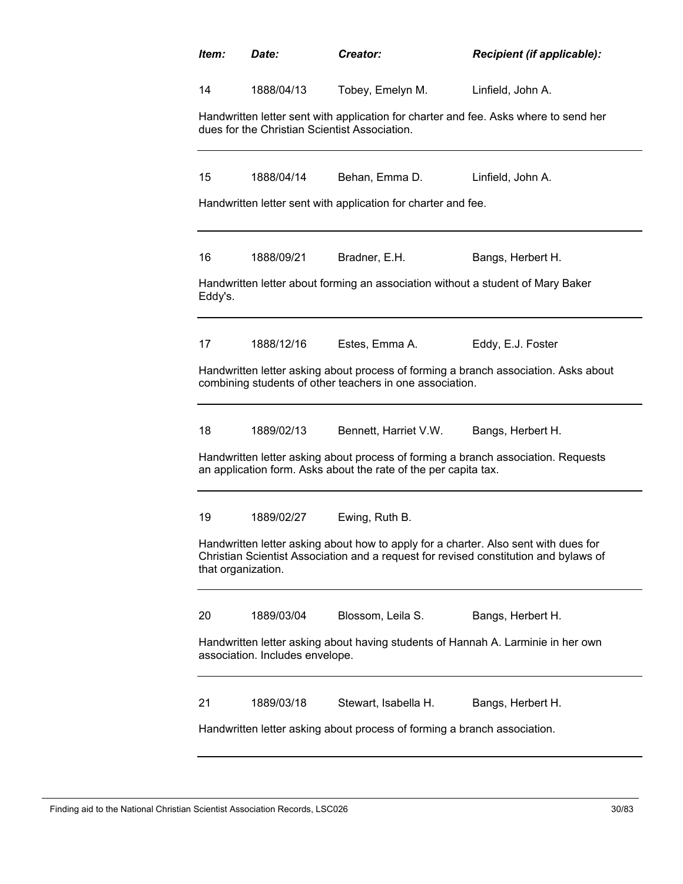| *Item:* | *Date:* | *Creator:* | *Recipient (if applicable):* |
|---|---|---|---|
| 14 | 1888/04/13 | Tobey, Emelyn M. | Linfield, John A. |

Handwritten letter sent with application for charter and fee. Asks where to send her dues for the Christian Scientist Association.

---

| | | | |
|---|---|---|---|
| 15 | 1888/04/14 | Behan, Emma D. | Linfield, John A. |

Handwritten letter sent with application for charter and fee.

---

| | | | |
|---|---|---|---|
| 16 | 1888/09/21 | Bradner, E.H. | Bangs, Herbert H. |

Handwritten letter about forming an association without a student of Mary Baker Eddy's.

---

| | | | |
|---|---|---|---|
| 17 | 1888/12/16 | Estes, Emma A. | Eddy, E.J. Foster |

Handwritten letter asking about process of forming a branch association. Asks about combining students of other teachers in one association.

---

| | | | |
|---|---|---|---|
| 18 | 1889/02/13 | Bennett, Harriet V.W. | Bangs, Herbert H. |

Handwritten letter asking about process of forming a branch association. Requests an application form. Asks about the rate of the per capita tax.

---

| | | | |
|---|---|---|---|
| 19 | 1889/02/27 | Ewing, Ruth B. | |

Handwritten letter asking about how to apply for a charter. Also sent with dues for Christian Scientist Association and a request for revised constitution and bylaws of that organization.

---

| | | | |
|---|---|---|---|
| 20 | 1889/03/04 | Blossom, Leila S. | Bangs, Herbert H. |

Handwritten letter asking about having students of Hannah A. Larminie in her own association. Includes envelope.

---

| | | | |
|---|---|---|---|
| 21 | 1889/03/18 | Stewart, Isabella H. | Bangs, Herbert H. |

Handwritten letter asking about process of forming a branch association.

---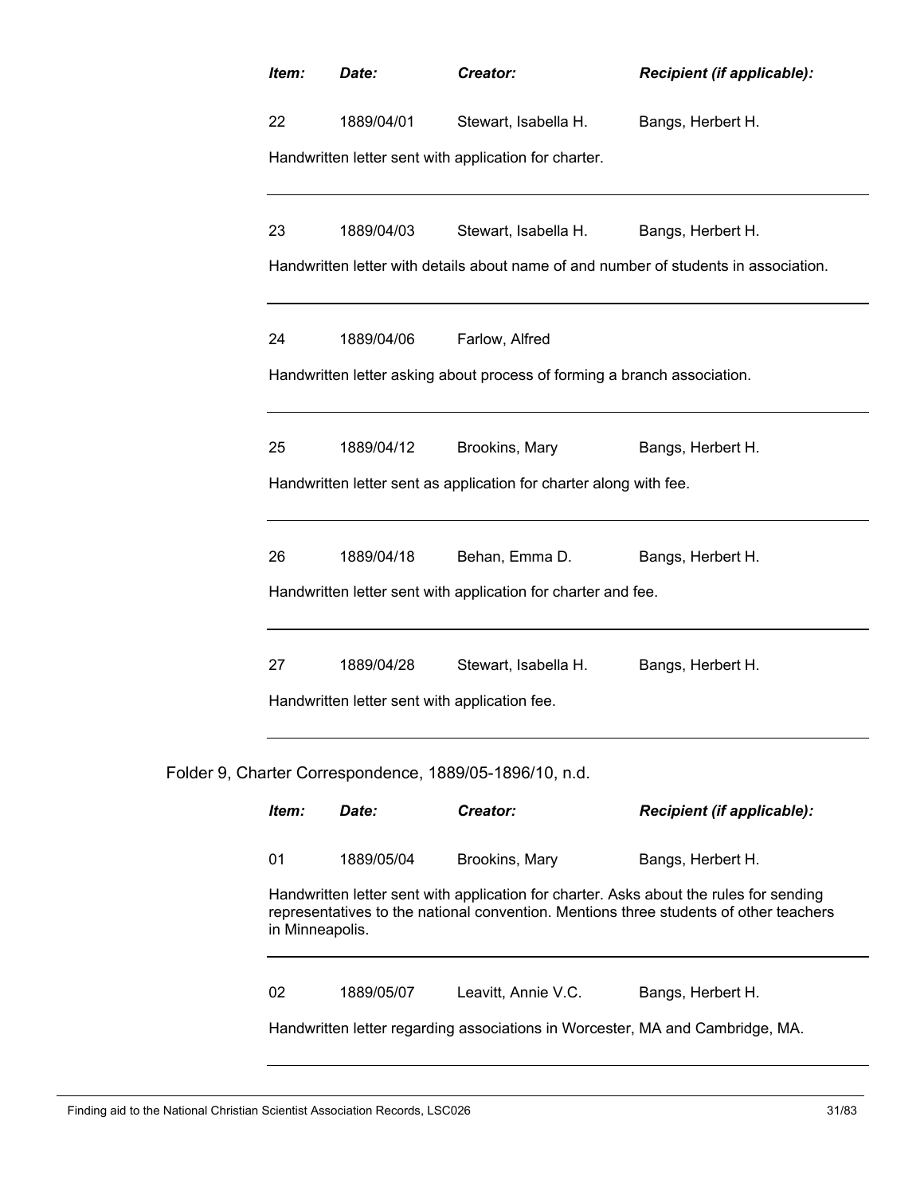| *Item:* | *Date:* | *Creator:* | *Recipient (if applicable):* |
|---|---|---|---|
| 22 | 1889/04/01 | Stewart, Isabella H. | Bangs, Herbert H. |

Handwritten letter sent with application for charter.

---

| | | | |
|---|---|---|---|
| 23 | 1889/04/03 | Stewart, Isabella H. | Bangs, Herbert H. |

Handwritten letter with details about name of and number of students in association.

---

| | | | |
|---|---|---|---|
| 24 | 1889/04/06 | Farlow, Alfred | |

Handwritten letter asking about process of forming a branch association.

---

| | | | |
|---|---|---|---|
| 25 | 1889/04/12 | Brookins, Mary | Bangs, Herbert H. |

Handwritten letter sent as application for charter along with fee.

---

| | | | |
|---|---|---|---|
| 26 | 1889/04/18 | Behan, Emma D. | Bangs, Herbert H. |

Handwritten letter sent with application for charter and fee.

---

| | | | |
|---|---|---|---|
| 27 | 1889/04/28 | Stewart, Isabella H. | Bangs, Herbert H. |

Handwritten letter sent with application fee.

---

Folder 9, Charter Correspondence, 1889/05-1896/10, n.d.

| *Item:* | *Date:* | *Creator:* | *Recipient (if applicable):* |
|---|---|---|---|
| 01 | 1889/05/04 | Brookins, Mary | Bangs, Herbert H. |

Handwritten letter sent with application for charter. Asks about the rules for sending representatives to the national convention. Mentions three students of other teachers in Minneapolis.

---

| | | | |
|---|---|---|---|
| 02 | 1889/05/07 | Leavitt, Annie V.C. | Bangs, Herbert H. |

Handwritten letter regarding associations in Worcester, MA and Cambridge, MA.

---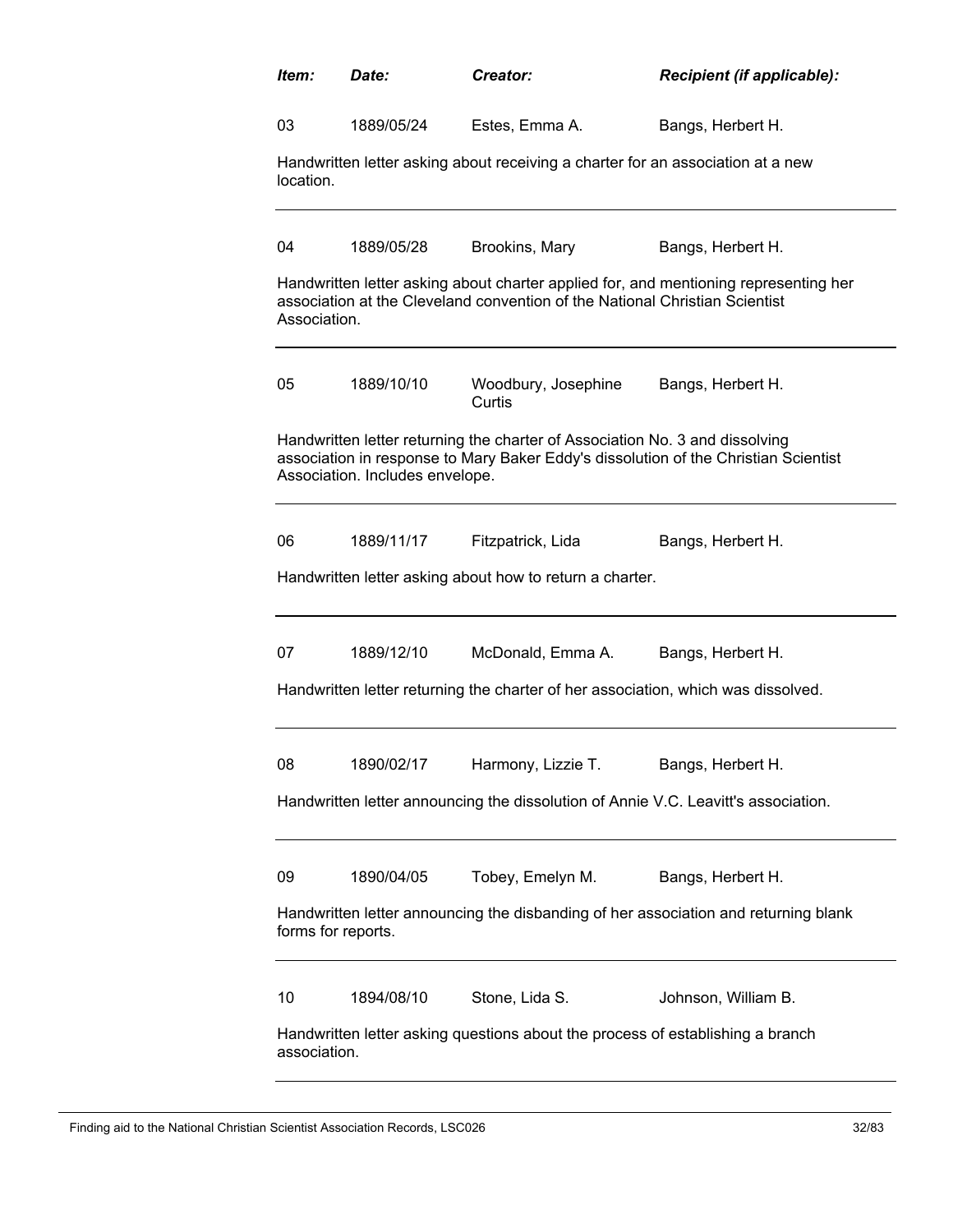| *Item:* | *Date:* | *Creator:* | *Recipient (if applicable):* |
|---|---|---|---|
| 03 | 1889/05/24 | Estes, Emma A. | Bangs, Herbert H. |

Handwritten letter asking about receiving a charter for an association at a new location.

---

| 04 | 1889/05/28 | Brookins, Mary | Bangs, Herbert H. |
|---|---|---|---|

Handwritten letter asking about charter applied for, and mentioning representing her association at the Cleveland convention of the National Christian Scientist Association.

---

| 05 | 1889/10/10 | Woodbury, Josephine Curtis | Bangs, Herbert H. |
|---|---|---|---|

Handwritten letter returning the charter of Association No. 3 and dissolving association in response to Mary Baker Eddy's dissolution of the Christian Scientist Association. Includes envelope.

---

| 06 | 1889/11/17 | Fitzpatrick, Lida | Bangs, Herbert H. |
|---|---|---|---|

Handwritten letter asking about how to return a charter.

---

| 07 | 1889/12/10 | McDonald, Emma A. | Bangs, Herbert H. |
|---|---|---|---|

Handwritten letter returning the charter of her association, which was dissolved.

---

| 08 | 1890/02/17 | Harmony, Lizzie T. | Bangs, Herbert H. |
|---|---|---|---|

Handwritten letter announcing the dissolution of Annie V.C. Leavitt's association.

---

| 09 | 1890/04/05 | Tobey, Emelyn M. | Bangs, Herbert H. |
|---|---|---|---|

Handwritten letter announcing the disbanding of her association and returning blank forms for reports.

---

| 10 | 1894/08/10 | Stone, Lida S. | Johnson, William B. |
|---|---|---|---|

Handwritten letter asking questions about the process of establishing a branch association.

---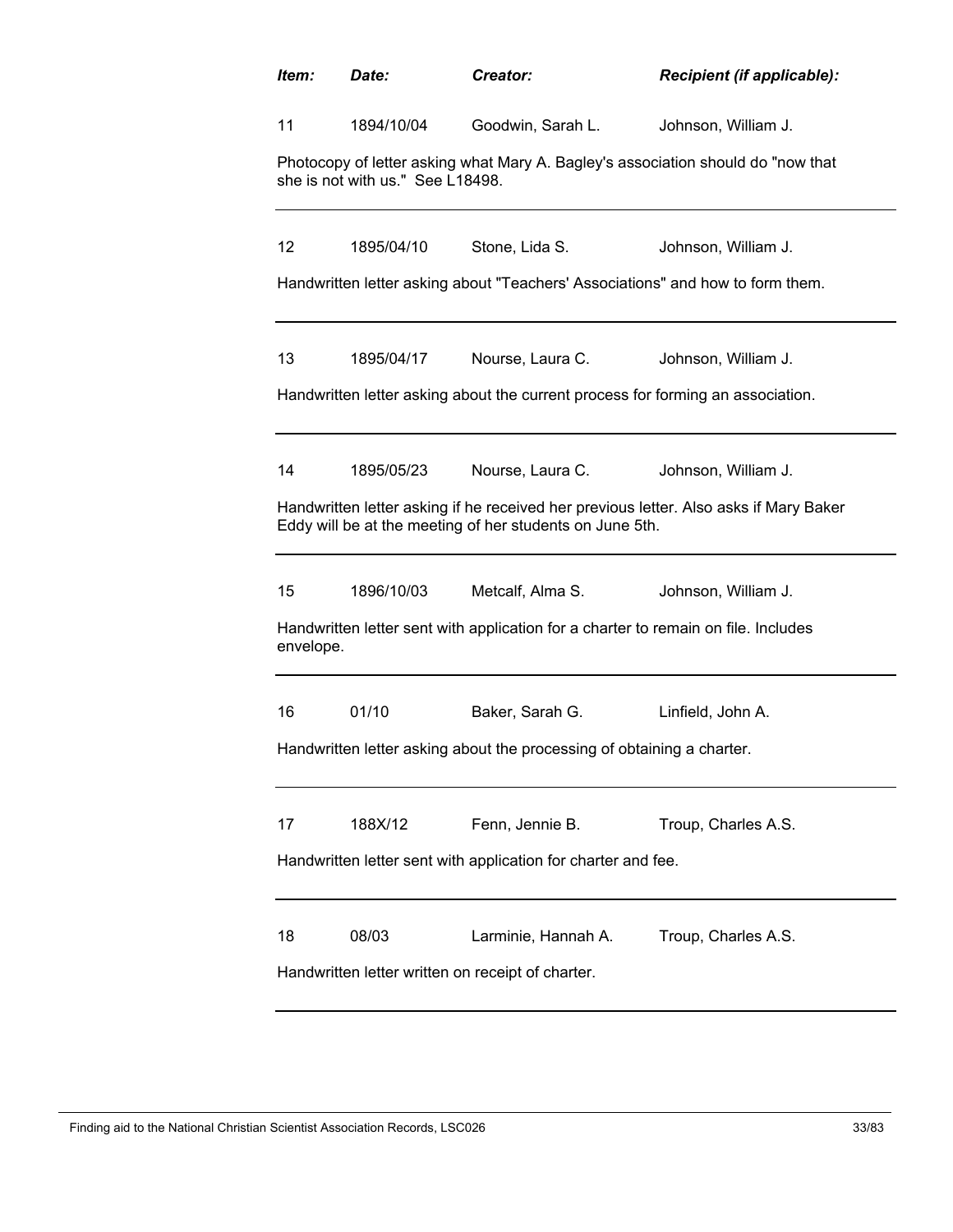| *Item:* | *Date:* | *Creator:* | *Recipient (if applicable):* |
|---|---|---|---|
| 11 | 1894/10/04 | Goodwin, Sarah L. | Johnson, William J. |

Photocopy of letter asking what Mary A. Bagley's association should do "now that she is not with us." See L18498.

---

| | | | |
|---|---|---|---|
| 12 | 1895/04/10 | Stone, Lida S. | Johnson, William J. |

Handwritten letter asking about "Teachers' Associations" and how to form them.

---

| | | | |
|---|---|---|---|
| 13 | 1895/04/17 | Nourse, Laura C. | Johnson, William J. |

Handwritten letter asking about the current process for forming an association.

---

| | | | |
|---|---|---|---|
| 14 | 1895/05/23 | Nourse, Laura C. | Johnson, William J. |

Handwritten letter asking if he received her previous letter. Also asks if Mary Baker Eddy will be at the meeting of her students on June 5th.

---

| | | | |
|---|---|---|---|
| 15 | 1896/10/03 | Metcalf, Alma S. | Johnson, William J. |

Handwritten letter sent with application for a charter to remain on file. Includes envelope.

---

| | | | |
|---|---|---|---|
| 16 | 01/10 | Baker, Sarah G. | Linfield, John A. |

Handwritten letter asking about the processing of obtaining a charter.

---

| | | | |
|---|---|---|---|
| 17 | 188X/12 | Fenn, Jennie B. | Troup, Charles A.S. |

Handwritten letter sent with application for charter and fee.

---

| | | | |
|---|---|---|---|
| 18 | 08/03 | Larminie, Hannah A. | Troup, Charles A.S. |

Handwritten letter written on receipt of charter.

---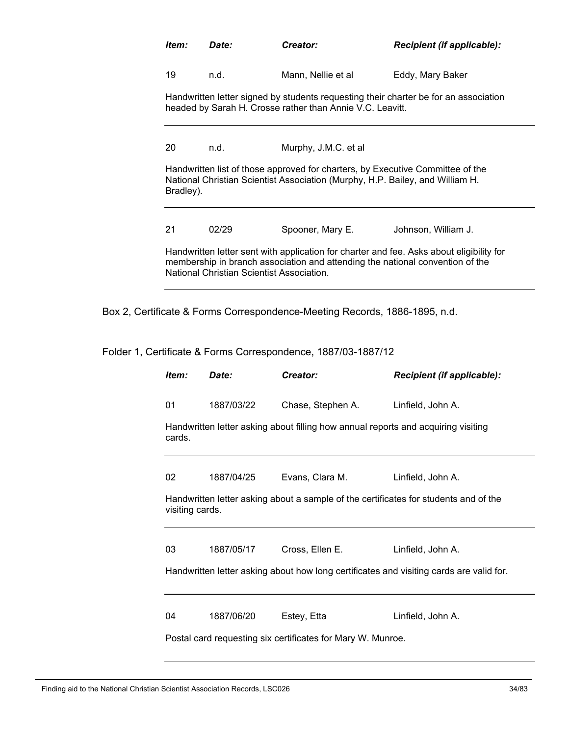| *Item:* | *Date:* | *Creator:* | *Recipient (if applicable):* |
|---|---|---|---|
| 19 | n.d. | Mann, Nellie et al | Eddy, Mary Baker |

Handwritten letter signed by students requesting their charter be for an association headed by Sarah H. Crosse rather than Annie V.C. Leavitt.

---

| | | | |
|---|---|---|---|
| 20 | n.d. | Murphy, J.M.C. et al | |

Handwritten list of those approved for charters, by Executive Committee of the National Christian Scientist Association (Murphy, H.P. Bailey, and William H. Bradley).

---

| | | | |
|---|---|---|---|
| 21 | 02/29 | Spooner, Mary E. | Johnson, William J. |

Handwritten letter sent with application for charter and fee. Asks about eligibility for membership in branch association and attending the national convention of the National Christian Scientist Association.

---

Box 2, Certificate & Forms Correspondence-Meeting Records, 1886-1895, n.d.

Folder 1, Certificate & Forms Correspondence, 1887/03-1887/12

| *Item:* | *Date:* | *Creator:* | *Recipient (if applicable):* |
|---|---|---|---|
| 01 | 1887/03/22 | Chase, Stephen A. | Linfield, John A. |

Handwritten letter asking about filling how annual reports and acquiring visiting cards.

---

| | | | |
|---|---|---|---|
| 02 | 1887/04/25 | Evans, Clara M. | Linfield, John A. |

Handwritten letter asking about a sample of the certificates for students and of the visiting cards.

---

| | | | |
|---|---|---|---|
| 03 | 1887/05/17 | Cross, Ellen E. | Linfield, John A. |

Handwritten letter asking about how long certificates and visiting cards are valid for.

---

| | | | |
|---|---|---|---|
| 04 | 1887/06/20 | Estey, Etta | Linfield, John A. |

Postal card requesting six certificates for Mary W. Munroe.

---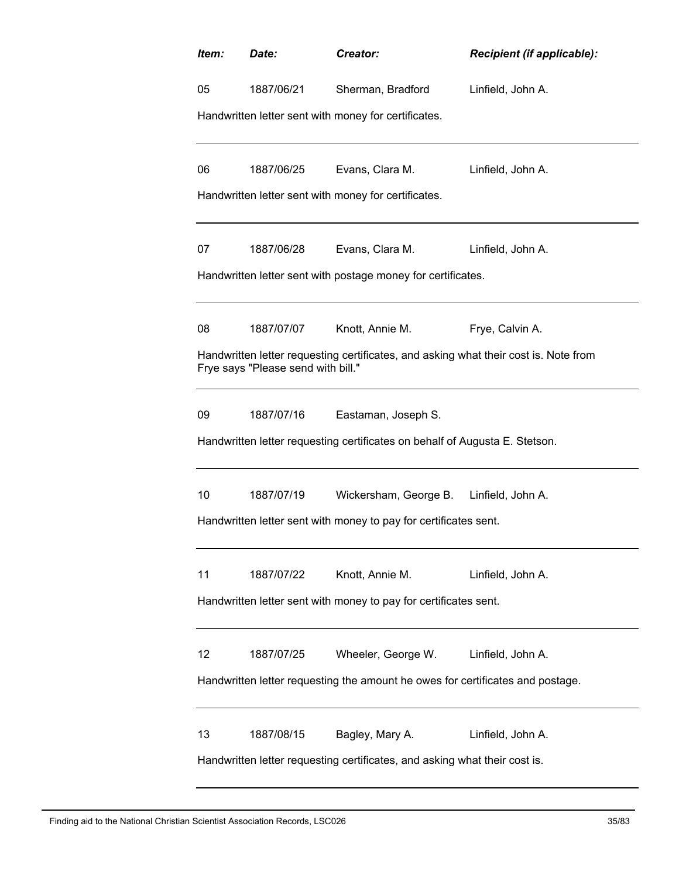| *Item:* | *Date:* | *Creator:* | *Recipient (if applicable):* |
|---|---|---|---|
| 05 | 1887/06/21 | Sherman, Bradford | Linfield, John A. |

Handwritten letter sent with money for certificates.

---

| | | | |
|---|---|---|---|
| 06 | 1887/06/25 | Evans, Clara M. | Linfield, John A. |

Handwritten letter sent with money for certificates.

---

| | | | |
|---|---|---|---|
| 07 | 1887/06/28 | Evans, Clara M. | Linfield, John A. |

Handwritten letter sent with postage money for certificates.

---

| | | | |
|---|---|---|---|
| 08 | 1887/07/07 | Knott, Annie M. | Frye, Calvin A. |

Handwritten letter requesting certificates, and asking what their cost is. Note from Frye says "Please send with bill."

---

| | | | |
|---|---|---|---|
| 09 | 1887/07/16 | Eastaman, Joseph S. | |

Handwritten letter requesting certificates on behalf of Augusta E. Stetson.

---

| | | | |
|---|---|---|---|
| 10 | 1887/07/19 | Wickersham, George B. | Linfield, John A. |

Handwritten letter sent with money to pay for certificates sent.

---

| | | | |
|---|---|---|---|
| 11 | 1887/07/22 | Knott, Annie M. | Linfield, John A. |

Handwritten letter sent with money to pay for certificates sent.

---

| | | | |
|---|---|---|---|
| 12 | 1887/07/25 | Wheeler, George W. | Linfield, John A. |

Handwritten letter requesting the amount he owes for certificates and postage.

---

| | | | |
|---|---|---|---|
| 13 | 1887/08/15 | Bagley, Mary A. | Linfield, John A. |

Handwritten letter requesting certificates, and asking what their cost is.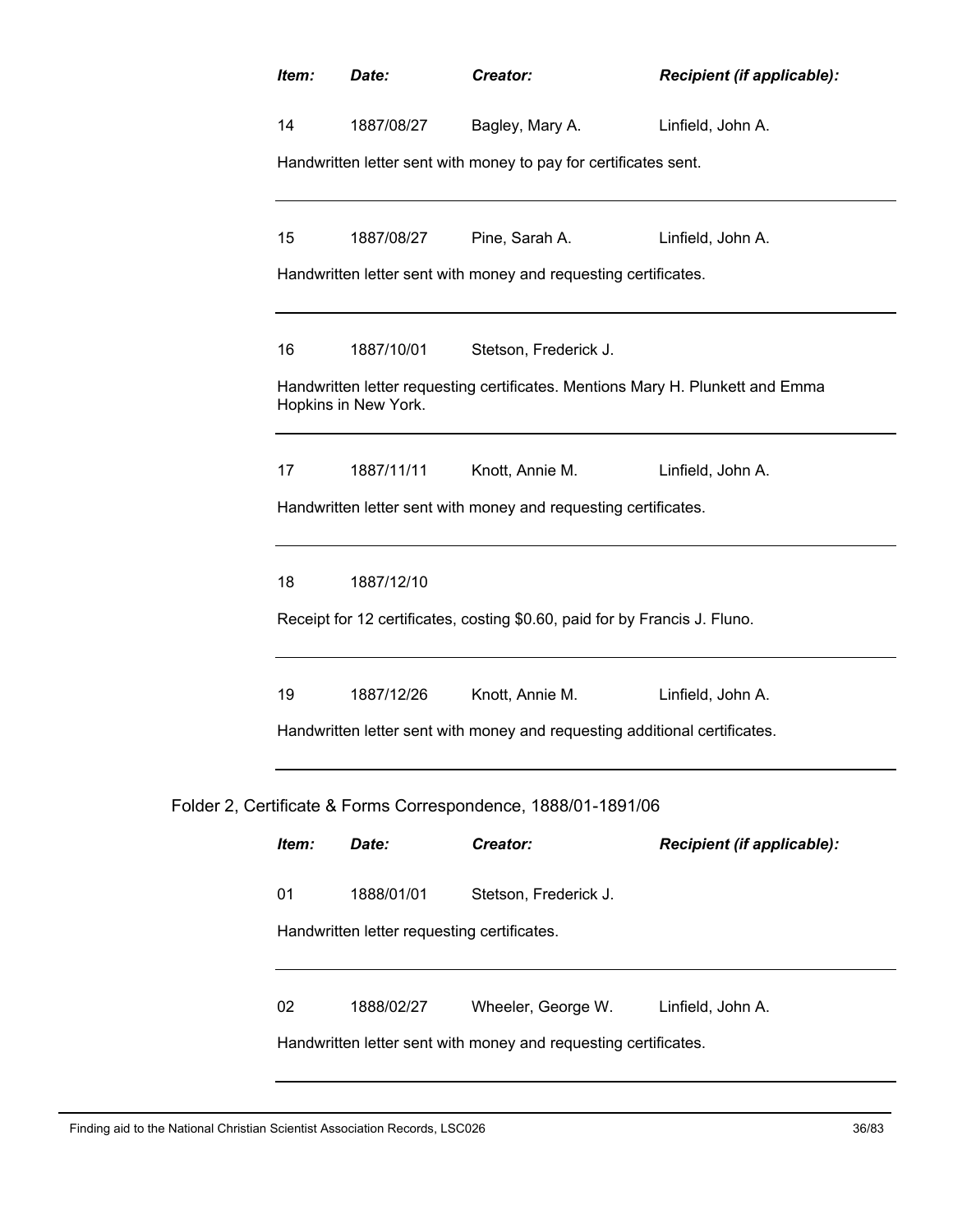| *Item:* | *Date:* | *Creator:* | *Recipient (if applicable):* |
|---|---|---|---|
| 14 | 1887/08/27 | Bagley, Mary A. | Linfield, John A. |

Handwritten letter sent with money to pay for certificates sent.

---

| | | | |
|---|---|---|---|
| 15 | 1887/08/27 | Pine, Sarah A. | Linfield, John A. |

Handwritten letter sent with money and requesting certificates.

---

| | | | |
|---|---|---|---|
| 16 | 1887/10/01 | Stetson, Frederick J. | |

Handwritten letter requesting certificates. Mentions Mary H. Plunkett and Emma Hopkins in New York.

---

| | | | |
|---|---|---|---|
| 17 | 1887/11/11 | Knott, Annie M. | Linfield, John A. |

Handwritten letter sent with money and requesting certificates.

---

| | | | |
|---|---|---|---|
| 18 | 1887/12/10 | | |

Receipt for 12 certificates, costing $0.60, paid for by Francis J. Fluno.

---

| | | | |
|---|---|---|---|
| 19 | 1887/12/26 | Knott, Annie M. | Linfield, John A. |

Handwritten letter sent with money and requesting additional certificates.

---

Folder 2, Certificate & Forms Correspondence, 1888/01-1891/06

| *Item:* | *Date:* | *Creator:* | *Recipient (if applicable):* |
|---|---|---|---|
| 01 | 1888/01/01 | Stetson, Frederick J. | |

Handwritten letter requesting certificates.

---

| | | | |
|---|---|---|---|
| 02 | 1888/02/27 | Wheeler, George W. | Linfield, John A. |

Handwritten letter sent with money and requesting certificates.

---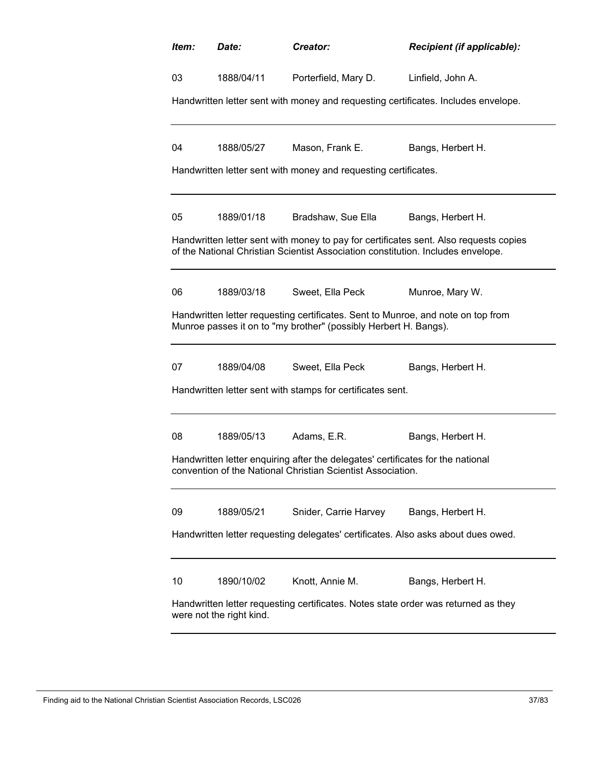| *Item:* | *Date:* | *Creator:* | *Recipient (if applicable):* |
|---|---|---|---|
| 03 | 1888/04/11 | Porterfield, Mary D. | Linfield, John A. |

Handwritten letter sent with money and requesting certificates. Includes envelope.

---

| | | | |
|---|---|---|---|
| 04 | 1888/05/27 | Mason, Frank E. | Bangs, Herbert H. |

Handwritten letter sent with money and requesting certificates.

---

| | | | |
|---|---|---|---|
| 05 | 1889/01/18 | Bradshaw, Sue Ella | Bangs, Herbert H. |

Handwritten letter sent with money to pay for certificates sent. Also requests copies of the National Christian Scientist Association constitution. Includes envelope.

---

| | | | |
|---|---|---|---|
| 06 | 1889/03/18 | Sweet, Ella Peck | Munroe, Mary W. |

Handwritten letter requesting certificates. Sent to Munroe, and note on top from Munroe passes it on to "my brother" (possibly Herbert H. Bangs).

---

| | | | |
|---|---|---|---|
| 07 | 1889/04/08 | Sweet, Ella Peck | Bangs, Herbert H. |

Handwritten letter sent with stamps for certificates sent.

---

| | | | |
|---|---|---|---|
| 08 | 1889/05/13 | Adams, E.R. | Bangs, Herbert H. |

Handwritten letter enquiring after the delegates' certificates for the national convention of the National Christian Scientist Association.

---

| | | | |
|---|---|---|---|
| 09 | 1889/05/21 | Snider, Carrie Harvey | Bangs, Herbert H. |

Handwritten letter requesting delegates' certificates. Also asks about dues owed.

---

| | | | |
|---|---|---|---|
| 10 | 1890/10/02 | Knott, Annie M. | Bangs, Herbert H. |

Handwritten letter requesting certificates. Notes state order was returned as they were not the right kind.

---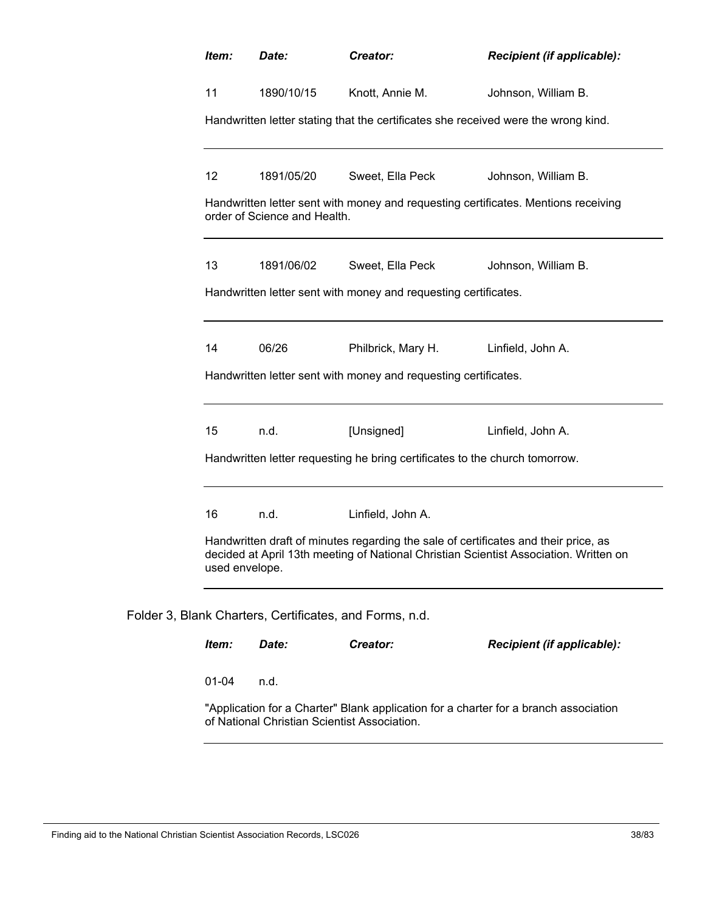| *Item:* | *Date:* | *Creator:* | *Recipient (if applicable):* |
|---|---|---|---|
| 11 | 1890/10/15 | Knott, Annie M. | Johnson, William B. |

Handwritten letter stating that the certificates she received were the wrong kind.

---

| 12 | 1891/05/20 | Sweet, Ella Peck | Johnson, William B. |
|---|---|---|---|

Handwritten letter sent with money and requesting certificates. Mentions receiving order of Science and Health.

---

| 13 | 1891/06/02 | Sweet, Ella Peck | Johnson, William B. |
|---|---|---|---|

Handwritten letter sent with money and requesting certificates.

---

| 14 | 06/26 | Philbrick, Mary H. | Linfield, John A. |
|---|---|---|---|

Handwritten letter sent with money and requesting certificates.

---

| 15 | n.d. | [Unsigned] | Linfield, John A. |
|---|---|---|---|

Handwritten letter requesting he bring certificates to the church tomorrow.

---

| 16 | n.d. | Linfield, John A. | |
|---|---|---|---|

Handwritten draft of minutes regarding the sale of certificates and their price, as decided at April 13th meeting of National Christian Scientist Association. Written on used envelope.

---

Folder 3, Blank Charters, Certificates, and Forms, n.d.

| *Item:* | *Date:* | *Creator:* | *Recipient (if applicable):* |
|---|---|---|---|
| 01-04 | n.d. | | |

"Application for a Charter" Blank application for a charter for a branch association of National Christian Scientist Association.

---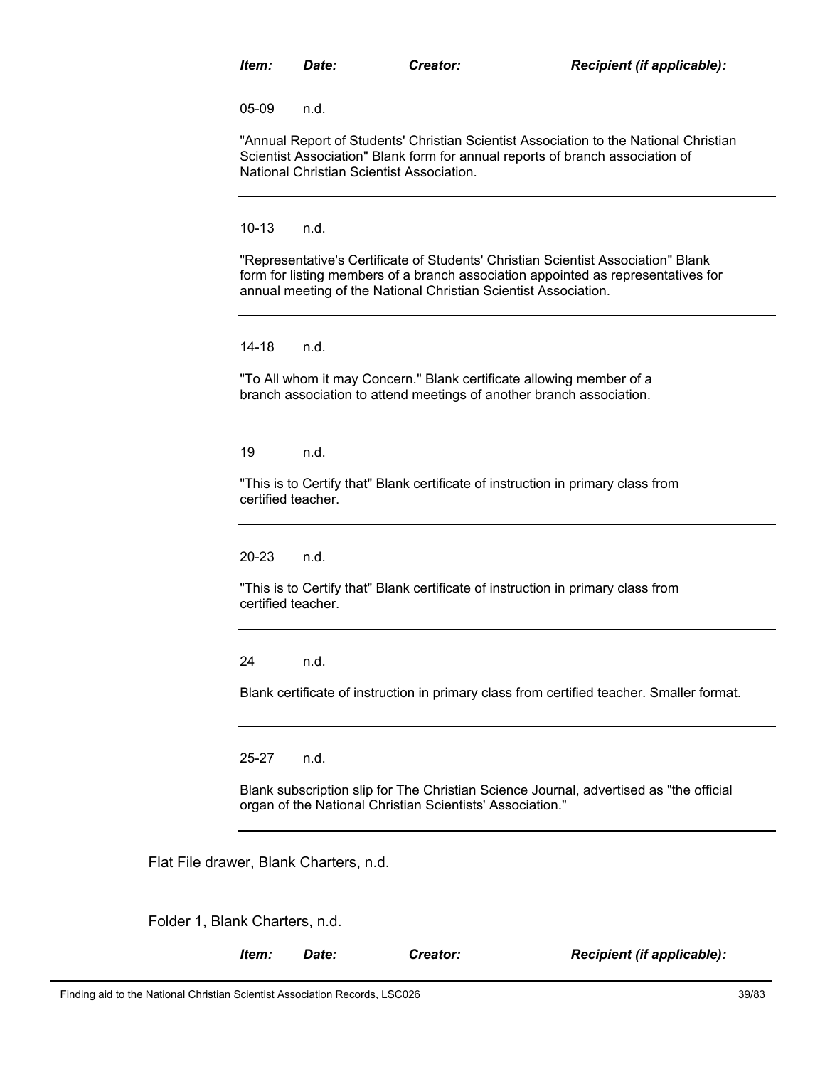| *Item:* | *Date:* | *Creator:* | *Recipient (if applicable):* |
|---|---|---|---|
| 05-09 | n.d. | | |

"Annual Report of Students' Christian Scientist Association to the National Christian Scientist Association" Blank form for annual reports of branch association of National Christian Scientist Association.

---

| | | | |
|---|---|---|---|
| 10-13 | n.d. | | |

"Representative's Certificate of Students' Christian Scientist Association" Blank form for listing members of a branch association appointed as representatives for annual meeting of the National Christian Scientist Association.

---

| | | | |
|---|---|---|---|
| 14-18 | n.d. | | |

"To All whom it may Concern." Blank certificate allowing member of a branch association to attend meetings of another branch association.

---

| | | | |
|---|---|---|---|
| 19 | n.d. | | |

"This is to Certify that" Blank certificate of instruction in primary class from certified teacher.

---

| | | | |
|---|---|---|---|
| 20-23 | n.d. | | |

"This is to Certify that" Blank certificate of instruction in primary class from certified teacher.

---

| | | | |
|---|---|---|---|
| 24 | n.d. | | |

Blank certificate of instruction in primary class from certified teacher. Smaller format.

---

| | | | |
|---|---|---|---|
| 25-27 | n.d. | | |

Blank subscription slip for The Christian Science Journal, advertised as "the official organ of the National Christian Scientists' Association."

---

Flat File drawer, Blank Charters, n.d.

Folder 1, Blank Charters, n.d.

| *Item:* | *Date:* | *Creator:* | *Recipient (if applicable):* |
|---|---|---|---|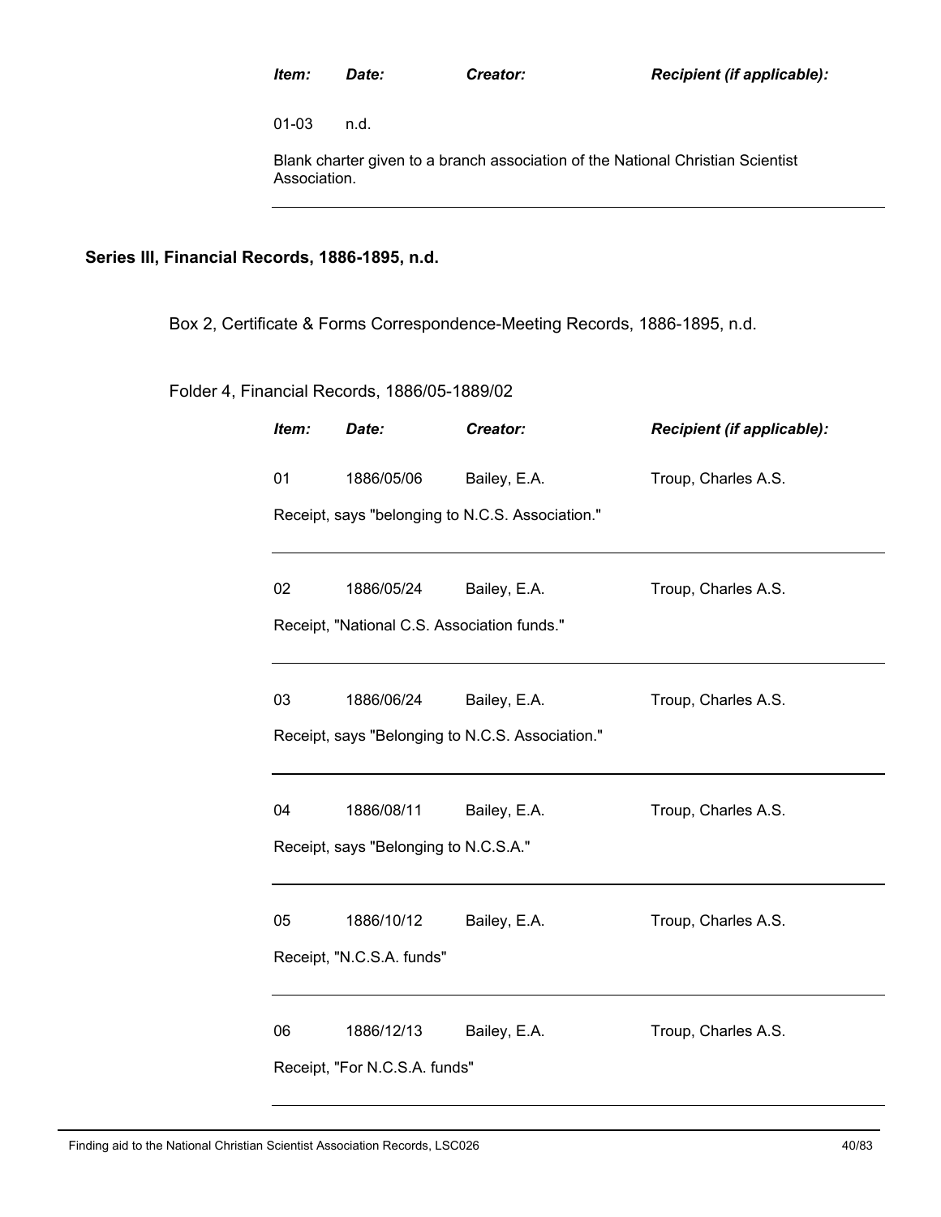| *Item:* | *Date:* | *Creator:* | *Recipient (if applicable):* |
|---|---|---|---|
| 01-03 | n.d. | | |

Blank charter given to a branch association of the National Christian Scientist Association.

---

## Series III, Financial Records, 1886-1895, n.d.

Box 2, Certificate & Forms Correspondence-Meeting Records, 1886-1895, n.d.

Folder 4, Financial Records, 1886/05-1889/02

| *Item:* | *Date:* | *Creator:* | *Recipient (if applicable):* |
|---|---|---|---|
| 01 | 1886/05/06 | Bailey, E.A. | Troup, Charles A.S. |

Receipt, says "belonging to N.C.S. Association."

---

| *Item:* | *Date:* | *Creator:* | *Recipient (if applicable):* |
|---|---|---|---|
| 02 | 1886/05/24 | Bailey, E.A. | Troup, Charles A.S. |

Receipt, "National C.S. Association funds."

---

| *Item:* | *Date:* | *Creator:* | *Recipient (if applicable):* |
|---|---|---|---|
| 03 | 1886/06/24 | Bailey, E.A. | Troup, Charles A.S. |

Receipt, says "Belonging to N.C.S. Association."

---

| *Item:* | *Date:* | *Creator:* | *Recipient (if applicable):* |
|---|---|---|---|
| 04 | 1886/08/11 | Bailey, E.A. | Troup, Charles A.S. |

Receipt, says "Belonging to N.C.S.A."

---

| *Item:* | *Date:* | *Creator:* | *Recipient (if applicable):* |
|---|---|---|---|
| 05 | 1886/10/12 | Bailey, E.A. | Troup, Charles A.S. |

Receipt, "N.C.S.A. funds"

---

| *Item:* | *Date:* | *Creator:* | *Recipient (if applicable):* |
|---|---|---|---|
| 06 | 1886/12/13 | Bailey, E.A. | Troup, Charles A.S. |

Receipt, "For N.C.S.A. funds"

---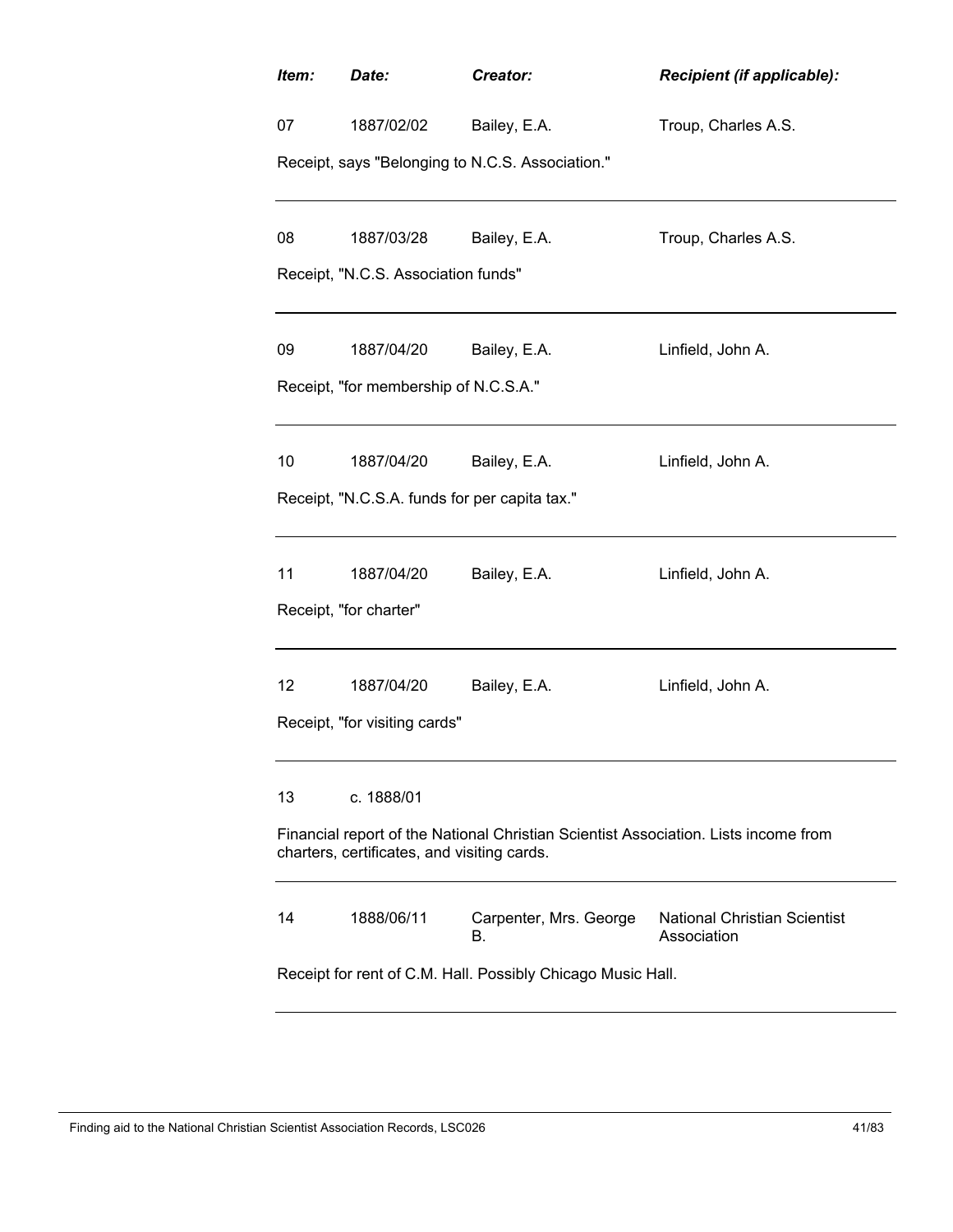| Item: | Date: | Creator: | Recipient (if applicable): |
|---|---|---|---|
| 07 | 1887/02/02 | Bailey, E.A. | Troup, Charles A.S. |

Receipt, says "Belonging to N.C.S. Association."

| | | | |
|---|---|---|---|
| 08 | 1887/03/28 | Bailey, E.A. | Troup, Charles A.S. |

Receipt, "N.C.S. Association funds"

| | | | |
|---|---|---|---|
| 09 | 1887/04/20 | Bailey, E.A. | Linfield, John A. |

Receipt, "for membership of N.C.S.A."

| | | | |
|---|---|---|---|
| 10 | 1887/04/20 | Bailey, E.A. | Linfield, John A. |

Receipt, "N.C.S.A. funds for per capita tax."

| | | | |
|---|---|---|---|
| 11 | 1887/04/20 | Bailey, E.A. | Linfield, John A. |

Receipt, "for charter"

| | | | |
|---|---|---|---|
| 12 | 1887/04/20 | Bailey, E.A. | Linfield, John A. |

Receipt, "for visiting cards"

| | | | |
|---|---|---|---|
| 13 | c. 1888/01 | | |

Financial report of the National Christian Scientist Association. Lists income from charters, certificates, and visiting cards.

| | | | |
|---|---|---|---|
| 14 | 1888/06/11 | Carpenter, Mrs. George B. | National Christian Scientist Association |

Receipt for rent of C.M. Hall. Possibly Chicago Music Hall.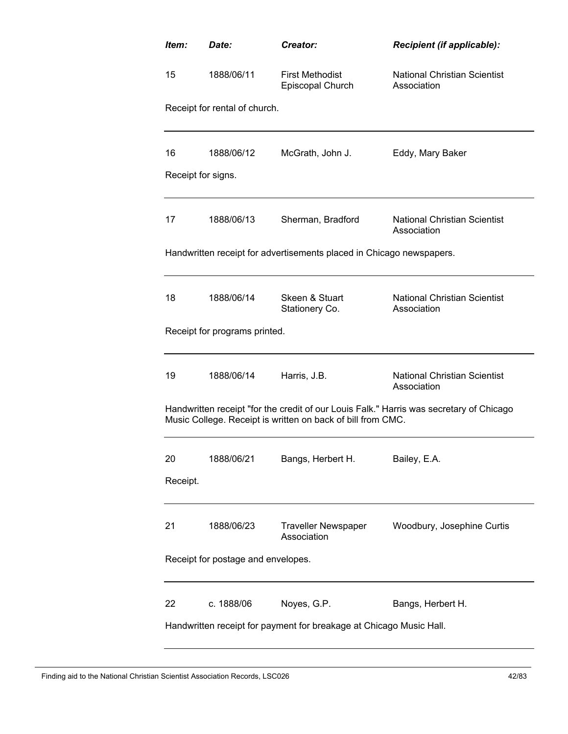| *Item:* | *Date:* | *Creator:* | *Recipient (if applicable):* |
|---|---|---|---|
| 15 | 1888/06/11 | First Methodist Episcopal Church | National Christian Scientist Association |

Receipt for rental of church.

---

| *Item:* | *Date:* | *Creator:* | *Recipient (if applicable):* |
|---|---|---|---|
| 16 | 1888/06/12 | McGrath, John J. | Eddy, Mary Baker |

Receipt for signs.

---

| *Item:* | *Date:* | *Creator:* | *Recipient (if applicable):* |
|---|---|---|---|
| 17 | 1888/06/13 | Sherman, Bradford | National Christian Scientist Association |

Handwritten receipt for advertisements placed in Chicago newspapers.

---

| *Item:* | *Date:* | *Creator:* | *Recipient (if applicable):* |
|---|---|---|---|
| 18 | 1888/06/14 | Skeen & Stuart Stationery Co. | National Christian Scientist Association |

Receipt for programs printed.

---

| *Item:* | *Date:* | *Creator:* | *Recipient (if applicable):* |
|---|---|---|---|
| 19 | 1888/06/14 | Harris, J.B. | National Christian Scientist Association |

Handwritten receipt "for the credit of our Louis Falk." Harris was secretary of Chicago Music College. Receipt is written on back of bill from CMC.

---

| *Item:* | *Date:* | *Creator:* | *Recipient (if applicable):* |
|---|---|---|---|
| 20 | 1888/06/21 | Bangs, Herbert H. | Bailey, E.A. |

Receipt.

---

| *Item:* | *Date:* | *Creator:* | *Recipient (if applicable):* |
|---|---|---|---|
| 21 | 1888/06/23 | Traveller Newspaper Association | Woodbury, Josephine Curtis |

Receipt for postage and envelopes.

---

| *Item:* | *Date:* | *Creator:* | *Recipient (if applicable):* |
|---|---|---|---|
| 22 | c. 1888/06 | Noyes, G.P. | Bangs, Herbert H. |

Handwritten receipt for payment for breakage at Chicago Music Hall.

---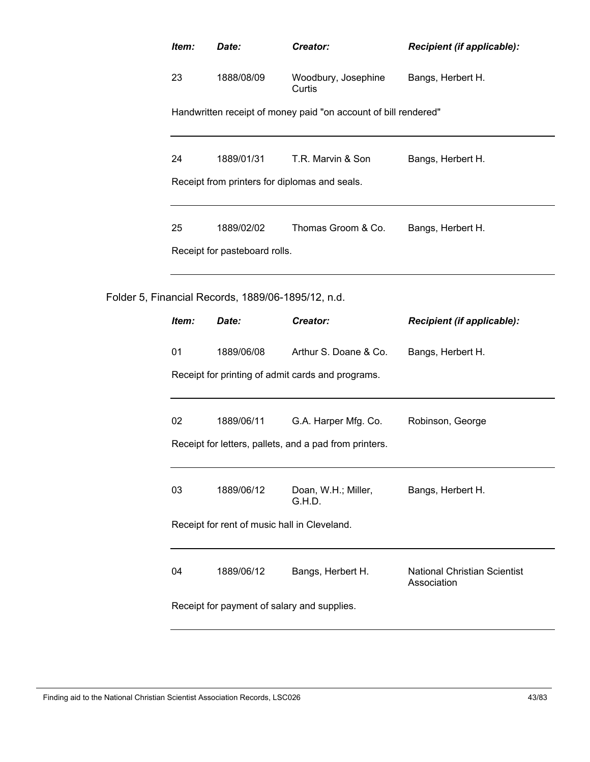| *Item:* | *Date:* | *Creator:* | *Recipient (if applicable):* |
|---|---|---|---|
| 23 | 1888/08/09 | Woodbury, Josephine Curtis | Bangs, Herbert H. |

Handwritten receipt of money paid "on account of bill rendered"

| *Item:* | *Date:* | *Creator:* | *Recipient (if applicable):* |
|---|---|---|---|
| 24 | 1889/01/31 | T.R. Marvin & Son | Bangs, Herbert H. |

Receipt from printers for diplomas and seals.

| *Item:* | *Date:* | *Creator:* | *Recipient (if applicable):* |
|---|---|---|---|
| 25 | 1889/02/02 | Thomas Groom & Co. | Bangs, Herbert H. |

Receipt for pasteboard rolls.

Folder 5, Financial Records, 1889/06-1895/12, n.d.

| *Item:* | *Date:* | *Creator:* | *Recipient (if applicable):* |
|---|---|---|---|
| 01 | 1889/06/08 | Arthur S. Doane & Co. | Bangs, Herbert H. |

Receipt for printing of admit cards and programs.

| *Item:* | *Date:* | *Creator:* | *Recipient (if applicable):* |
|---|---|---|---|
| 02 | 1889/06/11 | G.A. Harper Mfg. Co. | Robinson, George |

Receipt for letters, pallets, and a pad from printers.

| *Item:* | *Date:* | *Creator:* | *Recipient (if applicable):* |
|---|---|---|---|
| 03 | 1889/06/12 | Doan, W.H.; Miller, G.H.D. | Bangs, Herbert H. |

Receipt for rent of music hall in Cleveland.

| *Item:* | *Date:* | *Creator:* | *Recipient (if applicable):* |
|---|---|---|---|
| 04 | 1889/06/12 | Bangs, Herbert H. | National Christian Scientist Association |

Receipt for payment of salary and supplies.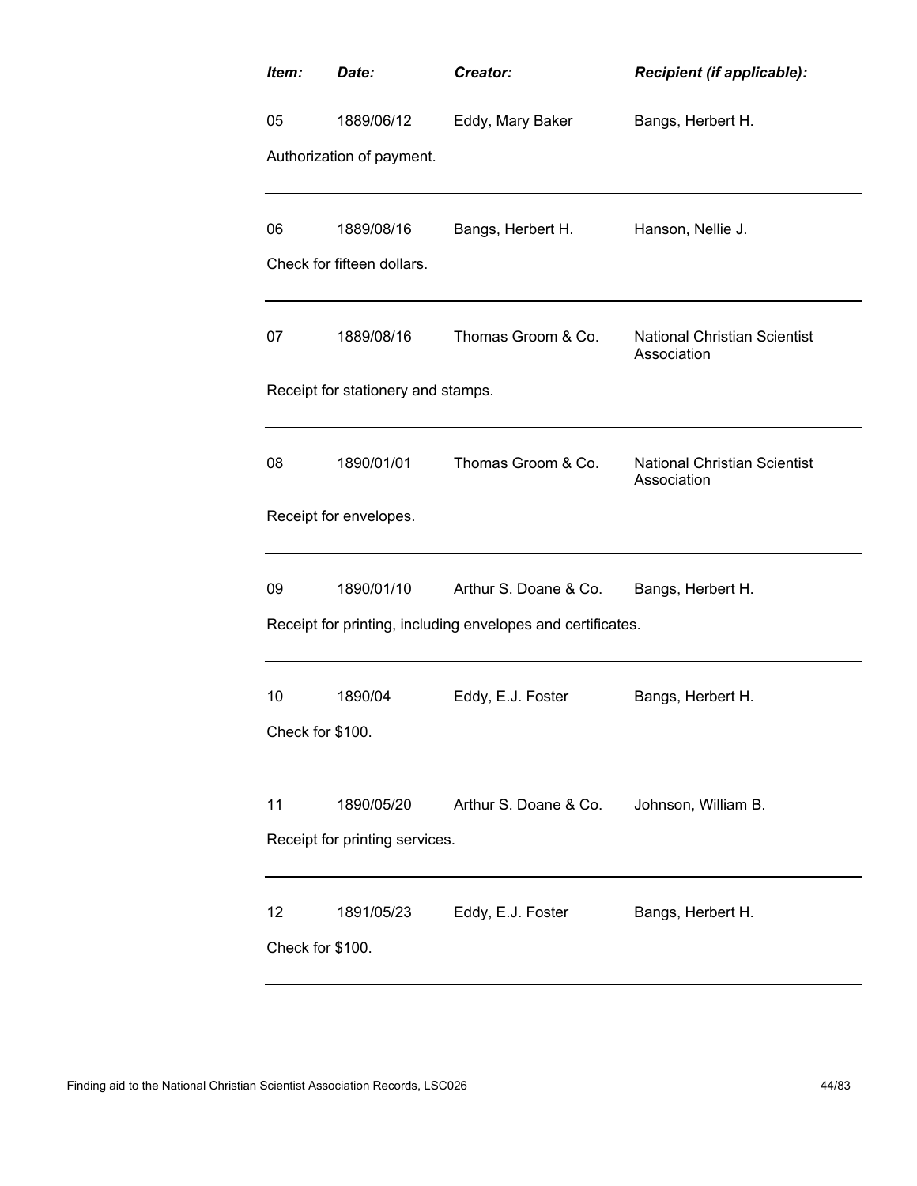| *Item:* | *Date:* | *Creator:* | *Recipient (if applicable):* |
|---|---|---|---|
| 05 | 1889/06/12 | Eddy, Mary Baker | Bangs, Herbert H. |

Authorization of payment.

---

| | | | |
|---|---|---|---|
| 06 | 1889/08/16 | Bangs, Herbert H. | Hanson, Nellie J. |

Check for fifteen dollars.

---

| | | | |
|---|---|---|---|
| 07 | 1889/08/16 | Thomas Groom & Co. | National Christian Scientist Association |

Receipt for stationery and stamps.

---

| | | | |
|---|---|---|---|
| 08 | 1890/01/01 | Thomas Groom & Co. | National Christian Scientist Association |

Receipt for envelopes.

---

| | | | |
|---|---|---|---|
| 09 | 1890/01/10 | Arthur S. Doane & Co. | Bangs, Herbert H. |

Receipt for printing, including envelopes and certificates.

---

| | | | |
|---|---|---|---|
| 10 | 1890/04 | Eddy, E.J. Foster | Bangs, Herbert H. |

Check for $100.

---

| | | | |
|---|---|---|---|
| 11 | 1890/05/20 | Arthur S. Doane & Co. | Johnson, William B. |

Receipt for printing services.

---

| | | | |
|---|---|---|---|
| 12 | 1891/05/23 | Eddy, E.J. Foster | Bangs, Herbert H. |

Check for $100.

---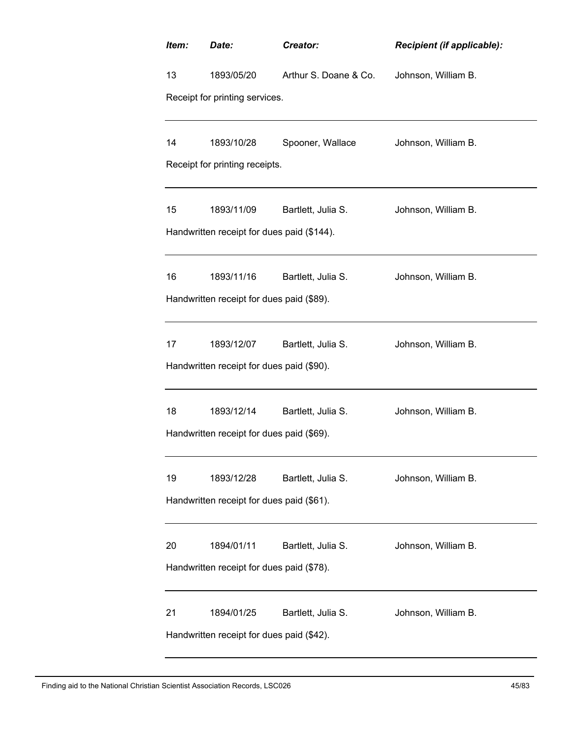| *Item:* | *Date:* | *Creator:* | *Recipient (if applicable):* |
|---|---|---|---|
| 13 | 1893/05/20 | Arthur S. Doane & Co. | Johnson, William B. |
| Receipt for printing services. | | | |
| 14 | 1893/10/28 | Spooner, Wallace | Johnson, William B. |
| Receipt for printing receipts. | | | |
| 15 | 1893/11/09 | Bartlett, Julia S. | Johnson, William B. |
| Handwritten receipt for dues paid ($144). | | | |
| 16 | 1893/11/16 | Bartlett, Julia S. | Johnson, William B. |
| Handwritten receipt for dues paid ($89). | | | |
| 17 | 1893/12/07 | Bartlett, Julia S. | Johnson, William B. |
| Handwritten receipt for dues paid ($90). | | | |
| 18 | 1893/12/14 | Bartlett, Julia S. | Johnson, William B. |
| Handwritten receipt for dues paid ($69). | | | |
| 19 | 1893/12/28 | Bartlett, Julia S. | Johnson, William B. |
| Handwritten receipt for dues paid ($61). | | | |
| 20 | 1894/01/11 | Bartlett, Julia S. | Johnson, William B. |
| Handwritten receipt for dues paid ($78). | | | |
| 21 | 1894/01/25 | Bartlett, Julia S. | Johnson, William B. |
| Handwritten receipt for dues paid ($42). | | | |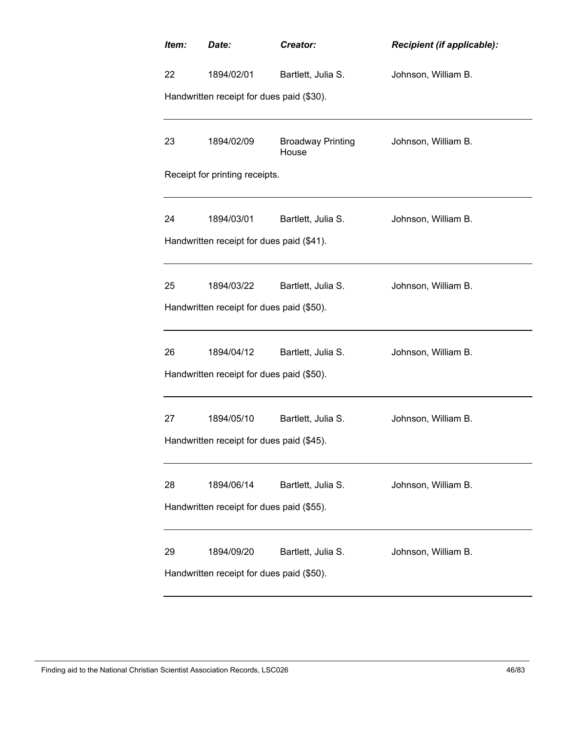| Item: | Date: | Creator: | Recipient (if applicable): |
|---|---|---|---|
| 22 | 1894/02/01 | Bartlett, Julia S. | Johnson, William B. |
| Handwritten receipt for dues paid ($30). | | | |
| 23 | 1894/02/09 | Broadway Printing House | Johnson, William B. |
| Receipt for printing receipts. | | | |
| 24 | 1894/03/01 | Bartlett, Julia S. | Johnson, William B. |
| Handwritten receipt for dues paid ($41). | | | |
| 25 | 1894/03/22 | Bartlett, Julia S. | Johnson, William B. |
| Handwritten receipt for dues paid ($50). | | | |
| 26 | 1894/04/12 | Bartlett, Julia S. | Johnson, William B. |
| Handwritten receipt for dues paid ($50). | | | |
| 27 | 1894/05/10 | Bartlett, Julia S. | Johnson, William B. |
| Handwritten receipt for dues paid ($45). | | | |
| 28 | 1894/06/14 | Bartlett, Julia S. | Johnson, William B. |
| Handwritten receipt for dues paid ($55). | | | |
| 29 | 1894/09/20 | Bartlett, Julia S. | Johnson, William B. |
| Handwritten receipt for dues paid ($50). | | | |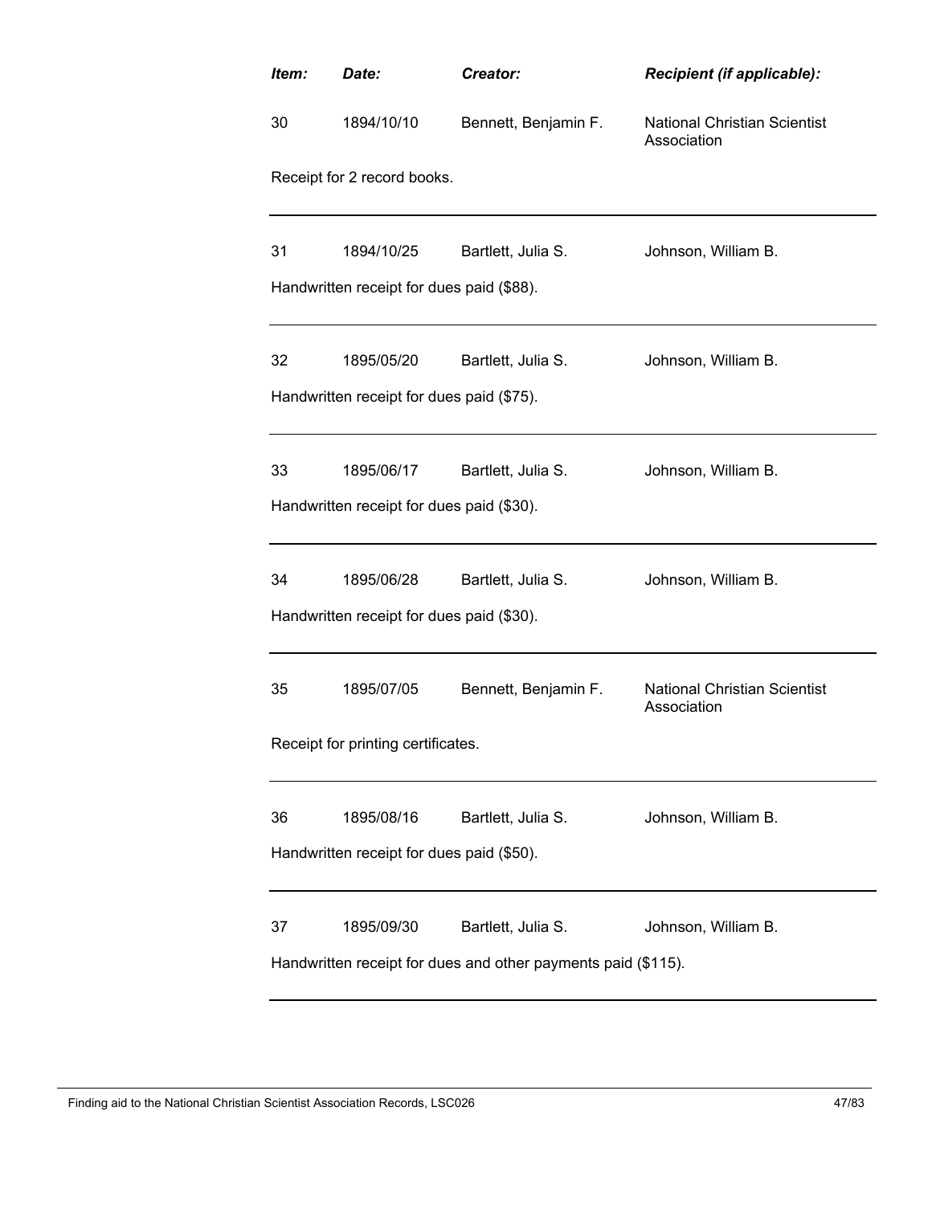| Item: | Date: | Creator: | Recipient (if applicable): |
|---|---|---|---|
| 30 | 1894/10/10 | Bennett, Benjamin F. | National Christian Scientist Association |

Receipt for 2 record books.

---

| | | | |
|---|---|---|---|
| 31 | 1894/10/25 | Bartlett, Julia S. | Johnson, William B. |

Handwritten receipt for dues paid ($88).

---

| | | | |
|---|---|---|---|
| 32 | 1895/05/20 | Bartlett, Julia S. | Johnson, William B. |

Handwritten receipt for dues paid ($75).

---

| | | | |
|---|---|---|---|
| 33 | 1895/06/17 | Bartlett, Julia S. | Johnson, William B. |

Handwritten receipt for dues paid ($30).

---

| | | | |
|---|---|---|---|
| 34 | 1895/06/28 | Bartlett, Julia S. | Johnson, William B. |

Handwritten receipt for dues paid ($30).

---

| | | | |
|---|---|---|---|
| 35 | 1895/07/05 | Bennett, Benjamin F. | National Christian Scientist Association |

Receipt for printing certificates.

---

| | | | |
|---|---|---|---|
| 36 | 1895/08/16 | Bartlett, Julia S. | Johnson, William B. |

Handwritten receipt for dues paid ($50).

---

| | | | |
|---|---|---|---|
| 37 | 1895/09/30 | Bartlett, Julia S. | Johnson, William B. |

Handwritten receipt for dues and other payments paid ($115).

---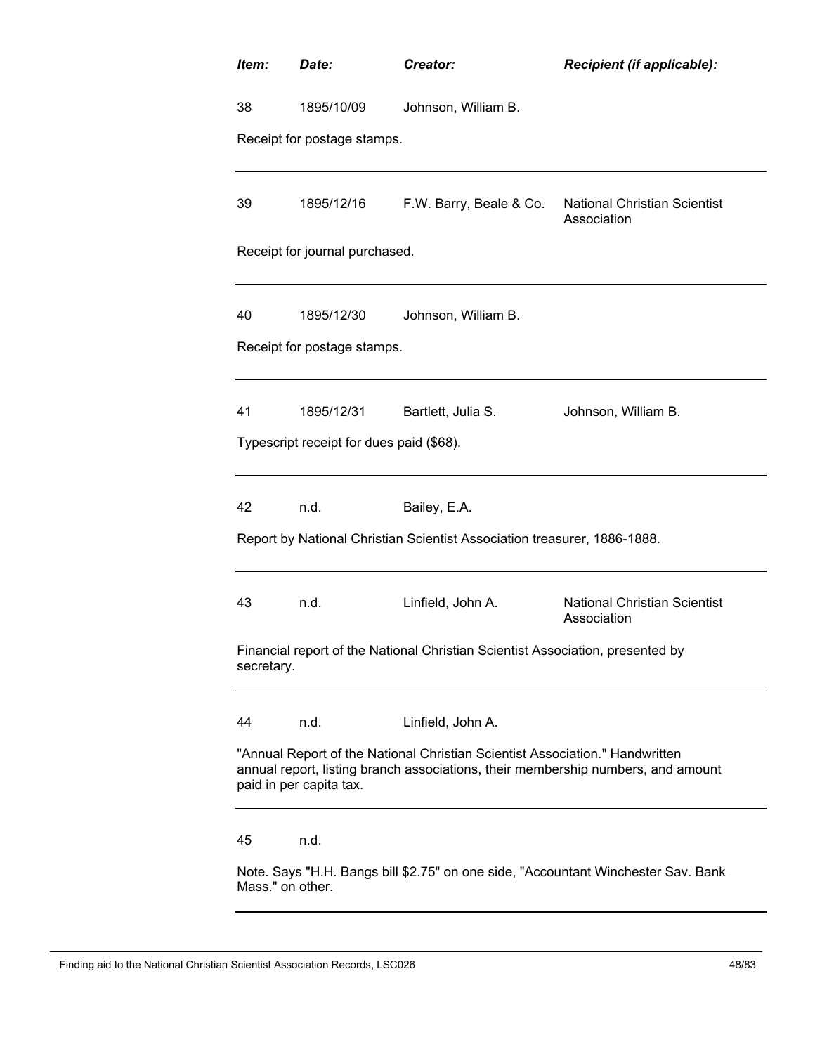| *Item:* | *Date:* | *Creator:* | *Recipient (if applicable):* |
|---|---|---|---|
| 38 | 1895/10/09 | Johnson, William B. | |

Receipt for postage stamps.

---

| | | | |
|---|---|---|---|
| 39 | 1895/12/16 | F.W. Barry, Beale & Co. | National Christian Scientist Association |

Receipt for journal purchased.

---

| | | | |
|---|---|---|---|
| 40 | 1895/12/30 | Johnson, William B. | |

Receipt for postage stamps.

---

| | | | |
|---|---|---|---|
| 41 | 1895/12/31 | Bartlett, Julia S. | Johnson, William B. |

Typescript receipt for dues paid ($68).

---

| | | | |
|---|---|---|---|
| 42 | n.d. | Bailey, E.A. | |

Report by National Christian Scientist Association treasurer, 1886-1888.

---

| | | | |
|---|---|---|---|
| 43 | n.d. | Linfield, John A. | National Christian Scientist Association |

Financial report of the National Christian Scientist Association, presented by secretary.

---

| | | | |
|---|---|---|---|
| 44 | n.d. | Linfield, John A. | |

"Annual Report of the National Christian Scientist Association." Handwritten annual report, listing branch associations, their membership numbers, and amount paid in per capita tax.

---

| | | | |
|---|---|---|---|
| 45 | n.d. | | |

Note. Says "H.H. Bangs bill $2.75" on one side, "Accountant Winchester Sav. Bank Mass." on other.

---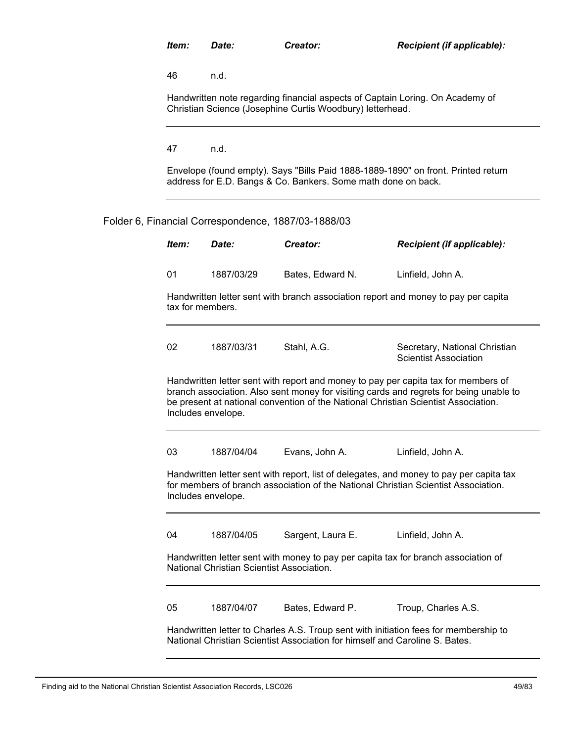| *Item:* | *Date:* | *Creator:* | *Recipient (if applicable):* |
|---|---|---|---|
| 46 | n.d. | | |

Handwritten note regarding financial aspects of Captain Loring. On Academy of Christian Science (Josephine Curtis Woodbury) letterhead.

---

| *Item:* | *Date:* | *Creator:* | *Recipient (if applicable):* |
|---|---|---|---|
| 47 | n.d. | | |

Envelope (found empty). Says "Bills Paid 1888-1889-1890" on front. Printed return address for E.D. Bangs & Co. Bankers. Some math done on back.

---

Folder 6, Financial Correspondence, 1887/03-1888/03

| *Item:* | *Date:* | *Creator:* | *Recipient (if applicable):* |
|---|---|---|---|
| 01 | 1887/03/29 | Bates, Edward N. | Linfield, John A. |

Handwritten letter sent with branch association report and money to pay per capita tax for members.

---

| *Item:* | *Date:* | *Creator:* | *Recipient (if applicable):* |
|---|---|---|---|
| 02 | 1887/03/31 | Stahl, A.G. | Secretary, National Christian Scientist Association |

Handwritten letter sent with report and money to pay per capita tax for members of branch association. Also sent money for visiting cards and regrets for being unable to be present at national convention of the National Christian Scientist Association. Includes envelope.

---

| *Item:* | *Date:* | *Creator:* | *Recipient (if applicable):* |
|---|---|---|---|
| 03 | 1887/04/04 | Evans, John A. | Linfield, John A. |

Handwritten letter sent with report, list of delegates, and money to pay per capita tax for members of branch association of the National Christian Scientist Association. Includes envelope.

---

| *Item:* | *Date:* | *Creator:* | *Recipient (if applicable):* |
|---|---|---|---|
| 04 | 1887/04/05 | Sargent, Laura E. | Linfield, John A. |

Handwritten letter sent with money to pay per capita tax for branch association of National Christian Scientist Association.

---

| *Item:* | *Date:* | *Creator:* | *Recipient (if applicable):* |
|---|---|---|---|
| 05 | 1887/04/07 | Bates, Edward P. | Troup, Charles A.S. |

Handwritten letter to Charles A.S. Troup sent with initiation fees for membership to National Christian Scientist Association for himself and Caroline S. Bates.

---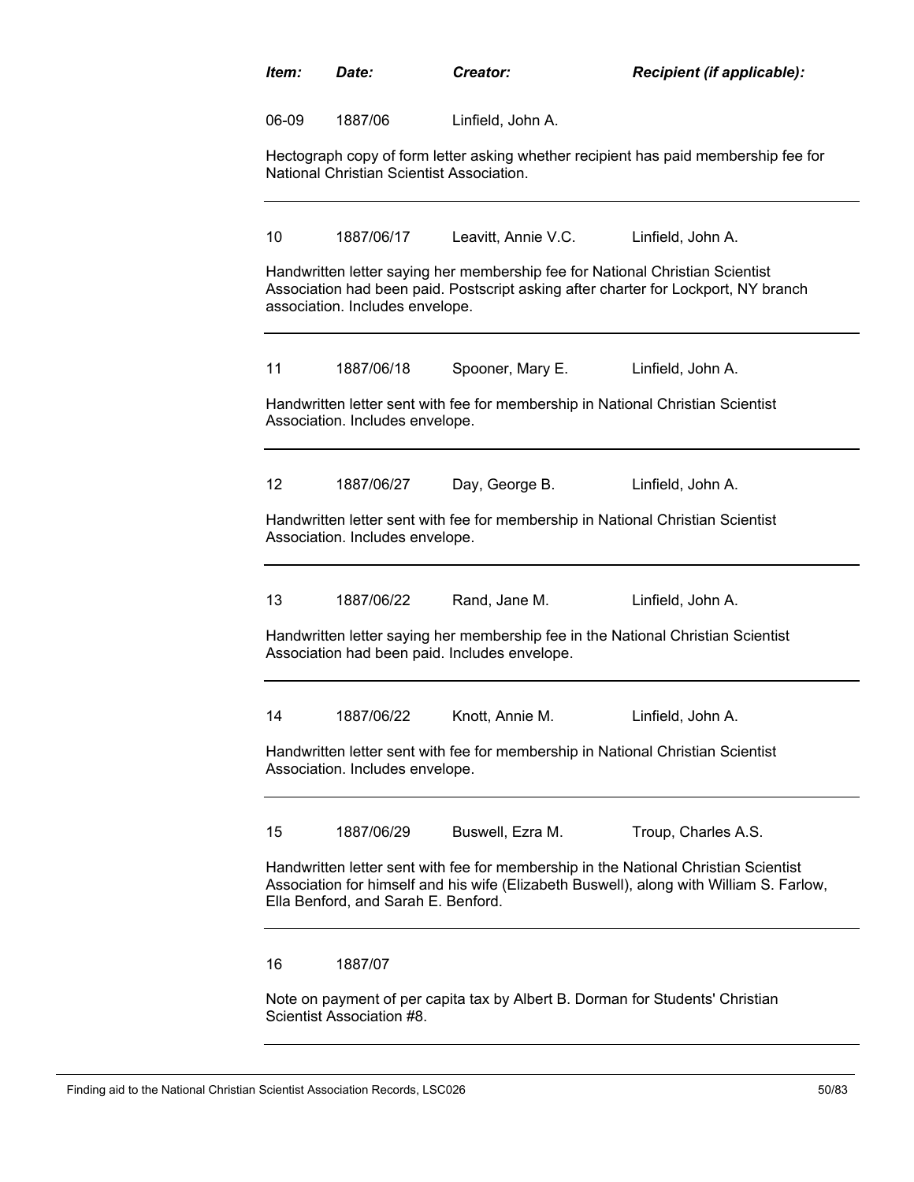| *Item:* | *Date:* | *Creator:* | *Recipient (if applicable):* |
|---|---|---|---|
| 06-09 | 1887/06 | Linfield, John A. | |

Hectograph copy of form letter asking whether recipient has paid membership fee for National Christian Scientist Association.

---

| | | | |
|---|---|---|---|
| 10 | 1887/06/17 | Leavitt, Annie V.C. | Linfield, John A. |

Handwritten letter saying her membership fee for National Christian Scientist Association had been paid. Postscript asking after charter for Lockport, NY branch association. Includes envelope.

---

| | | | |
|---|---|---|---|
| 11 | 1887/06/18 | Spooner, Mary E. | Linfield, John A. |

Handwritten letter sent with fee for membership in National Christian Scientist Association. Includes envelope.

---

| | | | |
|---|---|---|---|
| 12 | 1887/06/27 | Day, George B. | Linfield, John A. |

Handwritten letter sent with fee for membership in National Christian Scientist Association. Includes envelope.

---

| | | | |
|---|---|---|---|
| 13 | 1887/06/22 | Rand, Jane M. | Linfield, John A. |

Handwritten letter saying her membership fee in the National Christian Scientist Association had been paid. Includes envelope.

---

| | | | |
|---|---|---|---|
| 14 | 1887/06/22 | Knott, Annie M. | Linfield, John A. |

Handwritten letter sent with fee for membership in National Christian Scientist Association. Includes envelope.

---

| | | | |
|---|---|---|---|
| 15 | 1887/06/29 | Buswell, Ezra M. | Troup, Charles A.S. |

Handwritten letter sent with fee for membership in the National Christian Scientist Association for himself and his wife (Elizabeth Buswell), along with William S. Farlow, Ella Benford, and Sarah E. Benford.

---

| | | | |
|---|---|---|---|
| 16 | 1887/07 | | |

Note on payment of per capita tax by Albert B. Dorman for Students' Christian Scientist Association #8.

---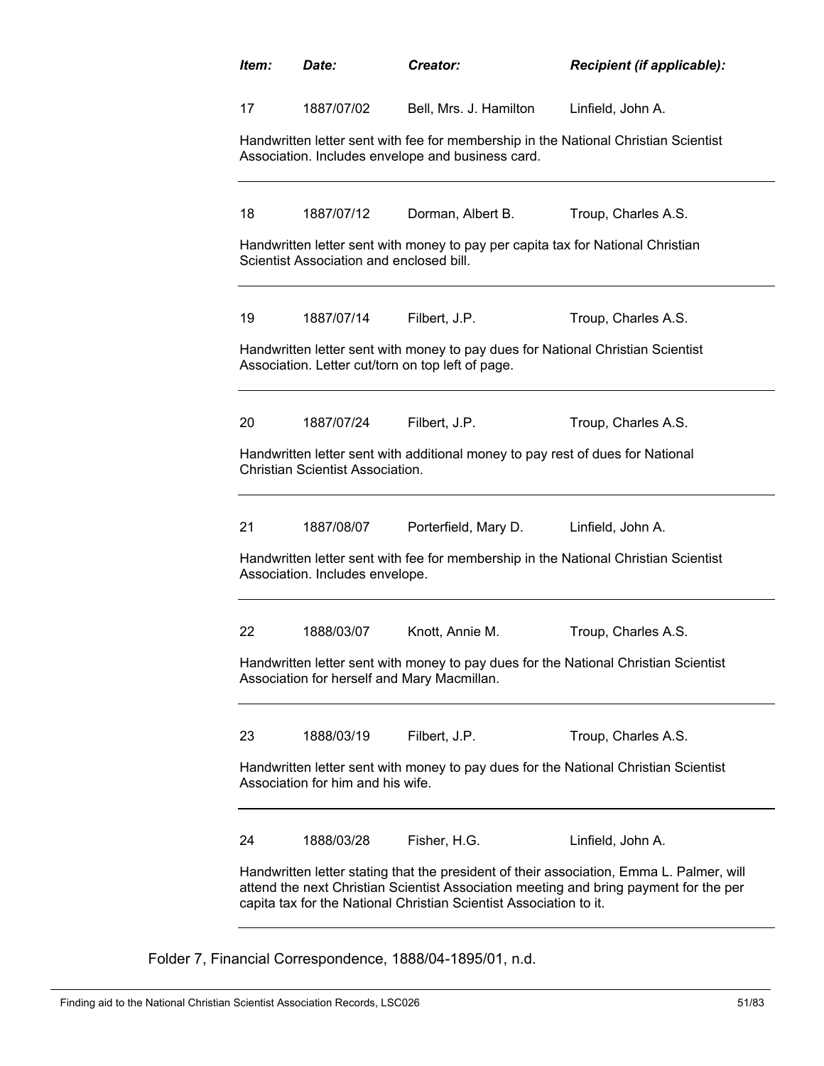| *Item:* | *Date:* | *Creator:* | *Recipient (if applicable):* |
|---|---|---|---|
| 17 | 1887/07/02 | Bell, Mrs. J. Hamilton | Linfield, John A. |

Handwritten letter sent with fee for membership in the National Christian Scientist Association. Includes envelope and business card.

---

| | | | |
|---|---|---|---|
| 18 | 1887/07/12 | Dorman, Albert B. | Troup, Charles A.S. |

Handwritten letter sent with money to pay per capita tax for National Christian Scientist Association and enclosed bill.

---

| | | | |
|---|---|---|---|
| 19 | 1887/07/14 | Filbert, J.P. | Troup, Charles A.S. |

Handwritten letter sent with money to pay dues for National Christian Scientist Association. Letter cut/torn on top left of page.

---

| | | | |
|---|---|---|---|
| 20 | 1887/07/24 | Filbert, J.P. | Troup, Charles A.S. |

Handwritten letter sent with additional money to pay rest of dues for National Christian Scientist Association.

---

| | | | |
|---|---|---|---|
| 21 | 1887/08/07 | Porterfield, Mary D. | Linfield, John A. |

Handwritten letter sent with fee for membership in the National Christian Scientist Association. Includes envelope.

---

| | | | |
|---|---|---|---|
| 22 | 1888/03/07 | Knott, Annie M. | Troup, Charles A.S. |

Handwritten letter sent with money to pay dues for the National Christian Scientist Association for herself and Mary Macmillan.

---

| | | | |
|---|---|---|---|
| 23 | 1888/03/19 | Filbert, J.P. | Troup, Charles A.S. |

Handwritten letter sent with money to pay dues for the National Christian Scientist Association for him and his wife.

---

| | | | |
|---|---|---|---|
| 24 | 1888/03/28 | Fisher, H.G. | Linfield, John A. |

Handwritten letter stating that the president of their association, Emma L. Palmer, will attend the next Christian Scientist Association meeting and bring payment for the per capita tax for the National Christian Scientist Association to it.

---

Folder 7, Financial Correspondence, 1888/04-1895/01, n.d.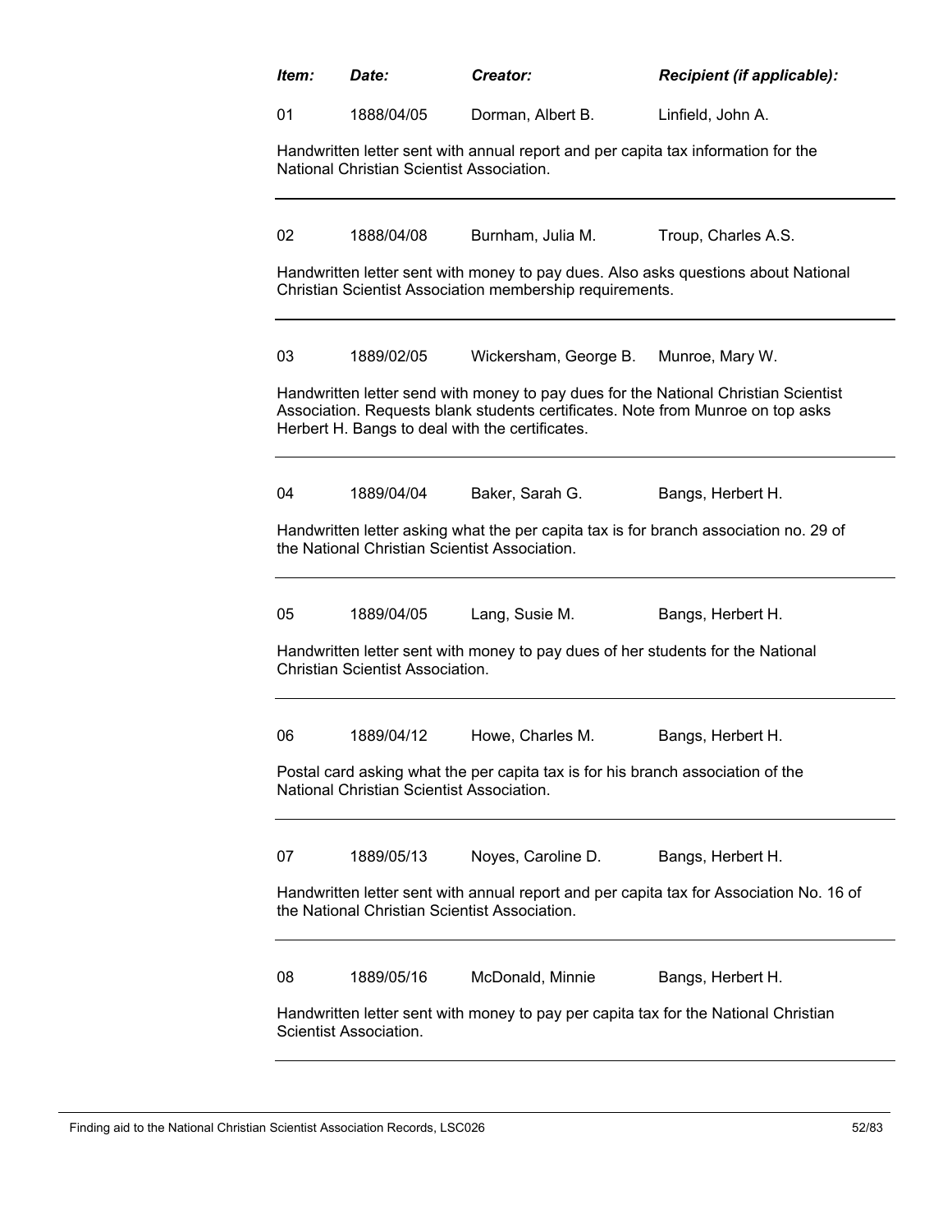| *Item:* | *Date:* | *Creator:* | *Recipient (if applicable):* |
|---|---|---|---|
| 01 | 1888/04/05 | Dorman, Albert B. | Linfield, John A. |

Handwritten letter sent with annual report and per capita tax information for the National Christian Scientist Association.

---

| | | | |
|---|---|---|---|
| 02 | 1888/04/08 | Burnham, Julia M. | Troup, Charles A.S. |

Handwritten letter sent with money to pay dues. Also asks questions about National Christian Scientist Association membership requirements.

---

| | | | |
|---|---|---|---|
| 03 | 1889/02/05 | Wickersham, George B. | Munroe, Mary W. |

Handwritten letter send with money to pay dues for the National Christian Scientist Association. Requests blank students certificates. Note from Munroe on top asks Herbert H. Bangs to deal with the certificates.

---

| | | | |
|---|---|---|---|
| 04 | 1889/04/04 | Baker, Sarah G. | Bangs, Herbert H. |

Handwritten letter asking what the per capita tax is for branch association no. 29 of the National Christian Scientist Association.

---

| | | | |
|---|---|---|---|
| 05 | 1889/04/05 | Lang, Susie M. | Bangs, Herbert H. |

Handwritten letter sent with money to pay dues of her students for the National Christian Scientist Association.

---

| | | | |
|---|---|---|---|
| 06 | 1889/04/12 | Howe, Charles M. | Bangs, Herbert H. |

Postal card asking what the per capita tax is for his branch association of the National Christian Scientist Association.

---

| | | | |
|---|---|---|---|
| 07 | 1889/05/13 | Noyes, Caroline D. | Bangs, Herbert H. |

Handwritten letter sent with annual report and per capita tax for Association No. 16 of the National Christian Scientist Association.

---

| | | | |
|---|---|---|---|
| 08 | 1889/05/16 | McDonald, Minnie | Bangs, Herbert H. |

Handwritten letter sent with money to pay per capita tax for the National Christian Scientist Association.

---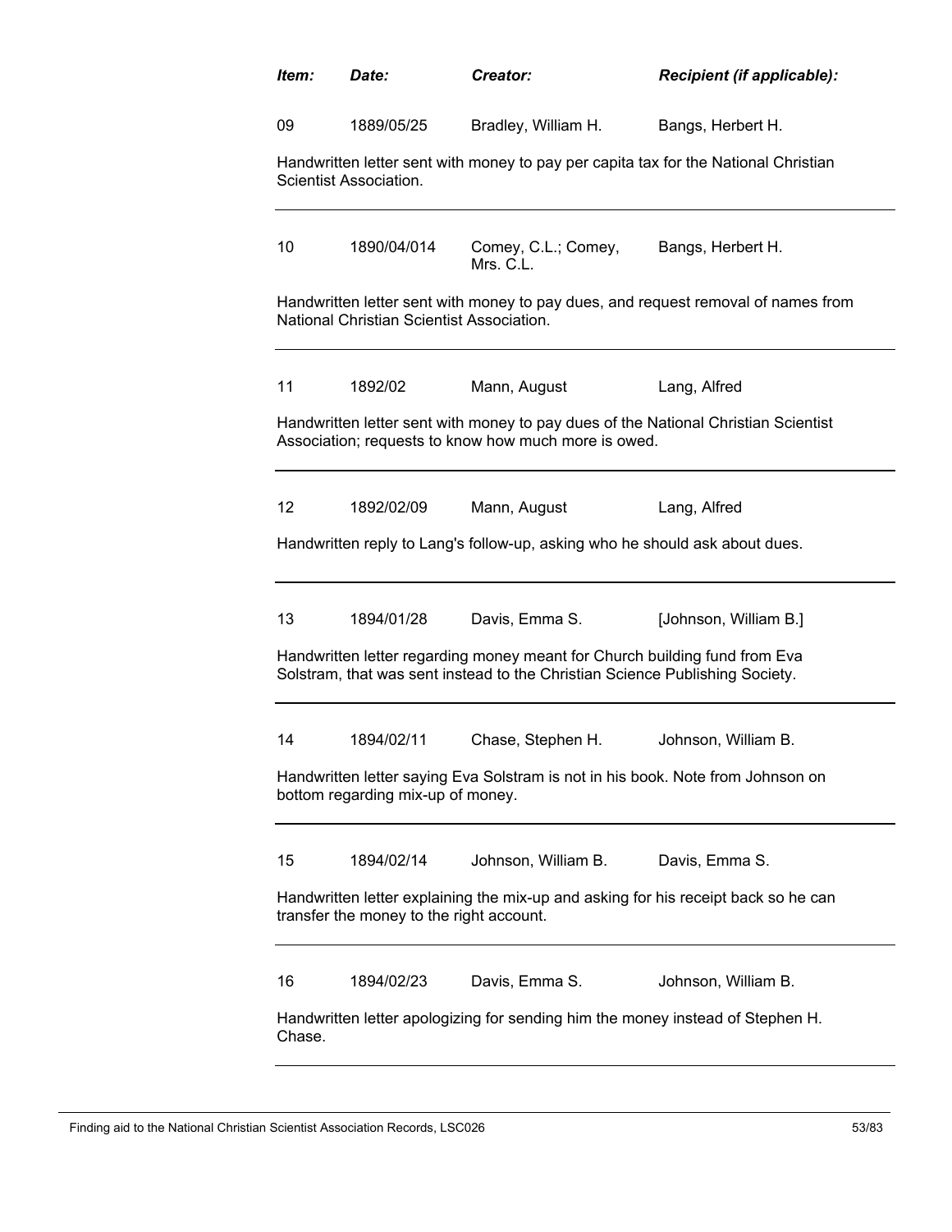| *Item:* | *Date:* | *Creator:* | *Recipient (if applicable):* |
|---|---|---|---|
| 09 | 1889/05/25 | Bradley, William H. | Bangs, Herbert H. |

Handwritten letter sent with money to pay per capita tax for the National Christian Scientist Association.

---

| | | | |
|---|---|---|---|
| 10 | 1890/04/014 | Comey, C.L.; Comey, Mrs. C.L. | Bangs, Herbert H. |

Handwritten letter sent with money to pay dues, and request removal of names from National Christian Scientist Association.

---

| | | | |
|---|---|---|---|
| 11 | 1892/02 | Mann, August | Lang, Alfred |

Handwritten letter sent with money to pay dues of the National Christian Scientist Association; requests to know how much more is owed.

---

| | | | |
|---|---|---|---|
| 12 | 1892/02/09 | Mann, August | Lang, Alfred |

Handwritten reply to Lang's follow-up, asking who he should ask about dues.

---

| | | | |
|---|---|---|---|
| 13 | 1894/01/28 | Davis, Emma S. | [Johnson, William B.] |

Handwritten letter regarding money meant for Church building fund from Eva Solstram, that was sent instead to the Christian Science Publishing Society.

---

| | | | |
|---|---|---|---|
| 14 | 1894/02/11 | Chase, Stephen H. | Johnson, William B. |

Handwritten letter saying Eva Solstram is not in his book. Note from Johnson on bottom regarding mix-up of money.

---

| | | | |
|---|---|---|---|
| 15 | 1894/02/14 | Johnson, William B. | Davis, Emma S. |

Handwritten letter explaining the mix-up and asking for his receipt back so he can transfer the money to the right account.

---

| | | | |
|---|---|---|---|
| 16 | 1894/02/23 | Davis, Emma S. | Johnson, William B. |

Handwritten letter apologizing for sending him the money instead of Stephen H. Chase.

---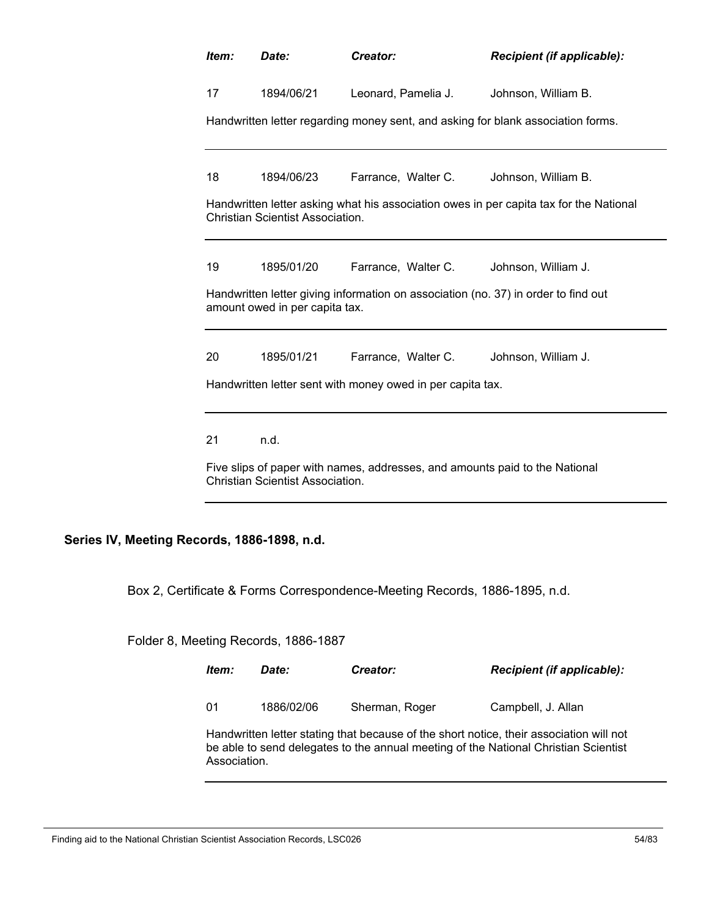| *Item:* | *Date:* | *Creator:* | *Recipient (if applicable):* |
|---|---|---|---|
| 17 | 1894/06/21 | Leonard, Pamelia J. | Johnson, William B. |

Handwritten letter regarding money sent, and asking for blank association forms.

---

| *Item:* | *Date:* | *Creator:* | *Recipient (if applicable):* |
|---|---|---|---|
| 18 | 1894/06/23 | Farrance, Walter C. | Johnson, William B. |

Handwritten letter asking what his association owes in per capita tax for the National Christian Scientist Association.

---

| *Item:* | *Date:* | *Creator:* | *Recipient (if applicable):* |
|---|---|---|---|
| 19 | 1895/01/20 | Farrance, Walter C. | Johnson, William J. |

Handwritten letter giving information on association (no. 37) in order to find out amount owed in per capita tax.

---

| *Item:* | *Date:* | *Creator:* | *Recipient (if applicable):* |
|---|---|---|---|
| 20 | 1895/01/21 | Farrance, Walter C. | Johnson, William J. |

Handwritten letter sent with money owed in per capita tax.

---

| *Item:* | *Date:* | *Creator:* | *Recipient (if applicable):* |
|---|---|---|---|
| 21 | n.d. | | |

Five slips of paper with names, addresses, and amounts paid to the National Christian Scientist Association.

---

## Series IV, Meeting Records, 1886-1898, n.d.

Box 2, Certificate & Forms Correspondence-Meeting Records, 1886-1895, n.d.

Folder 8, Meeting Records, 1886-1887

| *Item:* | *Date:* | *Creator:* | *Recipient (if applicable):* |
|---|---|---|---|
| 01 | 1886/02/06 | Sherman, Roger | Campbell, J. Allan |

Handwritten letter stating that because of the short notice, their association will not be able to send delegates to the annual meeting of the National Christian Scientist Association.

---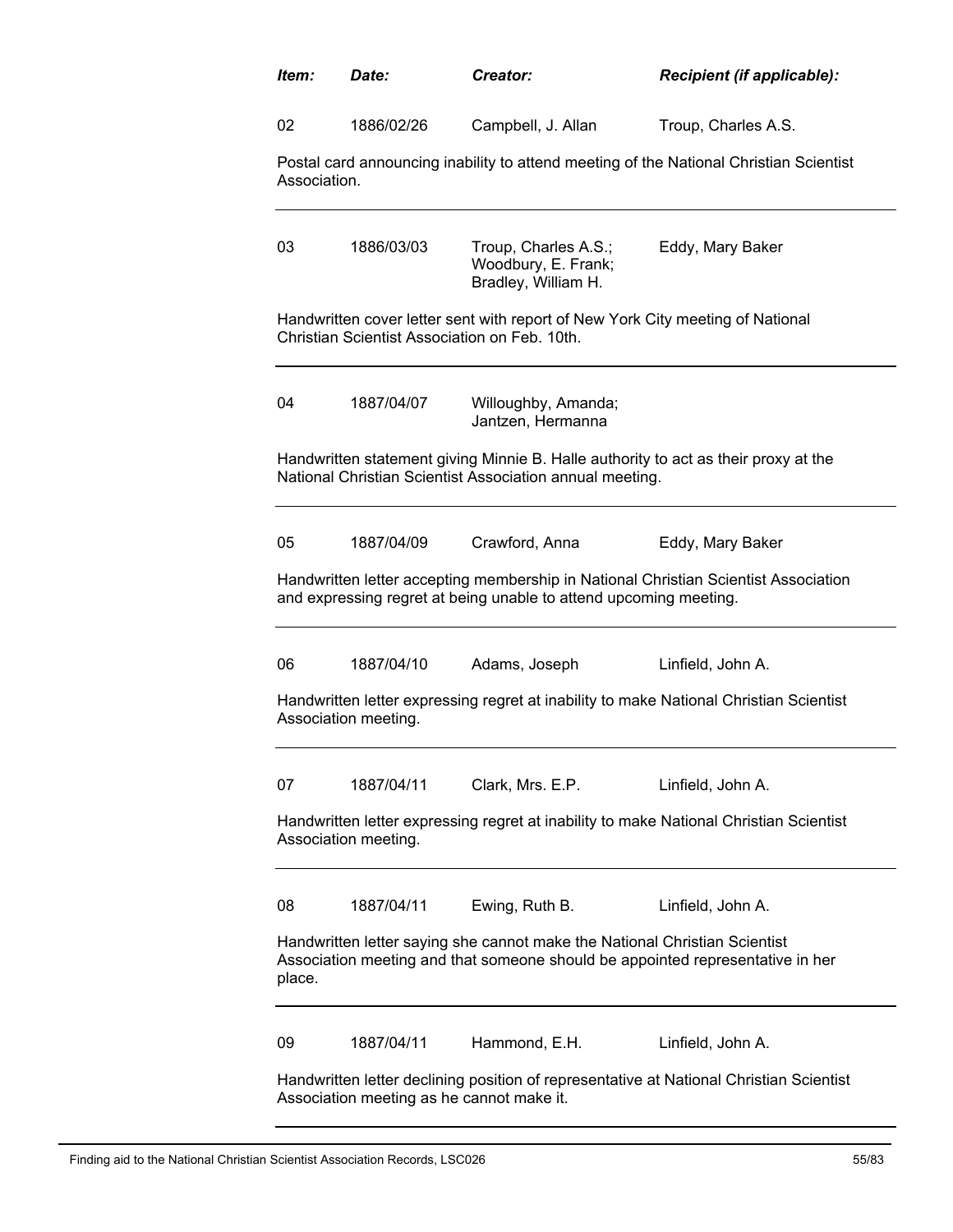| *Item:* | *Date:* | *Creator:* | *Recipient (if applicable):* |
|---|---|---|---|
| 02 | 1886/02/26 | Campbell, J. Allan | Troup, Charles A.S. |

Postal card announcing inability to attend meeting of the National Christian Scientist Association.

---

| | | | |
|---|---|---|---|
| 03 | 1886/03/03 | Troup, Charles A.S.; Woodbury, E. Frank; Bradley, William H. | Eddy, Mary Baker |

Handwritten cover letter sent with report of New York City meeting of National Christian Scientist Association on Feb. 10th.

---

| | | | |
|---|---|---|---|
| 04 | 1887/04/07 | Willoughby, Amanda; Jantzen, Hermanna | |

Handwritten statement giving Minnie B. Halle authority to act as their proxy at the National Christian Scientist Association annual meeting.

---

| | | | |
|---|---|---|---|
| 05 | 1887/04/09 | Crawford, Anna | Eddy, Mary Baker |

Handwritten letter accepting membership in National Christian Scientist Association and expressing regret at being unable to attend upcoming meeting.

---

| | | | |
|---|---|---|---|
| 06 | 1887/04/10 | Adams, Joseph | Linfield, John A. |

Handwritten letter expressing regret at inability to make National Christian Scientist Association meeting.

---

| | | | |
|---|---|---|---|
| 07 | 1887/04/11 | Clark, Mrs. E.P. | Linfield, John A. |

Handwritten letter expressing regret at inability to make National Christian Scientist Association meeting.

---

| | | | |
|---|---|---|---|
| 08 | 1887/04/11 | Ewing, Ruth B. | Linfield, John A. |

Handwritten letter saying she cannot make the National Christian Scientist Association meeting and that someone should be appointed representative in her place.

---

| | | | |
|---|---|---|---|
| 09 | 1887/04/11 | Hammond, E.H. | Linfield, John A. |

Handwritten letter declining position of representative at National Christian Scientist Association meeting as he cannot make it.

---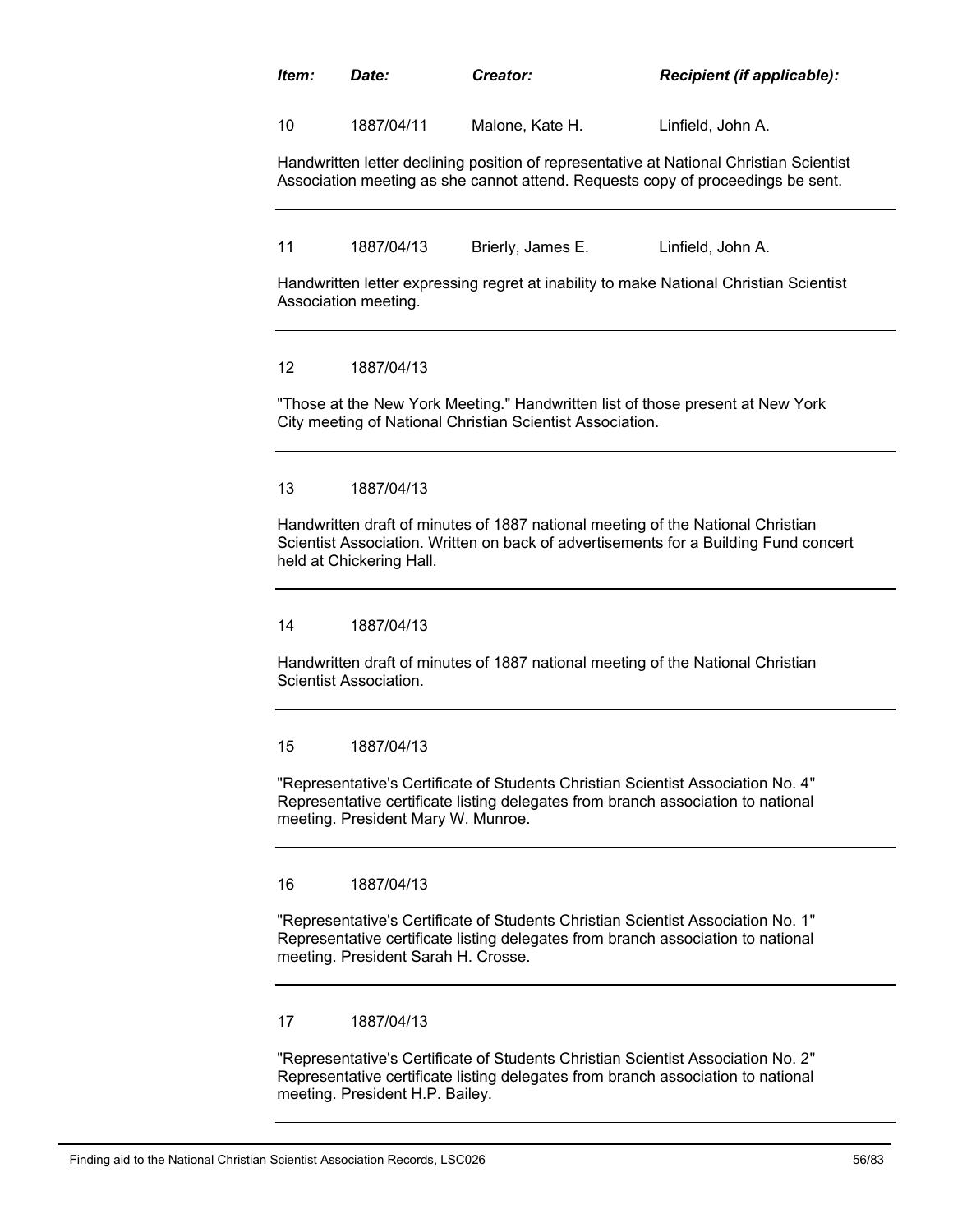| Item: | Date: | Creator: | Recipient (if applicable): |
|---|---|---|---|
| 10 | 1887/04/11 | Malone, Kate H. | Linfield, John A. |

Handwritten letter declining position of representative at National Christian Scientist Association meeting as she cannot attend. Requests copy of proceedings be sent.

---

| Item | Date | Creator | Recipient |
|---|---|---|---|
| 11 | 1887/04/13 | Brierly, James E. | Linfield, John A. |

Handwritten letter expressing regret at inability to make National Christian Scientist Association meeting.

---

12 1887/04/13

"Those at the New York Meeting." Handwritten list of those present at New York City meeting of National Christian Scientist Association.

---

13 1887/04/13

Handwritten draft of minutes of 1887 national meeting of the National Christian Scientist Association. Written on back of advertisements for a Building Fund concert held at Chickering Hall.

---

14 1887/04/13

Handwritten draft of minutes of 1887 national meeting of the National Christian Scientist Association.

---

15 1887/04/13

"Representative's Certificate of Students Christian Scientist Association No. 4" Representative certificate listing delegates from branch association to national meeting. President Mary W. Munroe.

---

16 1887/04/13

"Representative's Certificate of Students Christian Scientist Association No. 1" Representative certificate listing delegates from branch association to national meeting. President Sarah H. Crosse.

---

17 1887/04/13

"Representative's Certificate of Students Christian Scientist Association No. 2" Representative certificate listing delegates from branch association to national meeting. President H.P. Bailey.

---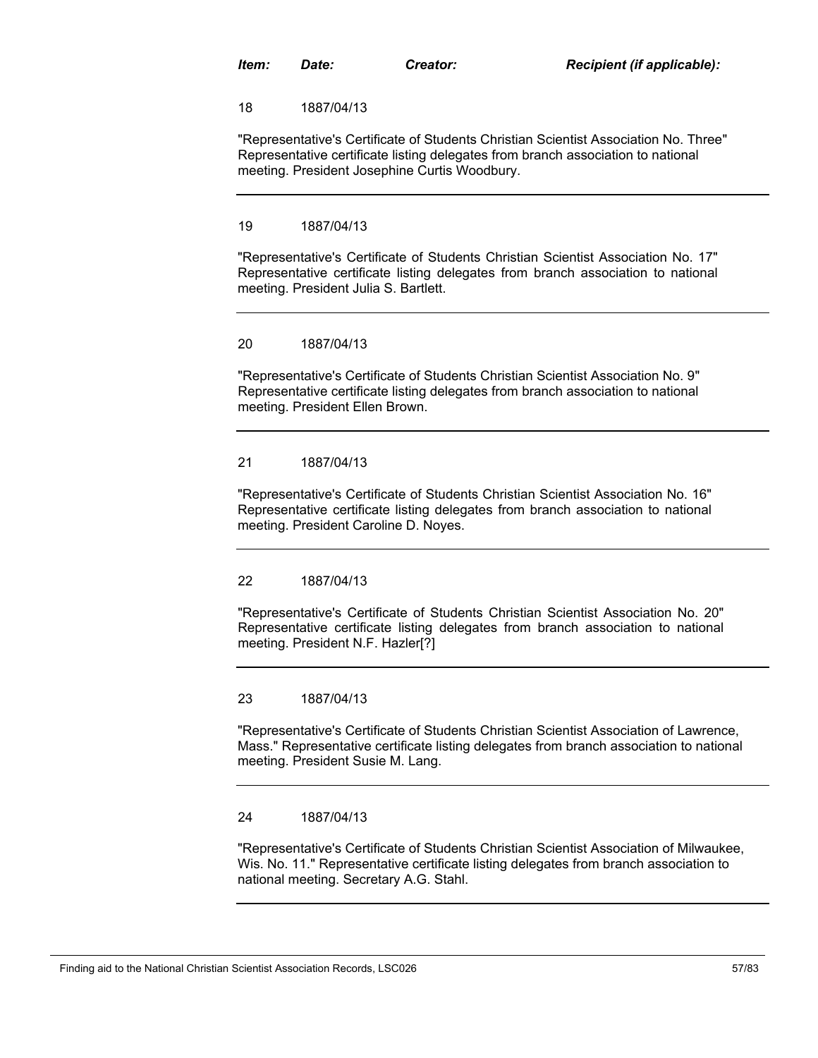| Item: | Date: | Creator: | Recipient (if applicable): |
|---|---|---|---|

18 1887/04/13

"Representative's Certificate of Students Christian Scientist Association No. Three" Representative certificate listing delegates from branch association to national meeting. President Josephine Curtis Woodbury.

---

19 1887/04/13

"Representative's Certificate of Students Christian Scientist Association No. 17" Representative certificate listing delegates from branch association to national meeting. President Julia S. Bartlett.

---

20 1887/04/13

"Representative's Certificate of Students Christian Scientist Association No. 9" Representative certificate listing delegates from branch association to national meeting. President Ellen Brown.

---

21 1887/04/13

"Representative's Certificate of Students Christian Scientist Association No. 16" Representative certificate listing delegates from branch association to national meeting. President Caroline D. Noyes.

---

22 1887/04/13

"Representative's Certificate of Students Christian Scientist Association No. 20" Representative certificate listing delegates from branch association to national meeting. President N.F. Hazler[?]

---

23 1887/04/13

"Representative's Certificate of Students Christian Scientist Association of Lawrence, Mass." Representative certificate listing delegates from branch association to national meeting. President Susie M. Lang.

---

24 1887/04/13

"Representative's Certificate of Students Christian Scientist Association of Milwaukee, Wis. No. 11." Representative certificate listing delegates from branch association to national meeting. Secretary A.G. Stahl.

---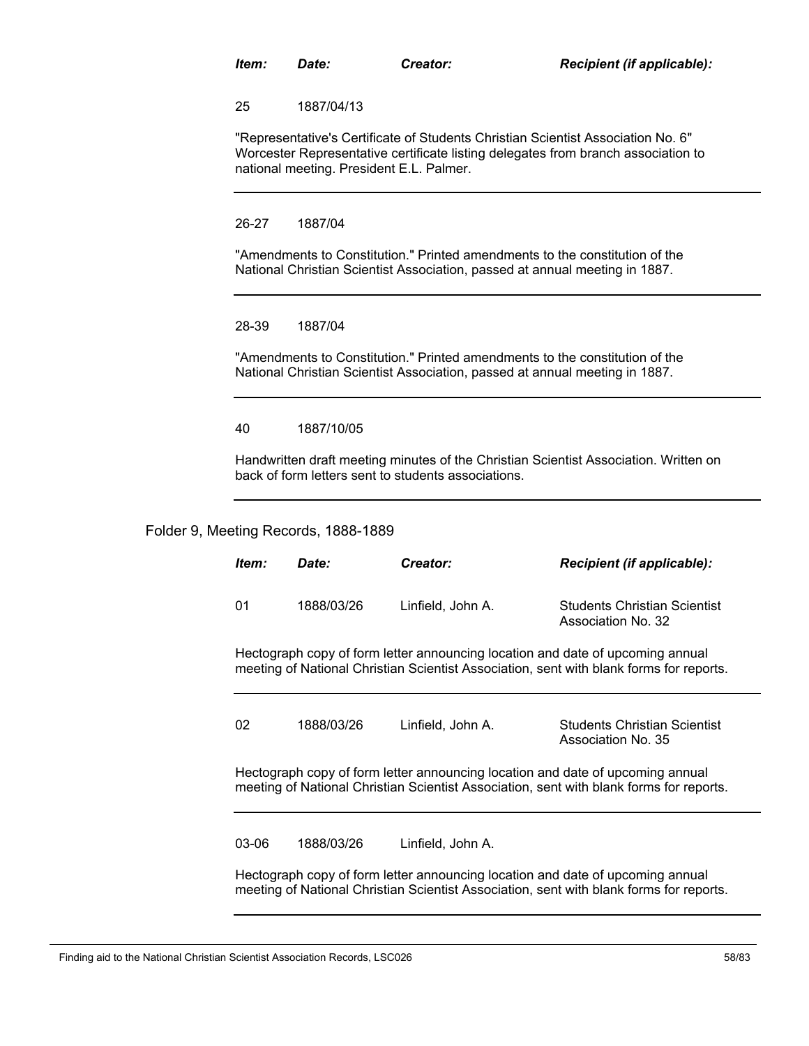| *Item:* | *Date:* | *Creator:* | *Recipient (if applicable):* |
|---|---|---|---|
| 25 | 1887/04/13 | | |

"Representative's Certificate of Students Christian Scientist Association No. 6" Worcester Representative certificate listing delegates from branch association to national meeting. President E.L. Palmer.

---

| | | | |
|---|---|---|---|
| 26-27 | 1887/04 | | |

"Amendments to Constitution." Printed amendments to the constitution of the National Christian Scientist Association, passed at annual meeting in 1887.

---

| | | | |
|---|---|---|---|
| 28-39 | 1887/04 | | |

"Amendments to Constitution." Printed amendments to the constitution of the National Christian Scientist Association, passed at annual meeting in 1887.

---

| | | | |
|---|---|---|---|
| 40 | 1887/10/05 | | |

Handwritten draft meeting minutes of the Christian Scientist Association. Written on back of form letters sent to students associations.

---

Folder 9, Meeting Records, 1888-1889

| *Item:* | *Date:* | *Creator:* | *Recipient (if applicable):* |
|---|---|---|---|
| 01 | 1888/03/26 | Linfield, John A. | Students Christian Scientist Association No. 32 |

Hectograph copy of form letter announcing location and date of upcoming annual meeting of National Christian Scientist Association, sent with blank forms for reports.

---

| | | | |
|---|---|---|---|
| 02 | 1888/03/26 | Linfield, John A. | Students Christian Scientist Association No. 35 |

Hectograph copy of form letter announcing location and date of upcoming annual meeting of National Christian Scientist Association, sent with blank forms for reports.

---

| | | | |
|---|---|---|---|
| 03-06 | 1888/03/26 | Linfield, John A. | |

Hectograph copy of form letter announcing location and date of upcoming annual meeting of National Christian Scientist Association, sent with blank forms for reports.

---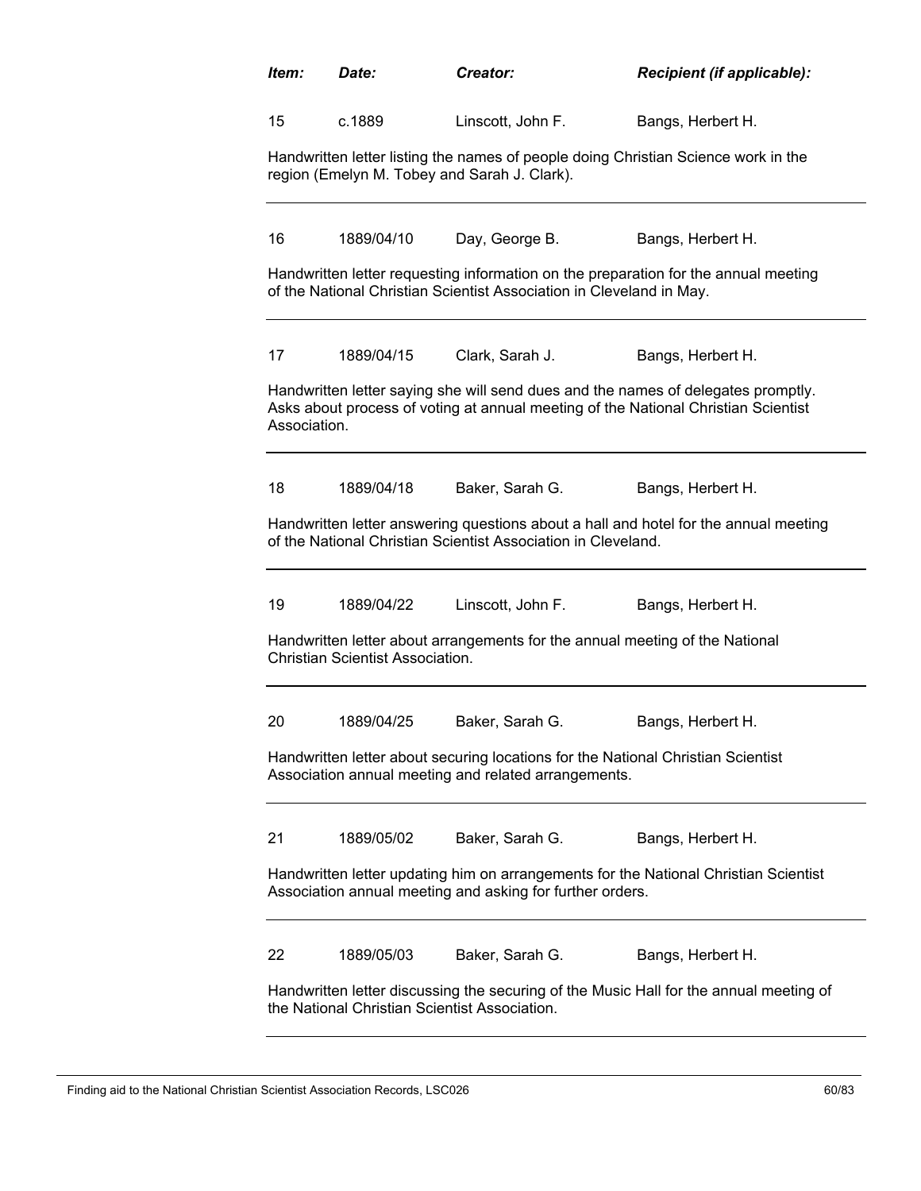| *Item:* | *Date:* | *Creator:* | *Recipient (if applicable):* |
|---|---|---|---|
| 15 | c.1889 | Linscott, John F. | Bangs, Herbert H. |

Handwritten letter listing the names of people doing Christian Science work in the region (Emelyn M. Tobey and Sarah J. Clark).

---

| | | | |
|---|---|---|---|
| 16 | 1889/04/10 | Day, George B. | Bangs, Herbert H. |

Handwritten letter requesting information on the preparation for the annual meeting of the National Christian Scientist Association in Cleveland in May.

---

| | | | |
|---|---|---|---|
| 17 | 1889/04/15 | Clark, Sarah J. | Bangs, Herbert H. |

Handwritten letter saying she will send dues and the names of delegates promptly. Asks about process of voting at annual meeting of the National Christian Scientist Association.

---

| | | | |
|---|---|---|---|
| 18 | 1889/04/18 | Baker, Sarah G. | Bangs, Herbert H. |

Handwritten letter answering questions about a hall and hotel for the annual meeting of the National Christian Scientist Association in Cleveland.

---

| | | | |
|---|---|---|---|
| 19 | 1889/04/22 | Linscott, John F. | Bangs, Herbert H. |

Handwritten letter about arrangements for the annual meeting of the National Christian Scientist Association.

---

| | | | |
|---|---|---|---|
| 20 | 1889/04/25 | Baker, Sarah G. | Bangs, Herbert H. |

Handwritten letter about securing locations for the National Christian Scientist Association annual meeting and related arrangements.

---

| | | | |
|---|---|---|---|
| 21 | 1889/05/02 | Baker, Sarah G. | Bangs, Herbert H. |

Handwritten letter updating him on arrangements for the National Christian Scientist Association annual meeting and asking for further orders.

---

| | | | |
|---|---|---|---|
| 22 | 1889/05/03 | Baker, Sarah G. | Bangs, Herbert H. |

Handwritten letter discussing the securing of the Music Hall for the annual meeting of the National Christian Scientist Association.

---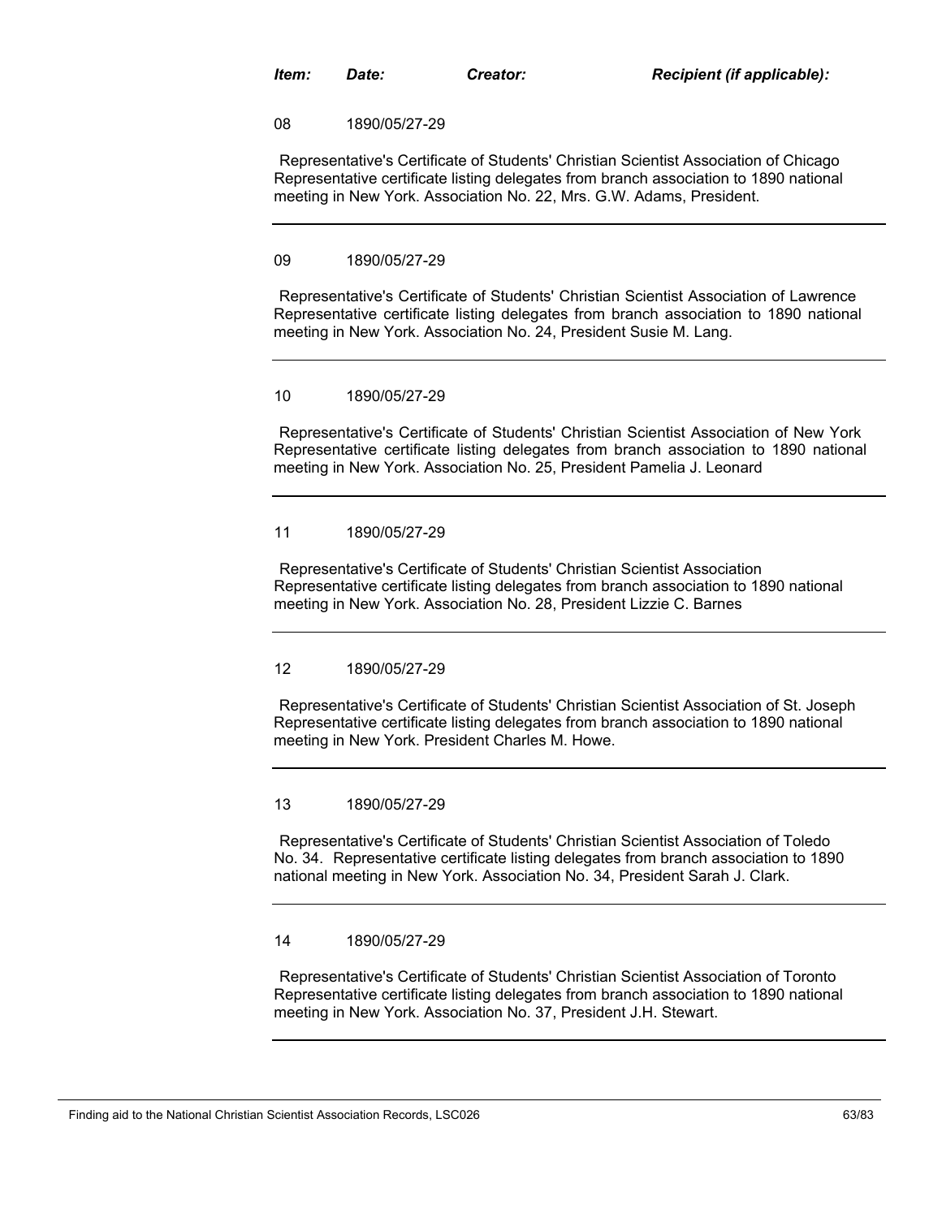| *Item:* | *Date:* | *Creator:* | *Recipient (if applicable):* |
| --- | --- | --- | --- |

08 1890/05/27-29

Representative's Certificate of Students' Christian Scientist Association of Chicago
Representative certificate listing delegates from branch association to 1890 national meeting in New York. Association No. 22, Mrs. G.W. Adams, President.

---

09 1890/05/27-29

Representative's Certificate of Students' Christian Scientist Association of Lawrence
Representative certificate listing delegates from branch association to 1890 national meeting in New York. Association No. 24, President Susie M. Lang.

---

10 1890/05/27-29

Representative's Certificate of Students' Christian Scientist Association of New York
Representative certificate listing delegates from branch association to 1890 national meeting in New York. Association No. 25, President Pamelia J. Leonard

---

11 1890/05/27-29

Representative's Certificate of Students' Christian Scientist Association
Representative certificate listing delegates from branch association to 1890 national meeting in New York. Association No. 28, President Lizzie C. Barnes

---

12 1890/05/27-29

Representative's Certificate of Students' Christian Scientist Association of St. Joseph
Representative certificate listing delegates from branch association to 1890 national meeting in New York. President Charles M. Howe.

---

13 1890/05/27-29

Representative's Certificate of Students' Christian Scientist Association of Toledo No. 34. Representative certificate listing delegates from branch association to 1890 national meeting in New York. Association No. 34, President Sarah J. Clark.

---

14 1890/05/27-29

Representative's Certificate of Students' Christian Scientist Association of Toronto
Representative certificate listing delegates from branch association to 1890 national meeting in New York. Association No. 37, President J.H. Stewart.

---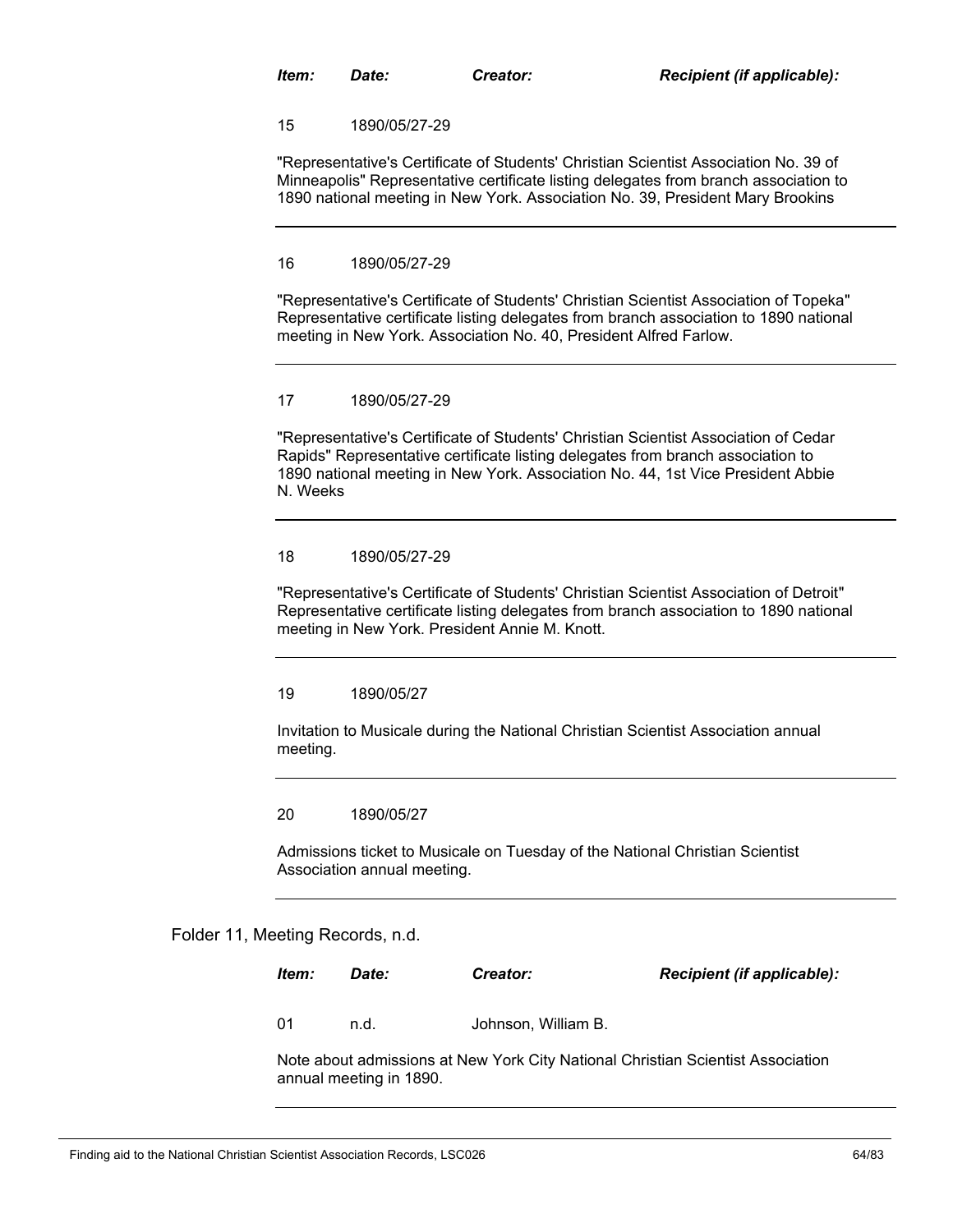| *Item:* | *Date:* | *Creator:* | *Recipient (if applicable):* |
|---|---|---|---|
| 15 | 1890/05/27-29 | | |

"Representative's Certificate of Students' Christian Scientist Association No. 39 of Minneapolis" Representative certificate listing delegates from branch association to 1890 national meeting in New York. Association No. 39, President Mary Brookins

---

| 16 | 1890/05/27-29 | | |
|---|---|---|---|

"Representative's Certificate of Students' Christian Scientist Association of Topeka" Representative certificate listing delegates from branch association to 1890 national meeting in New York. Association No. 40, President Alfred Farlow.

---

| 17 | 1890/05/27-29 | | |
|---|---|---|---|

"Representative's Certificate of Students' Christian Scientist Association of Cedar Rapids" Representative certificate listing delegates from branch association to 1890 national meeting in New York. Association No. 44, 1st Vice President Abbie N. Weeks

---

| 18 | 1890/05/27-29 | | |
|---|---|---|---|

"Representative's Certificate of Students' Christian Scientist Association of Detroit" Representative certificate listing delegates from branch association to 1890 national meeting in New York. President Annie M. Knott.

---

| 19 | 1890/05/27 | | |
|---|---|---|---|

Invitation to Musicale during the National Christian Scientist Association annual meeting.

---

| 20 | 1890/05/27 | | |
|---|---|---|---|

Admissions ticket to Musicale on Tuesday of the National Christian Scientist Association annual meeting.

---

Folder 11, Meeting Records, n.d.

| *Item:* | *Date:* | *Creator:* | *Recipient (if applicable):* |
|---|---|---|---|
| 01 | n.d. | Johnson, William B. | |

Note about admissions at New York City National Christian Scientist Association annual meeting in 1890.

---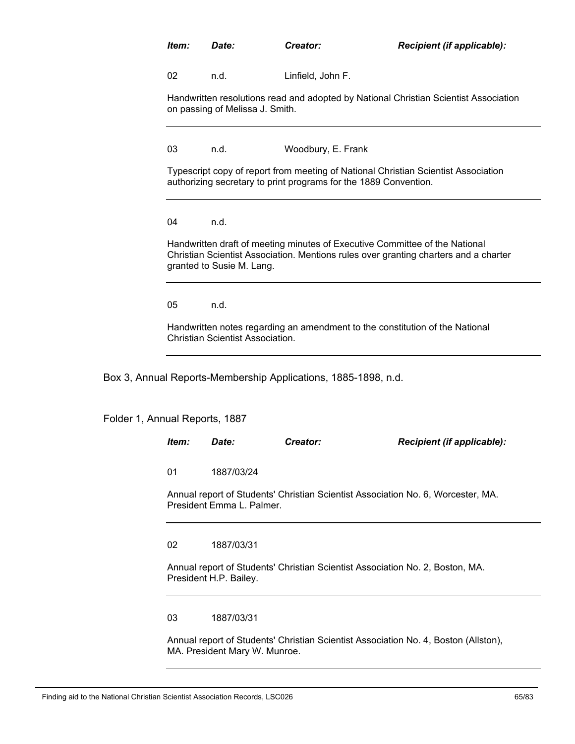| *Item:* | *Date:* | *Creator:* | *Recipient (if applicable):* |
|---|---|---|---|
| 02 | n.d. | Linfield, John F. | |

Handwritten resolutions read and adopted by National Christian Scientist Association on passing of Melissa J. Smith.

---

| | | | |
|---|---|---|---|
| 03 | n.d. | Woodbury, E. Frank | |

Typescript copy of report from meeting of National Christian Scientist Association authorizing secretary to print programs for the 1889 Convention.

---

| | | | |
|---|---|---|---|
| 04 | n.d. | | |

Handwritten draft of meeting minutes of Executive Committee of the National Christian Scientist Association. Mentions rules over granting charters and a charter granted to Susie M. Lang.

---

| | | | |
|---|---|---|---|
| 05 | n.d. | | |

Handwritten notes regarding an amendment to the constitution of the National Christian Scientist Association.

---

Box 3, Annual Reports-Membership Applications, 1885-1898, n.d.

Folder 1, Annual Reports, 1887

| *Item:* | *Date:* | *Creator:* | *Recipient (if applicable):* |
|---|---|---|---|
| 01 | 1887/03/24 | | |

Annual report of Students' Christian Scientist Association No. 6, Worcester, MA. President Emma L. Palmer.

---

| | | | |
|---|---|---|---|
| 02 | 1887/03/31 | | |

Annual report of Students' Christian Scientist Association No. 2, Boston, MA. President H.P. Bailey.

---

| | | | |
|---|---|---|---|
| 03 | 1887/03/31 | | |

Annual report of Students' Christian Scientist Association No. 4, Boston (Allston), MA. President Mary W. Munroe.

---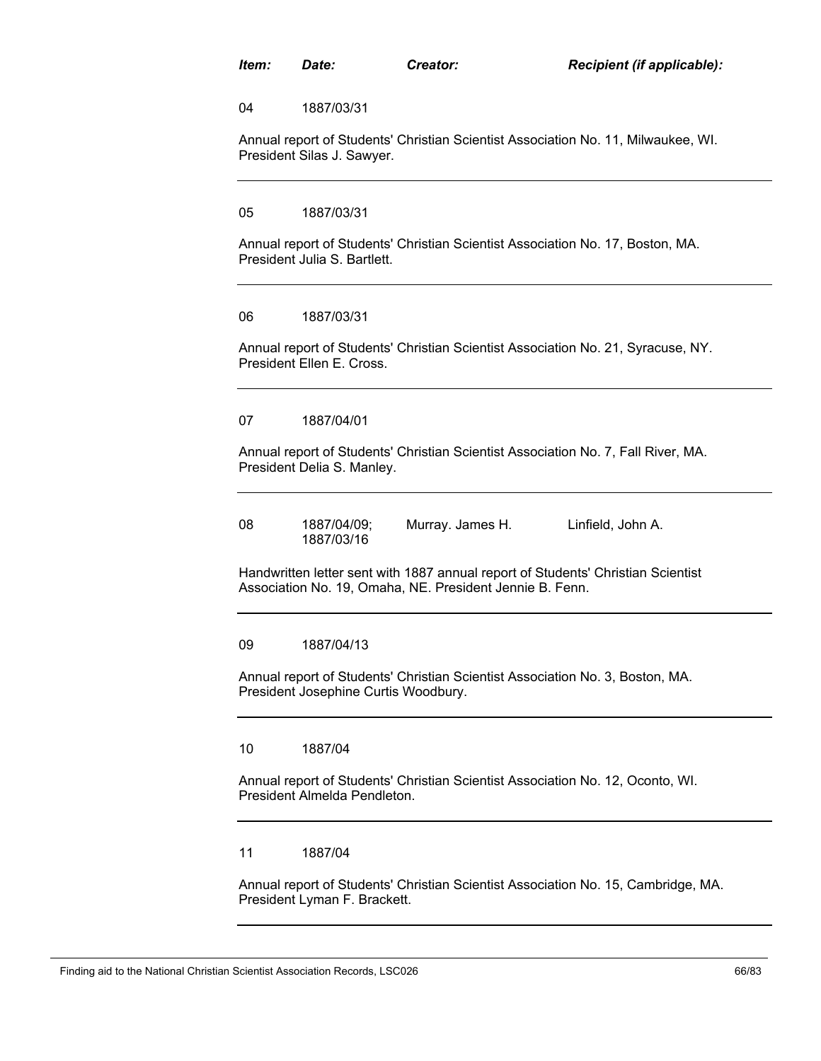| *Item:* | *Date:* | *Creator:* | *Recipient (if applicable):* |
|---|---|---|---|
| 04 | 1887/03/31 | | |

Annual report of Students' Christian Scientist Association No. 11, Milwaukee, WI. President Silas J. Sawyer.

---

| | | | |
|---|---|---|---|
| 05 | 1887/03/31 | | |

Annual report of Students' Christian Scientist Association No. 17, Boston, MA. President Julia S. Bartlett.

---

| | | | |
|---|---|---|---|
| 06 | 1887/03/31 | | |

Annual report of Students' Christian Scientist Association No. 21, Syracuse, NY. President Ellen E. Cross.

---

| | | | |
|---|---|---|---|
| 07 | 1887/04/01 | | |

Annual report of Students' Christian Scientist Association No. 7, Fall River, MA. President Delia S. Manley.

---

| | | | |
|---|---|---|---|
| 08 | 1887/04/09; 1887/03/16 | Murray. James H. | Linfield, John A. |

Handwritten letter sent with 1887 annual report of Students' Christian Scientist Association No. 19, Omaha, NE. President Jennie B. Fenn.

---

| | | | |
|---|---|---|---|
| 09 | 1887/04/13 | | |

Annual report of Students' Christian Scientist Association No. 3, Boston, MA. President Josephine Curtis Woodbury.

---

| | | | |
|---|---|---|---|
| 10 | 1887/04 | | |

Annual report of Students' Christian Scientist Association No. 12, Oconto, WI. President Almelda Pendleton.

---

| | | | |
|---|---|---|---|
| 11 | 1887/04 | | |

Annual report of Students' Christian Scientist Association No. 15, Cambridge, MA. President Lyman F. Brackett.

---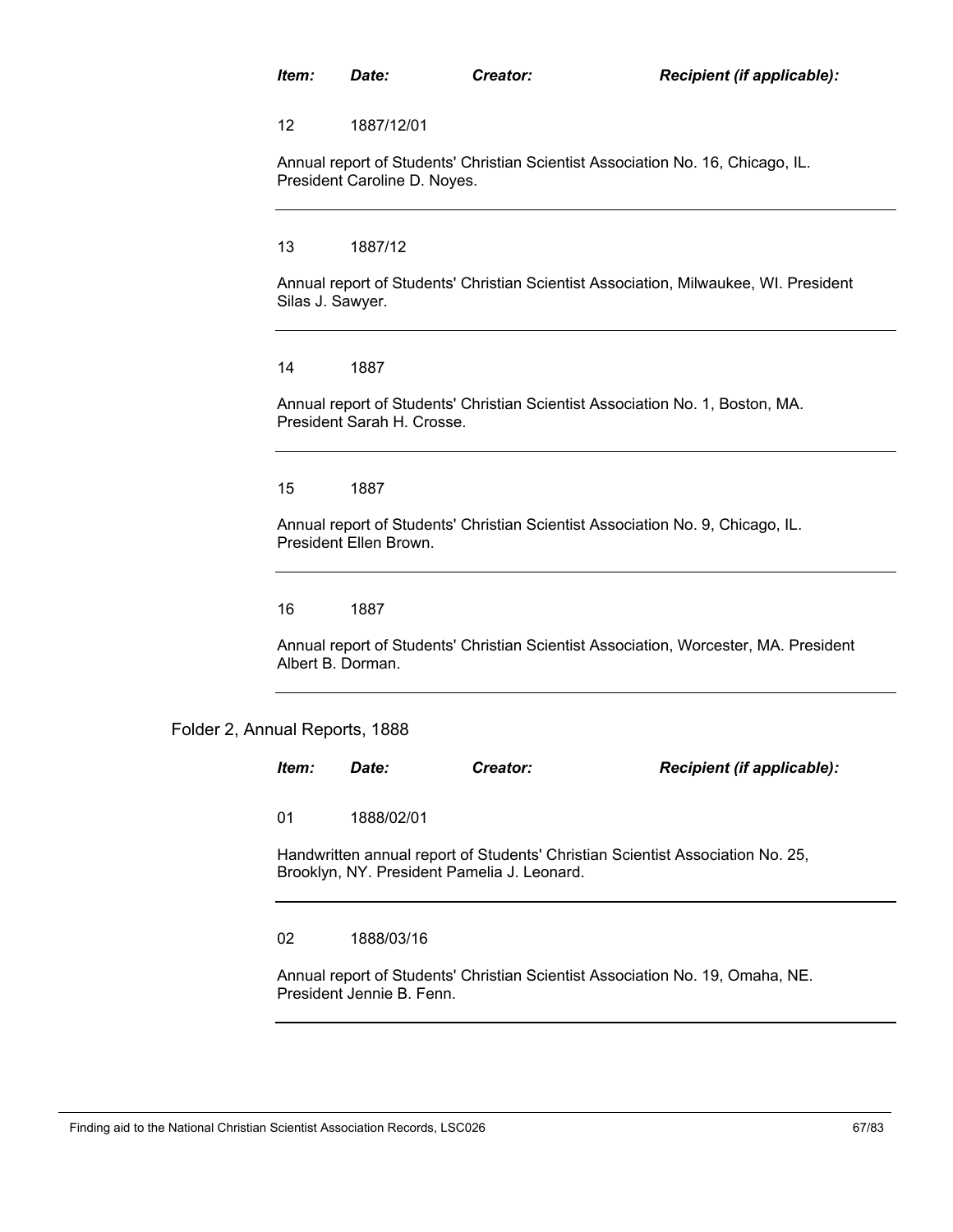| *Item:* | *Date:* | *Creator:* | *Recipient (if applicable):* |
|---|---|---|---|
| 12 | 1887/12/01 | | |

Annual report of Students' Christian Scientist Association No. 16, Chicago, IL. President Caroline D. Noyes.

---

| | | | |
|---|---|---|---|
| 13 | 1887/12 | | |

Annual report of Students' Christian Scientist Association, Milwaukee, WI. President Silas J. Sawyer.

---

| | | | |
|---|---|---|---|
| 14 | 1887 | | |

Annual report of Students' Christian Scientist Association No. 1, Boston, MA. President Sarah H. Crosse.

---

| | | | |
|---|---|---|---|
| 15 | 1887 | | |

Annual report of Students' Christian Scientist Association No. 9, Chicago, IL. President Ellen Brown.

---

| | | | |
|---|---|---|---|
| 16 | 1887 | | |

Annual report of Students' Christian Scientist Association, Worcester, MA. President Albert B. Dorman.

---

Folder 2, Annual Reports, 1888

| *Item:* | *Date:* | *Creator:* | *Recipient (if applicable):* |
|---|---|---|---|
| 01 | 1888/02/01 | | |

Handwritten annual report of Students' Christian Scientist Association No. 25, Brooklyn, NY. President Pamelia J. Leonard.

---

| | | | |
|---|---|---|---|
| 02 | 1888/03/16 | | |

Annual report of Students' Christian Scientist Association No. 19, Omaha, NE. President Jennie B. Fenn.

---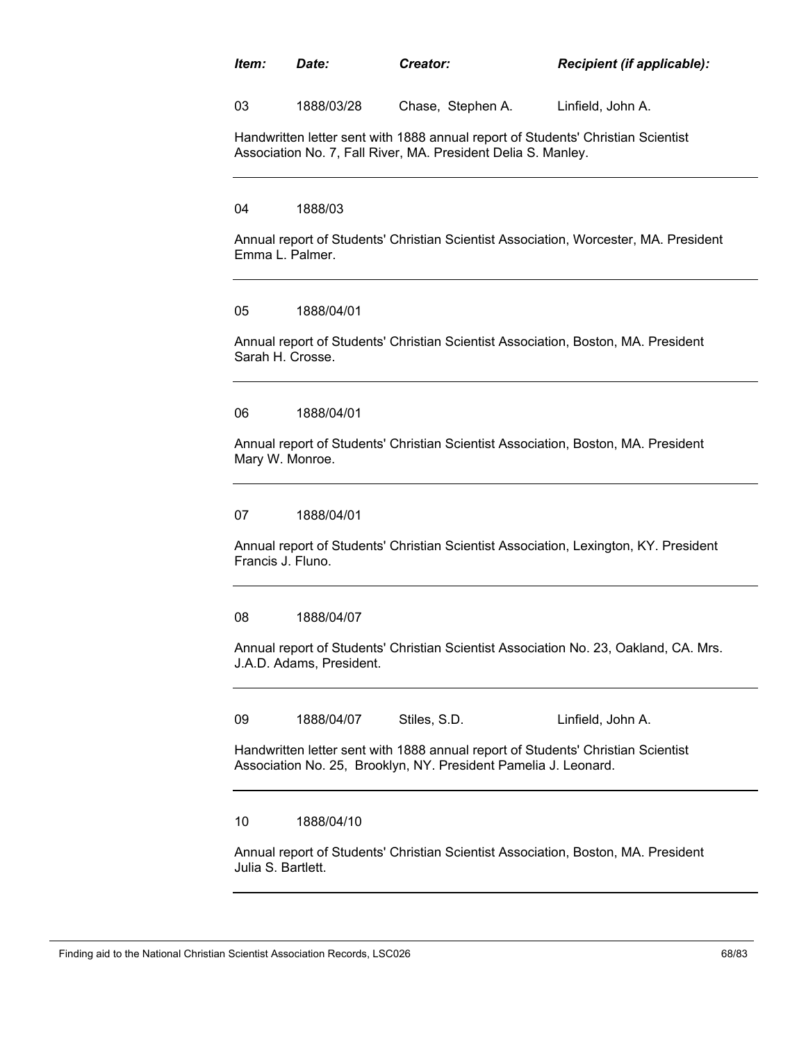| *Item:* | *Date:* | *Creator:* | *Recipient (if applicable):* |
|---|---|---|---|
| 03 | 1888/03/28 | Chase, Stephen A. | Linfield, John A. |

Handwritten letter sent with 1888 annual report of Students' Christian Scientist Association No. 7, Fall River, MA. President Delia S. Manley.

---

04 1888/03

Annual report of Students' Christian Scientist Association, Worcester, MA. President Emma L. Palmer.

---

05 1888/04/01

Annual report of Students' Christian Scientist Association, Boston, MA. President Sarah H. Crosse.

---

06 1888/04/01

Annual report of Students' Christian Scientist Association, Boston, MA. President Mary W. Monroe.

---

07 1888/04/01

Annual report of Students' Christian Scientist Association, Lexington, KY. President Francis J. Fluno.

---

08 1888/04/07

Annual report of Students' Christian Scientist Association No. 23, Oakland, CA. Mrs. J.A.D. Adams, President.

---

| | | | |
|---|---|---|---|
| 09 | 1888/04/07 | Stiles, S.D. | Linfield, John A. |

Handwritten letter sent with 1888 annual report of Students' Christian Scientist Association No. 25, Brooklyn, NY. President Pamelia J. Leonard.

---

10 1888/04/10

Annual report of Students' Christian Scientist Association, Boston, MA. President Julia S. Bartlett.

---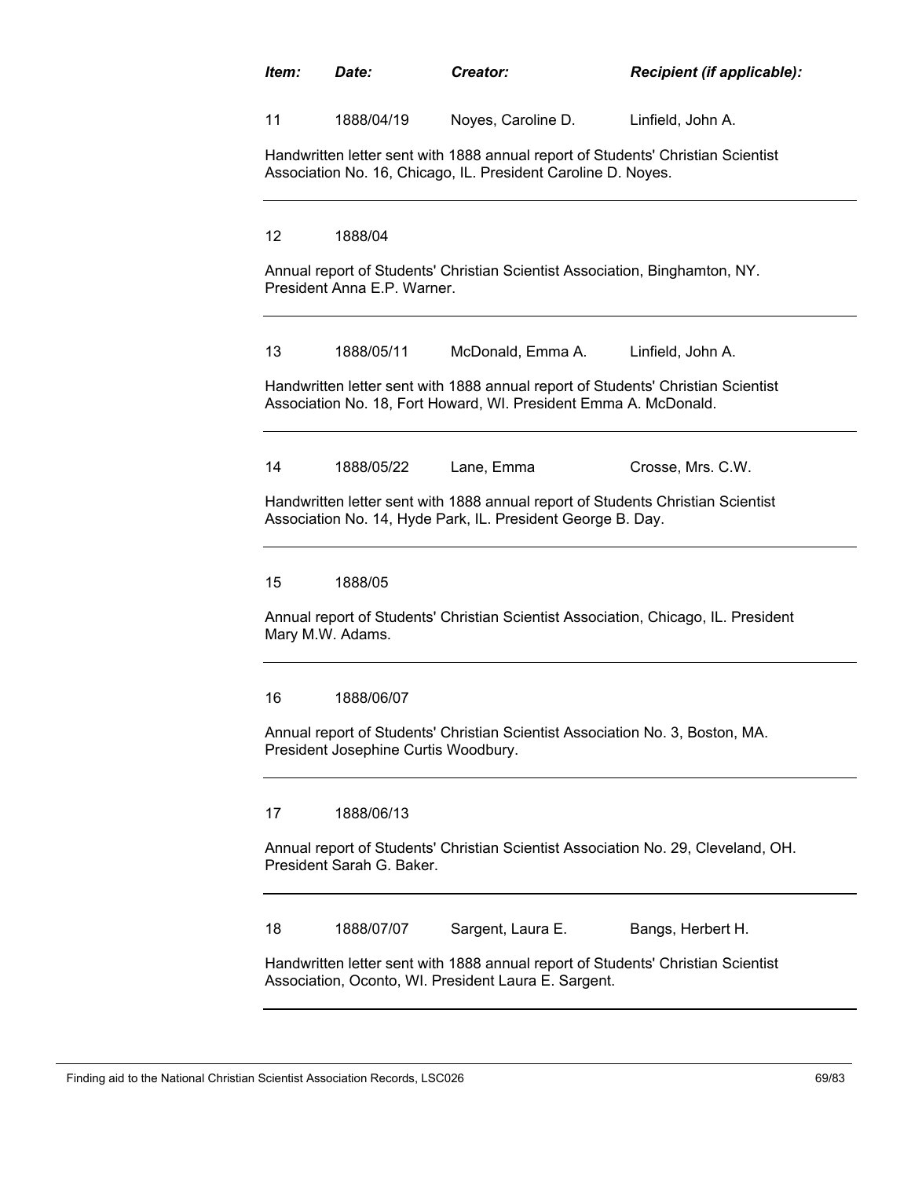| *Item:* | *Date:* | *Creator:* | *Recipient (if applicable):* |
|---|---|---|---|
| 11 | 1888/04/19 | Noyes, Caroline D. | Linfield, John A. |

Handwritten letter sent with 1888 annual report of Students' Christian Scientist Association No. 16, Chicago, IL. President Caroline D. Noyes.

---

| | | | |
|---|---|---|---|
| 12 | 1888/04 | | |

Annual report of Students' Christian Scientist Association, Binghamton, NY. President Anna E.P. Warner.

---

| | | | |
|---|---|---|---|
| 13 | 1888/05/11 | McDonald, Emma A. | Linfield, John A. |

Handwritten letter sent with 1888 annual report of Students' Christian Scientist Association No. 18, Fort Howard, WI. President Emma A. McDonald.

---

| | | | |
|---|---|---|---|
| 14 | 1888/05/22 | Lane, Emma | Crosse, Mrs. C.W. |

Handwritten letter sent with 1888 annual report of Students Christian Scientist Association No. 14, Hyde Park, IL. President George B. Day.

---

| | | | |
|---|---|---|---|
| 15 | 1888/05 | | |

Annual report of Students' Christian Scientist Association, Chicago, IL. President Mary M.W. Adams.

---

| | | | |
|---|---|---|---|
| 16 | 1888/06/07 | | |

Annual report of Students' Christian Scientist Association No. 3, Boston, MA. President Josephine Curtis Woodbury.

---

| | | | |
|---|---|---|---|
| 17 | 1888/06/13 | | |

Annual report of Students' Christian Scientist Association No. 29, Cleveland, OH. President Sarah G. Baker.

---

| | | | |
|---|---|---|---|
| 18 | 1888/07/07 | Sargent, Laura E. | Bangs, Herbert H. |

Handwritten letter sent with 1888 annual report of Students' Christian Scientist Association, Oconto, WI. President Laura E. Sargent.

---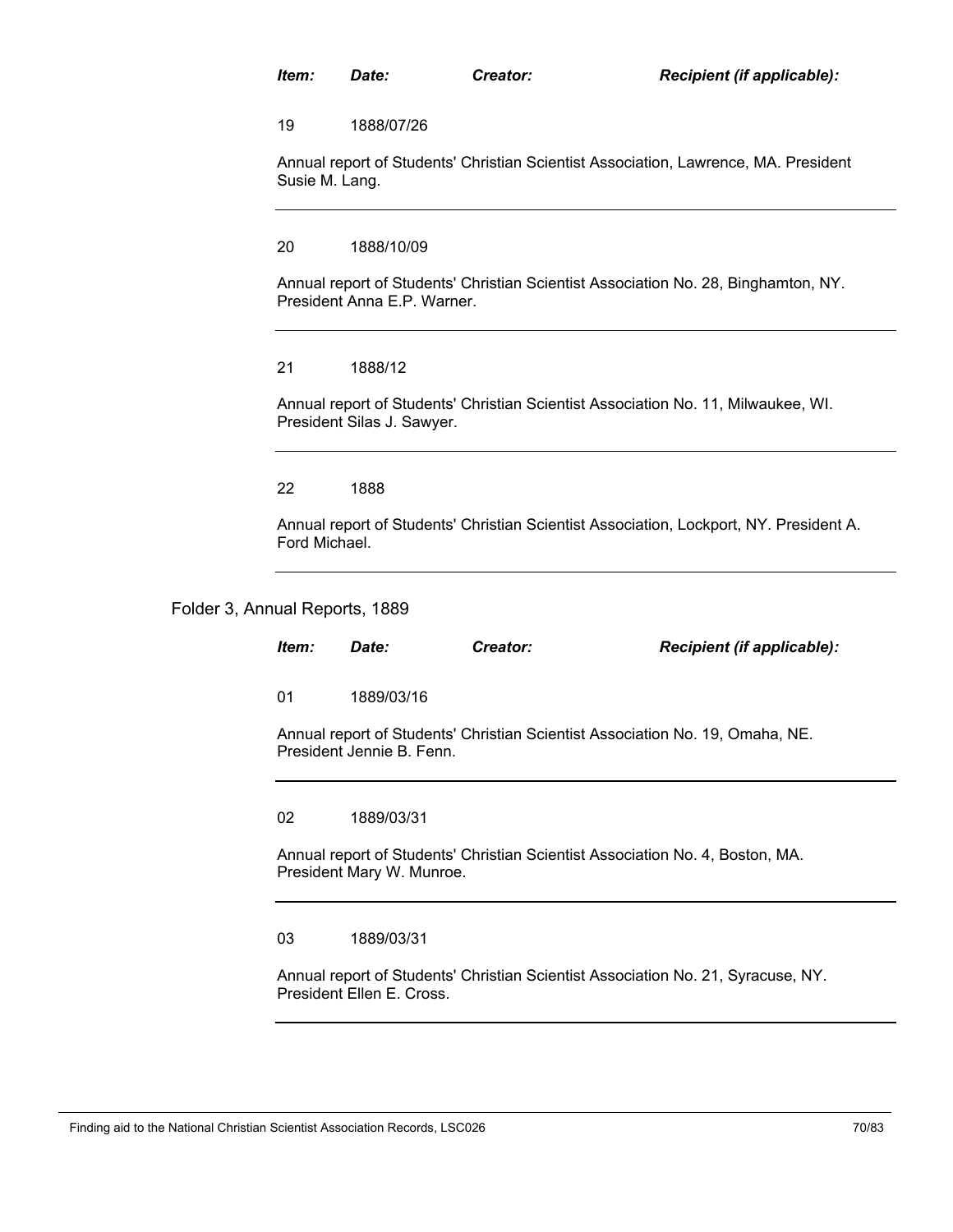| *Item:* | *Date:* | *Creator:* | *Recipient (if applicable):* |
|---|---|---|---|
| 19 | 1888/07/26 | | |

Annual report of Students' Christian Scientist Association, Lawrence, MA. President Susie M. Lang.

---

| *Item:* | *Date:* | *Creator:* | *Recipient (if applicable):* |
|---|---|---|---|
| 20 | 1888/10/09 | | |

Annual report of Students' Christian Scientist Association No. 28, Binghamton, NY. President Anna E.P. Warner.

---

| *Item:* | *Date:* | *Creator:* | *Recipient (if applicable):* |
|---|---|---|---|
| 21 | 1888/12 | | |

Annual report of Students' Christian Scientist Association No. 11, Milwaukee, WI. President Silas J. Sawyer.

---

| *Item:* | *Date:* | *Creator:* | *Recipient (if applicable):* |
|---|---|---|---|
| 22 | 1888 | | |

Annual report of Students' Christian Scientist Association, Lockport, NY. President A. Ford Michael.

---

## Folder 3, Annual Reports, 1889

| *Item:* | *Date:* | *Creator:* | *Recipient (if applicable):* |
|---|---|---|---|
| 01 | 1889/03/16 | | |

Annual report of Students' Christian Scientist Association No. 19, Omaha, NE. President Jennie B. Fenn.

---

| *Item:* | *Date:* | *Creator:* | *Recipient (if applicable):* |
|---|---|---|---|
| 02 | 1889/03/31 | | |

Annual report of Students' Christian Scientist Association No. 4, Boston, MA. President Mary W. Munroe.

---

| *Item:* | *Date:* | *Creator:* | *Recipient (if applicable):* |
|---|---|---|---|
| 03 | 1889/03/31 | | |

Annual report of Students' Christian Scientist Association No. 21, Syracuse, NY. President Ellen E. Cross.

---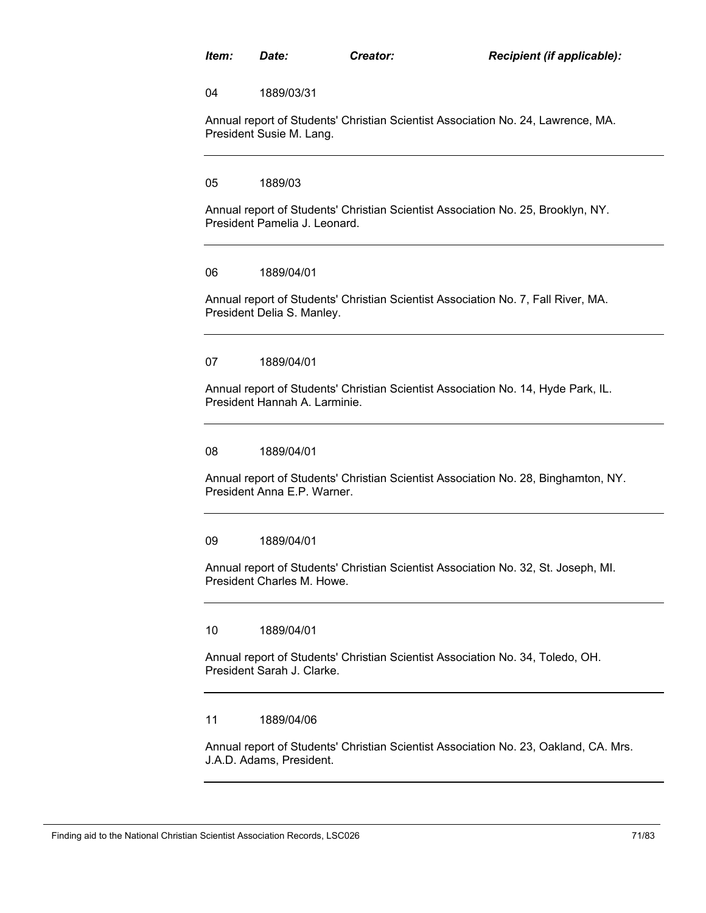| Item: | Date: | Creator: | Recipient (if applicable): |
|---|---|---|---|

04 1889/03/31

Annual report of Students' Christian Scientist Association No. 24, Lawrence, MA. President Susie M. Lang.

---

05 1889/03

Annual report of Students' Christian Scientist Association No. 25, Brooklyn, NY. President Pamelia J. Leonard.

---

06 1889/04/01

Annual report of Students' Christian Scientist Association No. 7, Fall River, MA. President Delia S. Manley.

---

07 1889/04/01

Annual report of Students' Christian Scientist Association No. 14, Hyde Park, IL. President Hannah A. Larminie.

---

08 1889/04/01

Annual report of Students' Christian Scientist Association No. 28, Binghamton, NY. President Anna E.P. Warner.

---

09 1889/04/01

Annual report of Students' Christian Scientist Association No. 32, St. Joseph, MI. President Charles M. Howe.

---

10 1889/04/01

Annual report of Students' Christian Scientist Association No. 34, Toledo, OH. President Sarah J. Clarke.

---

11 1889/04/06

Annual report of Students' Christian Scientist Association No. 23, Oakland, CA. Mrs. J.A.D. Adams, President.

---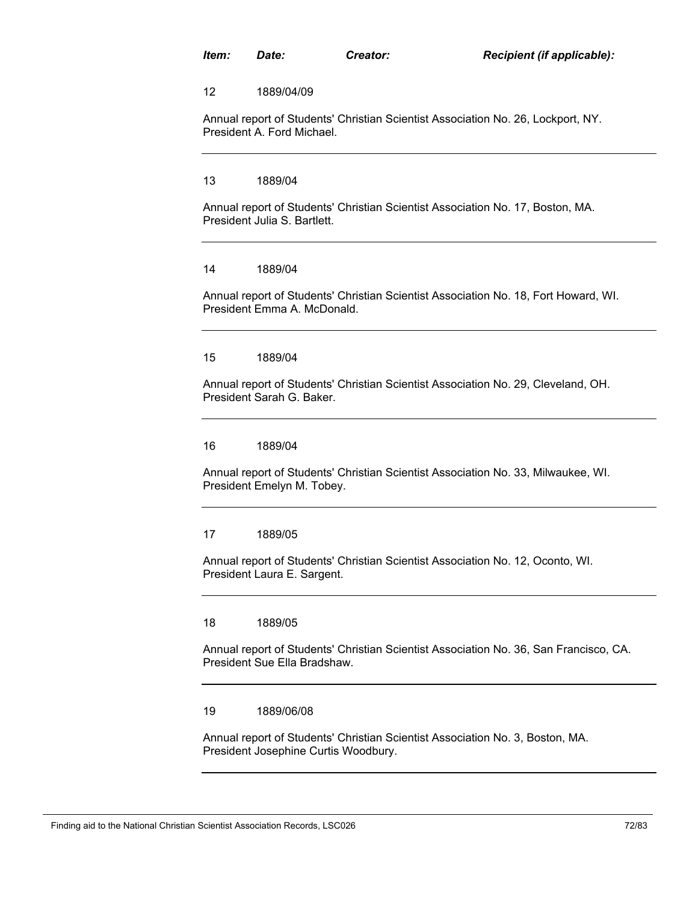| *Item:* | *Date:* | *Creator:* | *Recipient (if applicable):* |
|---|---|---|---|

12 1889/04/09

Annual report of Students' Christian Scientist Association No. 26, Lockport, NY. President A. Ford Michael.

---

13 1889/04

Annual report of Students' Christian Scientist Association No. 17, Boston, MA. President Julia S. Bartlett.

---

14 1889/04

Annual report of Students' Christian Scientist Association No. 18, Fort Howard, WI. President Emma A. McDonald.

---

15 1889/04

Annual report of Students' Christian Scientist Association No. 29, Cleveland, OH. President Sarah G. Baker.

---

16 1889/04

Annual report of Students' Christian Scientist Association No. 33, Milwaukee, WI. President Emelyn M. Tobey.

---

17 1889/05

Annual report of Students' Christian Scientist Association No. 12, Oconto, WI. President Laura E. Sargent.

---

18 1889/05

Annual report of Students' Christian Scientist Association No. 36, San Francisco, CA. President Sue Ella Bradshaw.

---

19 1889/06/08

Annual report of Students' Christian Scientist Association No. 3, Boston, MA. President Josephine Curtis Woodbury.

---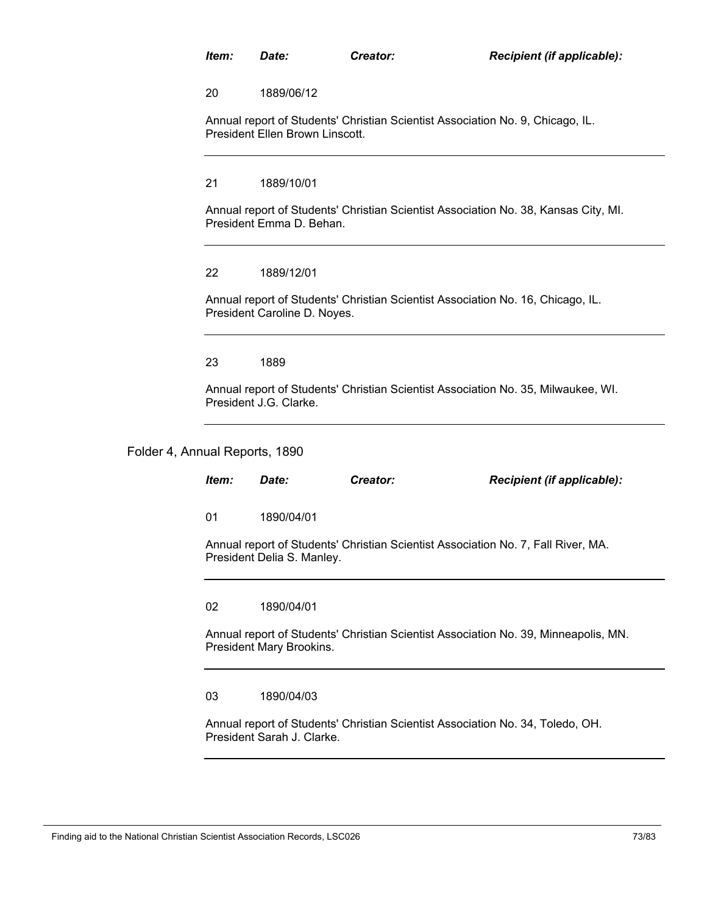| *Item:* | *Date:* | *Creator:* | *Recipient (if applicable):* |
|---|---|---|---|
| 20 | 1889/06/12 | | |

Annual report of Students' Christian Scientist Association No. 9, Chicago, IL. President Ellen Brown Linscott.

---

| *Item:* | *Date:* | *Creator:* | *Recipient (if applicable):* |
|---|---|---|---|
| 21 | 1889/10/01 | | |

Annual report of Students' Christian Scientist Association No. 38, Kansas City, MI. President Emma D. Behan.

---

| *Item:* | *Date:* | *Creator:* | *Recipient (if applicable):* |
|---|---|---|---|
| 22 | 1889/12/01 | | |

Annual report of Students' Christian Scientist Association No. 16, Chicago, IL. President Caroline D. Noyes.

---

| *Item:* | *Date:* | *Creator:* | *Recipient (if applicable):* |
|---|---|---|---|
| 23 | 1889 | | |

Annual report of Students' Christian Scientist Association No. 35, Milwaukee, WI. President J.G. Clarke.

---

Folder 4, Annual Reports, 1890

| *Item:* | *Date:* | *Creator:* | *Recipient (if applicable):* |
|---|---|---|---|
| 01 | 1890/04/01 | | |

Annual report of Students' Christian Scientist Association No. 7, Fall River, MA. President Delia S. Manley.

---

| *Item:* | *Date:* | *Creator:* | *Recipient (if applicable):* |
|---|---|---|---|
| 02 | 1890/04/01 | | |

Annual report of Students' Christian Scientist Association No. 39, Minneapolis, MN. President Mary Brookins.

---

| *Item:* | *Date:* | *Creator:* | *Recipient (if applicable):* |
|---|---|---|---|
| 03 | 1890/04/03 | | |

Annual report of Students' Christian Scientist Association No. 34, Toledo, OH. President Sarah J. Clarke.

---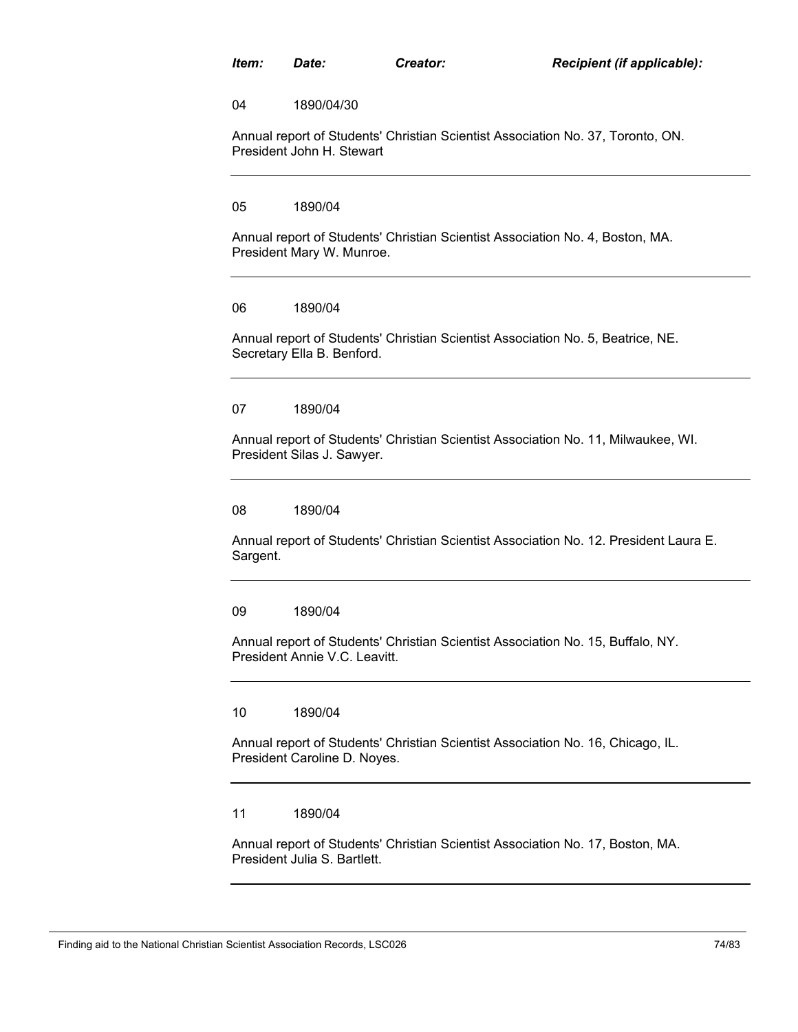| *Item:* | *Date:* | *Creator:* | *Recipient (if applicable):* |
|---|---|---|---|

04 1890/04/30

Annual report of Students' Christian Scientist Association No. 37, Toronto, ON. President John H. Stewart

---

05 1890/04

Annual report of Students' Christian Scientist Association No. 4, Boston, MA. President Mary W. Munroe.

---

06 1890/04

Annual report of Students' Christian Scientist Association No. 5, Beatrice, NE. Secretary Ella B. Benford.

---

07 1890/04

Annual report of Students' Christian Scientist Association No. 11, Milwaukee, WI. President Silas J. Sawyer.

---

08 1890/04

Annual report of Students' Christian Scientist Association No. 12. President Laura E. Sargent.

---

09 1890/04

Annual report of Students' Christian Scientist Association No. 15, Buffalo, NY. President Annie V.C. Leavitt.

---

10 1890/04

Annual report of Students' Christian Scientist Association No. 16, Chicago, IL. President Caroline D. Noyes.

---

11 1890/04

Annual report of Students' Christian Scientist Association No. 17, Boston, MA. President Julia S. Bartlett.

---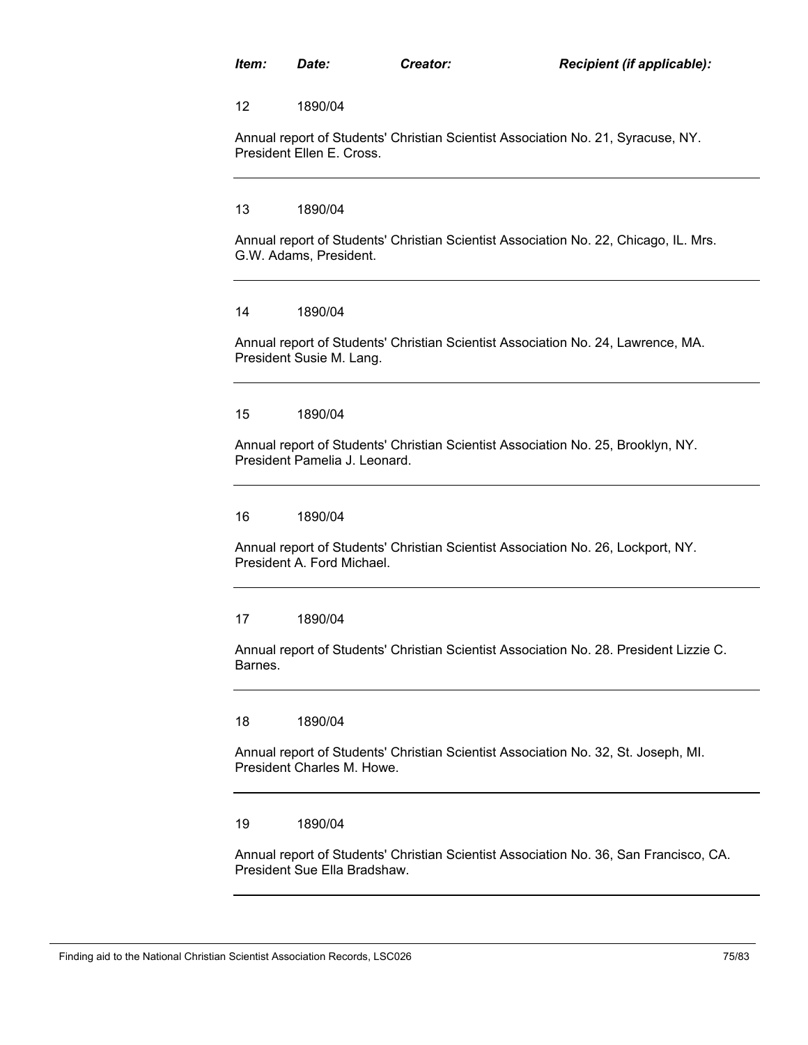| *Item:* | *Date:* | *Creator:* | *Recipient (if applicable):* |
|---|---|---|---|

12 1890/04

Annual report of Students' Christian Scientist Association No. 21, Syracuse, NY. President Ellen E. Cross.

---

13 1890/04

Annual report of Students' Christian Scientist Association No. 22, Chicago, IL. Mrs. G.W. Adams, President.

---

14 1890/04

Annual report of Students' Christian Scientist Association No. 24, Lawrence, MA. President Susie M. Lang.

---

15 1890/04

Annual report of Students' Christian Scientist Association No. 25, Brooklyn, NY. President Pamelia J. Leonard.

---

16 1890/04

Annual report of Students' Christian Scientist Association No. 26, Lockport, NY. President A. Ford Michael.

---

17 1890/04

Annual report of Students' Christian Scientist Association No. 28. President Lizzie C. Barnes.

---

18 1890/04

Annual report of Students' Christian Scientist Association No. 32, St. Joseph, MI. President Charles M. Howe.

---

19 1890/04

Annual report of Students' Christian Scientist Association No. 36, San Francisco, CA. President Sue Ella Bradshaw.

---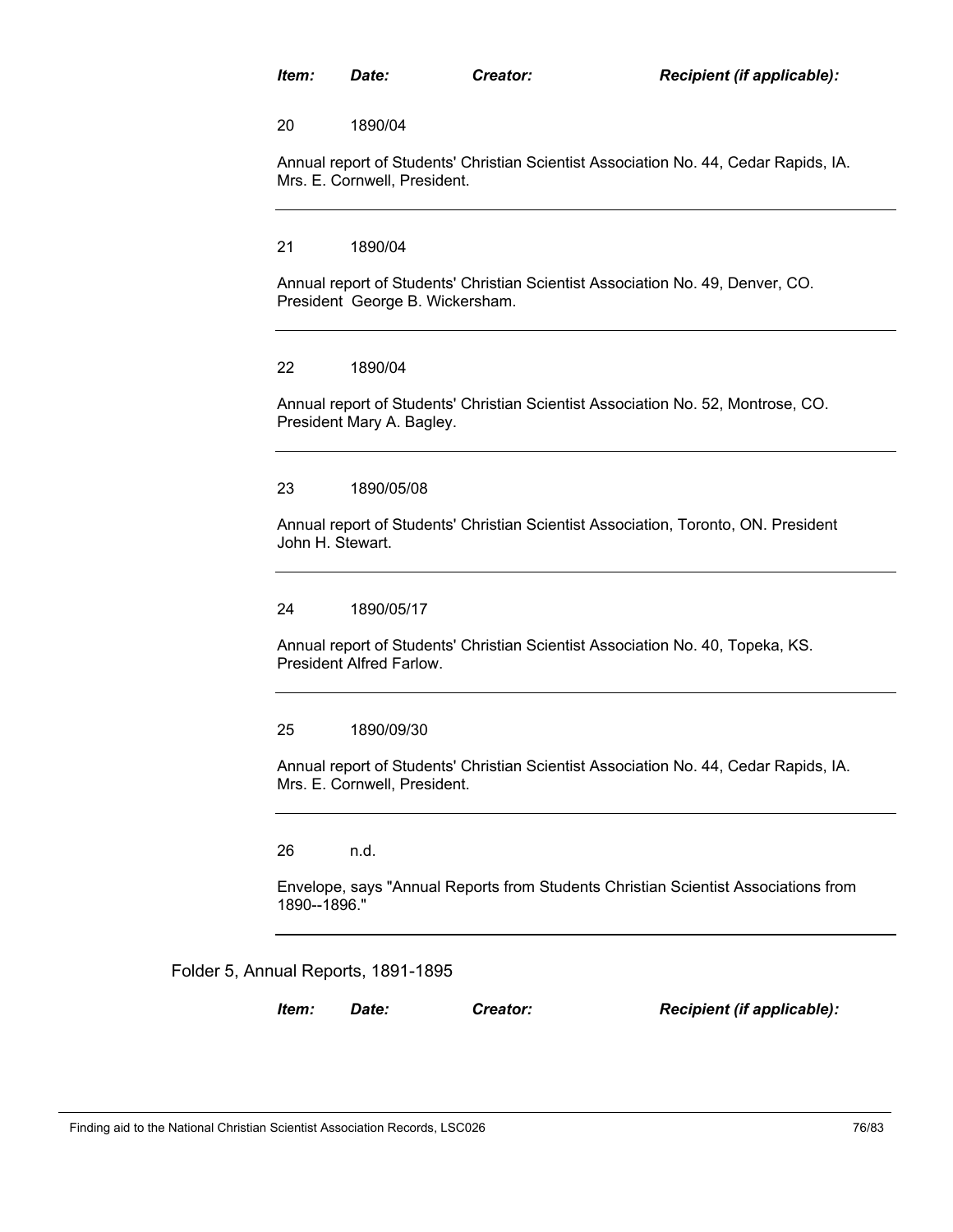| *Item:* | *Date:* | *Creator:* | *Recipient (if applicable):* |
|---|---|---|---|

20 1890/04

Annual report of Students' Christian Scientist Association No. 44, Cedar Rapids, IA. Mrs. E. Cornwell, President.

---

21 1890/04

Annual report of Students' Christian Scientist Association No. 49, Denver, CO. President George B. Wickersham.

---

22 1890/04

Annual report of Students' Christian Scientist Association No. 52, Montrose, CO. President Mary A. Bagley.

---

23 1890/05/08

Annual report of Students' Christian Scientist Association, Toronto, ON. President John H. Stewart.

---

24 1890/05/17

Annual report of Students' Christian Scientist Association No. 40, Topeka, KS. President Alfred Farlow.

---

25 1890/09/30

Annual report of Students' Christian Scientist Association No. 44, Cedar Rapids, IA. Mrs. E. Cornwell, President.

---

26 n.d.

Envelope, says "Annual Reports from Students Christian Scientist Associations from 1890--1896."

---

Folder 5, Annual Reports, 1891-1895

| *Item:* | *Date:* | *Creator:* | *Recipient (if applicable):* |
|---|---|---|---|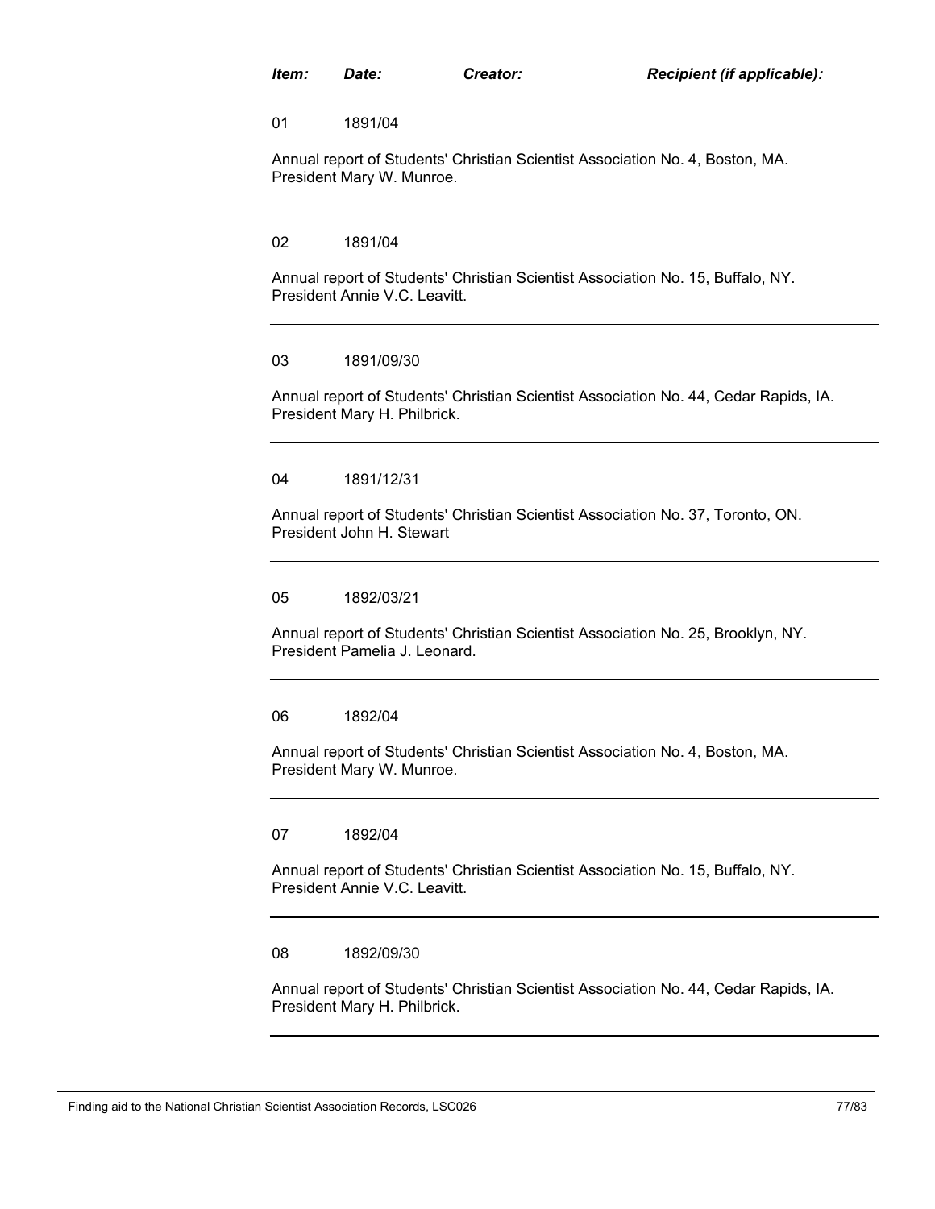| *Item:* | *Date:* | *Creator:* | *Recipient (if applicable):* |
|---|---|---|---|

01 1891/04

Annual report of Students' Christian Scientist Association No. 4, Boston, MA. President Mary W. Munroe.

---

02 1891/04

Annual report of Students' Christian Scientist Association No. 15, Buffalo, NY. President Annie V.C. Leavitt.

---

03 1891/09/30

Annual report of Students' Christian Scientist Association No. 44, Cedar Rapids, IA. President Mary H. Philbrick.

---

04 1891/12/31

Annual report of Students' Christian Scientist Association No. 37, Toronto, ON. President John H. Stewart

---

05 1892/03/21

Annual report of Students' Christian Scientist Association No. 25, Brooklyn, NY. President Pamelia J. Leonard.

---

06 1892/04

Annual report of Students' Christian Scientist Association No. 4, Boston, MA. President Mary W. Munroe.

---

07 1892/04

Annual report of Students' Christian Scientist Association No. 15, Buffalo, NY. President Annie V.C. Leavitt.

---

08 1892/09/30

Annual report of Students' Christian Scientist Association No. 44, Cedar Rapids, IA. President Mary H. Philbrick.

---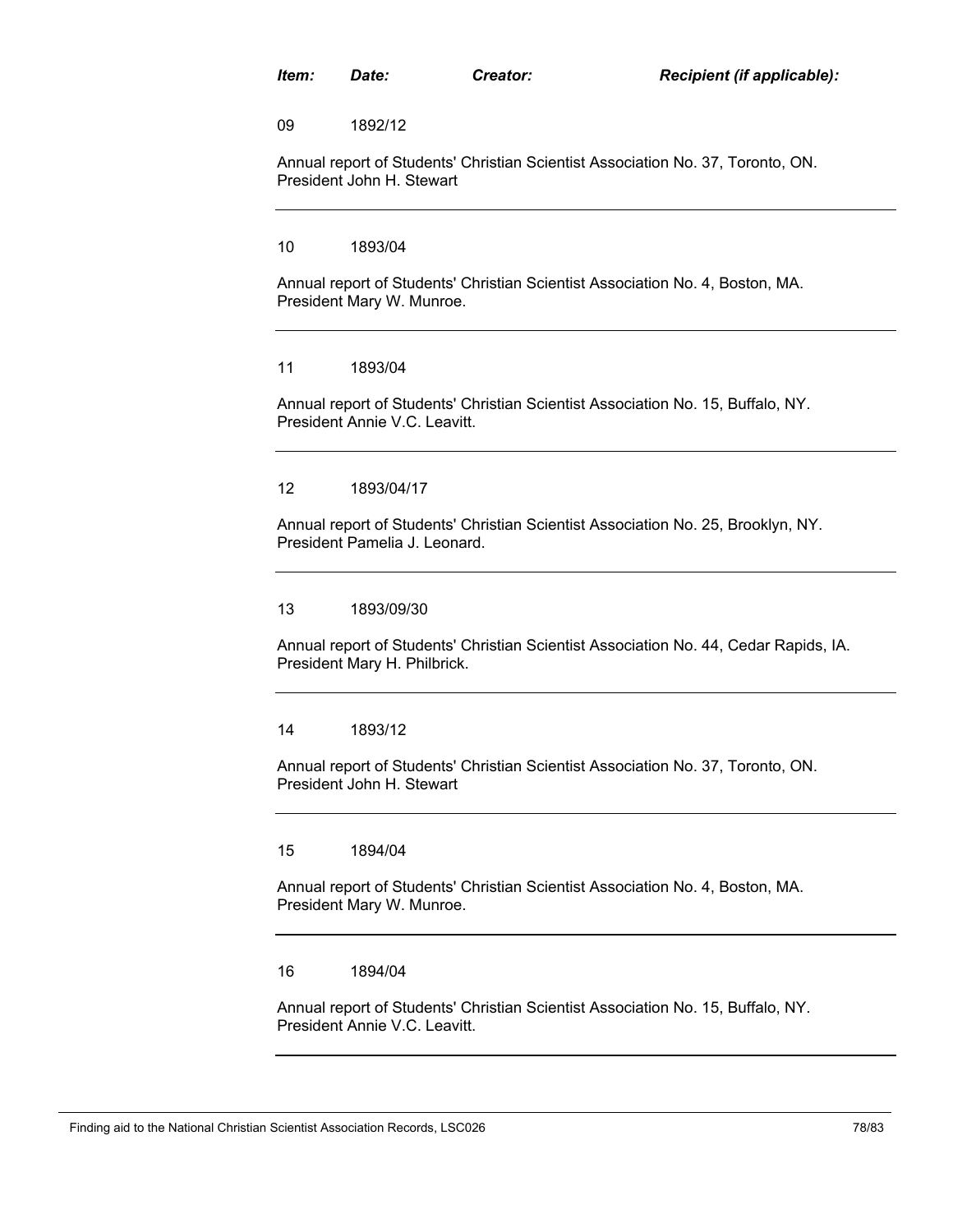| *Item:* | *Date:* | *Creator:* | *Recipient (if applicable):* |
|---|---|---|---|

09 1892/12

Annual report of Students' Christian Scientist Association No. 37, Toronto, ON. President John H. Stewart

---

10 1893/04

Annual report of Students' Christian Scientist Association No. 4, Boston, MA. President Mary W. Munroe.

---

11 1893/04

Annual report of Students' Christian Scientist Association No. 15, Buffalo, NY. President Annie V.C. Leavitt.

---

12 1893/04/17

Annual report of Students' Christian Scientist Association No. 25, Brooklyn, NY. President Pamelia J. Leonard.

---

13 1893/09/30

Annual report of Students' Christian Scientist Association No. 44, Cedar Rapids, IA. President Mary H. Philbrick.

---

14 1893/12

Annual report of Students' Christian Scientist Association No. 37, Toronto, ON. President John H. Stewart

---

15 1894/04

Annual report of Students' Christian Scientist Association No. 4, Boston, MA. President Mary W. Munroe.

---

16 1894/04

Annual report of Students' Christian Scientist Association No. 15, Buffalo, NY. President Annie V.C. Leavitt.

---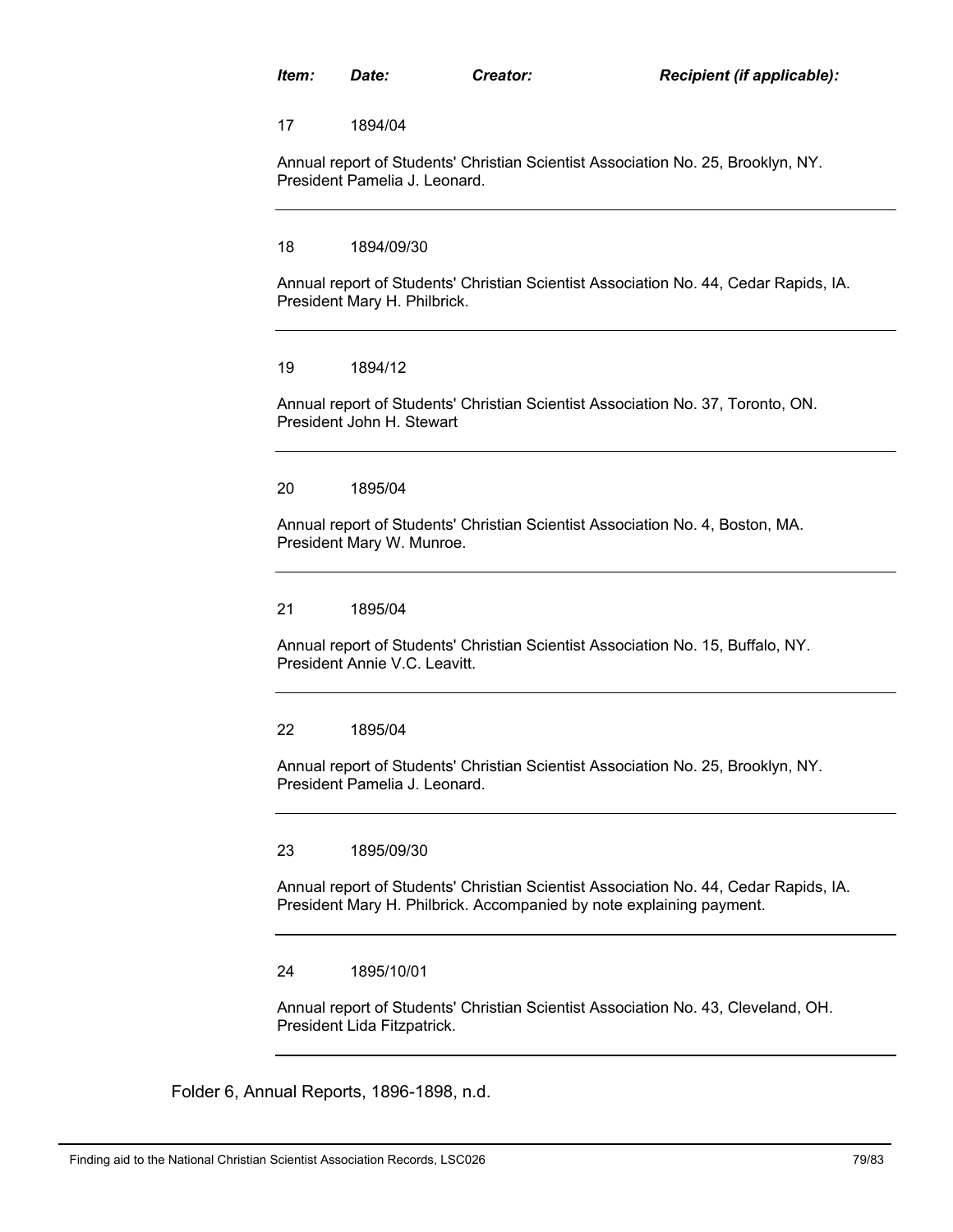***Item:*** ***Date:*** ***Creator:*** ***Recipient (if applicable):***

17 1894/04

Annual report of Students' Christian Scientist Association No. 25, Brooklyn, NY. President Pamelia J. Leonard.

---

18 1894/09/30

Annual report of Students' Christian Scientist Association No. 44, Cedar Rapids, IA. President Mary H. Philbrick.

---

19 1894/12

Annual report of Students' Christian Scientist Association No. 37, Toronto, ON. President John H. Stewart

---

20 1895/04

Annual report of Students' Christian Scientist Association No. 4, Boston, MA. President Mary W. Munroe.

---

21 1895/04

Annual report of Students' Christian Scientist Association No. 15, Buffalo, NY. President Annie V.C. Leavitt.

---

22 1895/04

Annual report of Students' Christian Scientist Association No. 25, Brooklyn, NY. President Pamelia J. Leonard.

---

23 1895/09/30

Annual report of Students' Christian Scientist Association No. 44, Cedar Rapids, IA. President Mary H. Philbrick. Accompanied by note explaining payment.

---

24 1895/10/01

Annual report of Students' Christian Scientist Association No. 43, Cleveland, OH. President Lida Fitzpatrick.

---

Folder 6, Annual Reports, 1896-1898, n.d.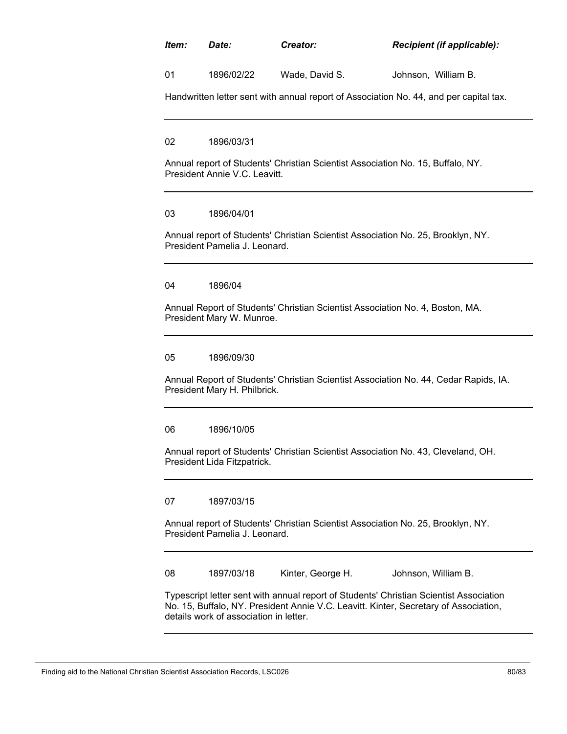| *Item:* | *Date:* | *Creator:* | *Recipient (if applicable):* |
|---|---|---|---|
| 01 | 1896/02/22 | Wade, David S. | Johnson, William B. |

Handwritten letter sent with annual report of Association No. 44, and per capital tax.

---

| | |
|---|---|
| 02 | 1896/03/31 |

Annual report of Students' Christian Scientist Association No. 15, Buffalo, NY. President Annie V.C. Leavitt.

---

| | |
|---|---|
| 03 | 1896/04/01 |

Annual report of Students' Christian Scientist Association No. 25, Brooklyn, NY. President Pamelia J. Leonard.

---

| | |
|---|---|
| 04 | 1896/04 |

Annual Report of Students' Christian Scientist Association No. 4, Boston, MA. President Mary W. Munroe.

---

| | |
|---|---|
| 05 | 1896/09/30 |

Annual Report of Students' Christian Scientist Association No. 44, Cedar Rapids, IA. President Mary H. Philbrick.

---

| | |
|---|---|
| 06 | 1896/10/05 |

Annual report of Students' Christian Scientist Association No. 43, Cleveland, OH. President Lida Fitzpatrick.

---

| | |
|---|---|
| 07 | 1897/03/15 |

Annual report of Students' Christian Scientist Association No. 25, Brooklyn, NY. President Pamelia J. Leonard.

---

| | | | |
|---|---|---|---|
| 08 | 1897/03/18 | Kinter, George H. | Johnson, William B. |

Typescript letter sent with annual report of Students' Christian Scientist Association No. 15, Buffalo, NY. President Annie V.C. Leavitt. Kinter, Secretary of Association, details work of association in letter.

---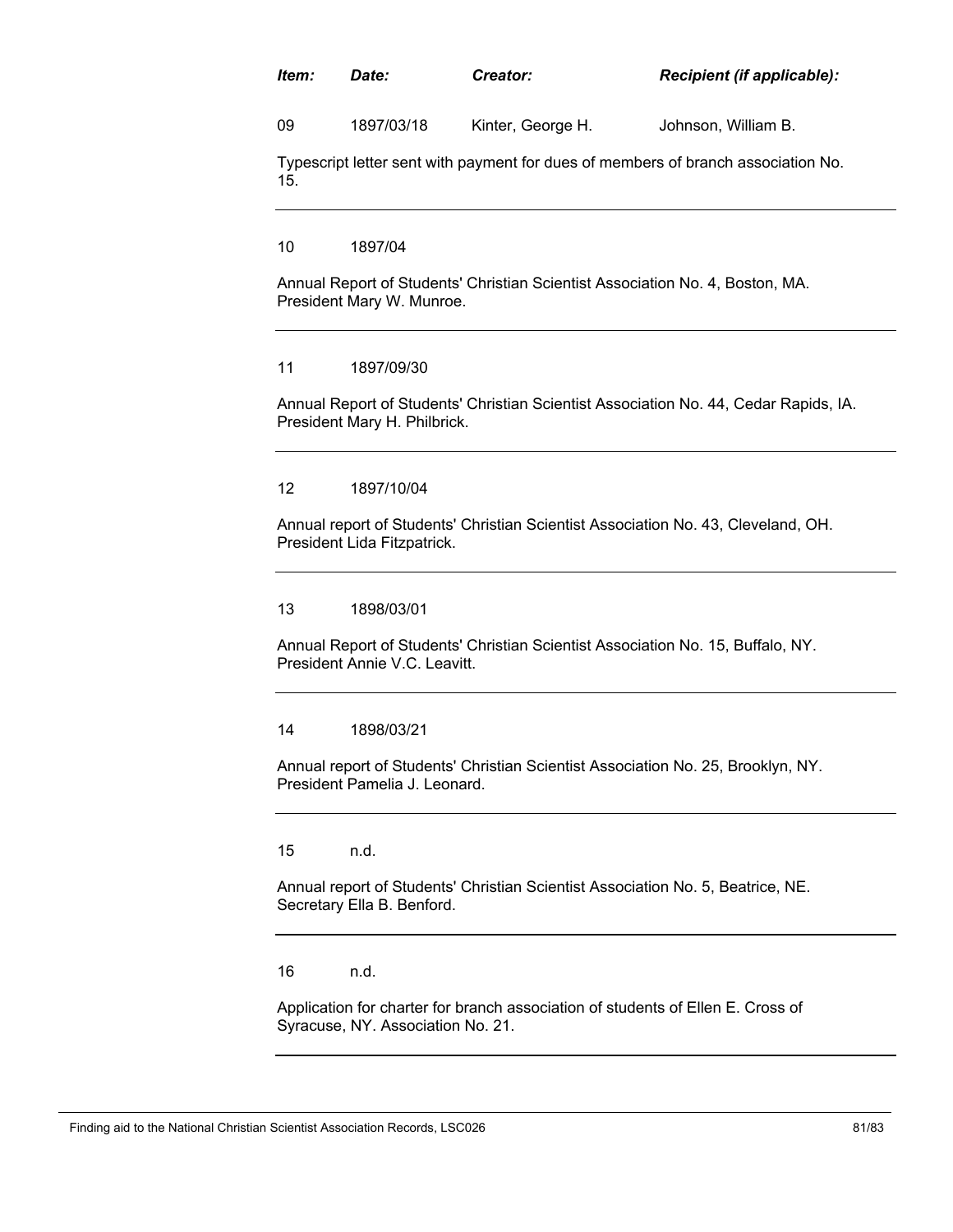| *Item:* | *Date:* | *Creator:* | *Recipient (if applicable):* |
|---|---|---|---|
| 09 | 1897/03/18 | Kinter, George H. | Johnson, William B. |

Typescript letter sent with payment for dues of members of branch association No. 15.

---

| | |
|---|---|
| 10 | 1897/04 |

Annual Report of Students' Christian Scientist Association No. 4, Boston, MA. President Mary W. Munroe.

---

| | |
|---|---|
| 11 | 1897/09/30 |

Annual Report of Students' Christian Scientist Association No. 44, Cedar Rapids, IA. President Mary H. Philbrick.

---

| | |
|---|---|
| 12 | 1897/10/04 |

Annual report of Students' Christian Scientist Association No. 43, Cleveland, OH. President Lida Fitzpatrick.

---

| | |
|---|---|
| 13 | 1898/03/01 |

Annual Report of Students' Christian Scientist Association No. 15, Buffalo, NY. President Annie V.C. Leavitt.

---

| | |
|---|---|
| 14 | 1898/03/21 |

Annual report of Students' Christian Scientist Association No. 25, Brooklyn, NY. President Pamelia J. Leonard.

---

| | |
|---|---|
| 15 | n.d. |

Annual report of Students' Christian Scientist Association No. 5, Beatrice, NE. Secretary Ella B. Benford.

---

| | |
|---|---|
| 16 | n.d. |

Application for charter for branch association of students of Ellen E. Cross of Syracuse, NY. Association No. 21.

---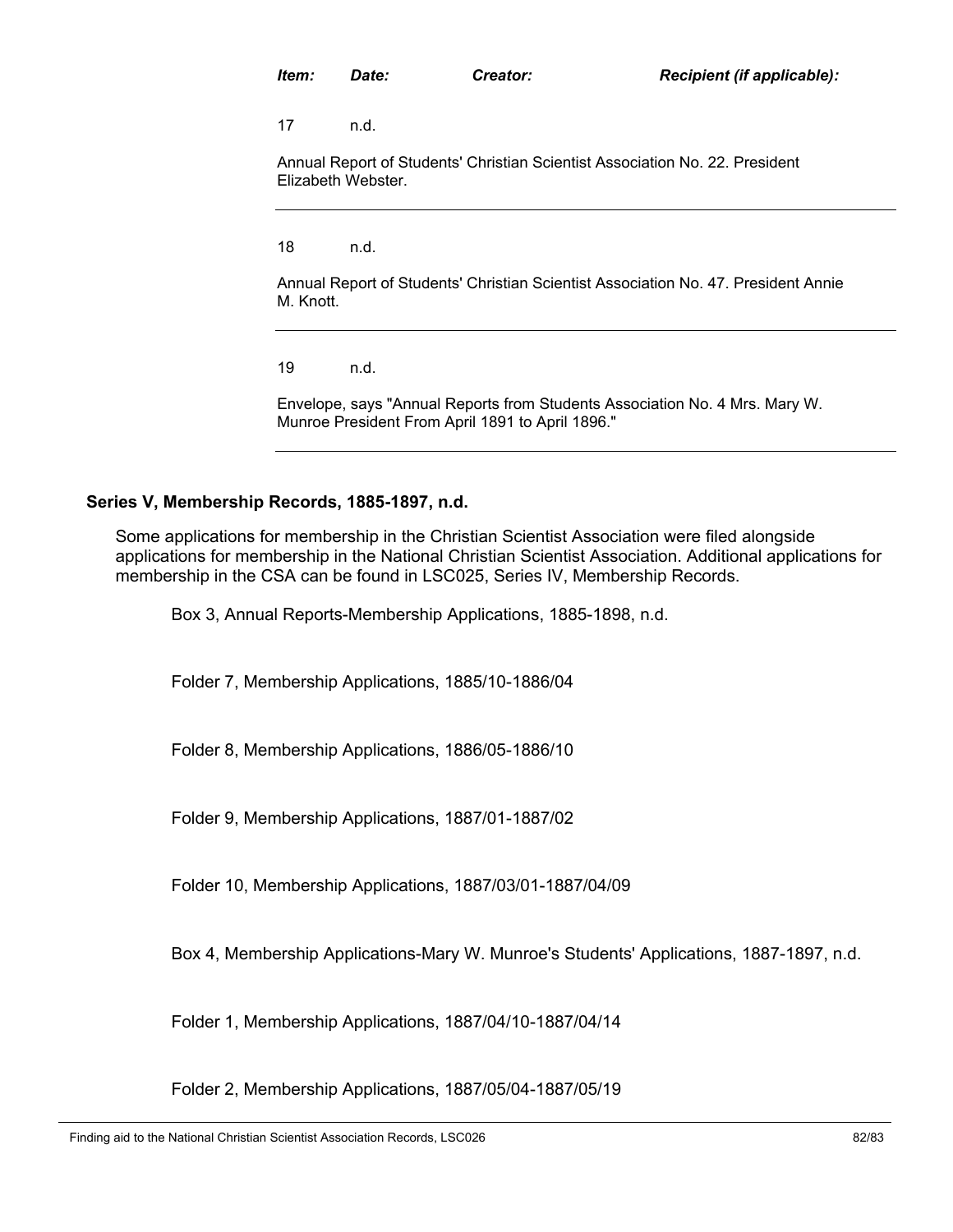| Item: | Date: | Creator: | Recipient (if applicable): |
|---|---|---|---|
| 17 | n.d. | | |

Annual Report of Students' Christian Scientist Association No. 22. President Elizabeth Webster.

---

| Item: | Date: | Creator: | Recipient (if applicable): |
|---|---|---|---|
| 18 | n.d. | | |

Annual Report of Students' Christian Scientist Association No. 47. President Annie M. Knott.

---

| Item: | Date: | Creator: | Recipient (if applicable): |
|---|---|---|---|
| 19 | n.d. | | |

Envelope, says "Annual Reports from Students Association No. 4 Mrs. Mary W. Munroe President From April 1891 to April 1896."

---

### Series V, Membership Records, 1885-1897, n.d.

Some applications for membership in the Christian Scientist Association were filed alongside applications for membership in the National Christian Scientist Association. Additional applications for membership in the CSA can be found in LSC025, Series IV, Membership Records.

Box 3, Annual Reports-Membership Applications, 1885-1898, n.d.

Folder 7, Membership Applications, 1885/10-1886/04

Folder 8, Membership Applications, 1886/05-1886/10

Folder 9, Membership Applications, 1887/01-1887/02

Folder 10, Membership Applications, 1887/03/01-1887/04/09

Box 4, Membership Applications-Mary W. Munroe's Students' Applications, 1887-1897, n.d.

Folder 1, Membership Applications, 1887/04/10-1887/04/14

Folder 2, Membership Applications, 1887/05/04-1887/05/19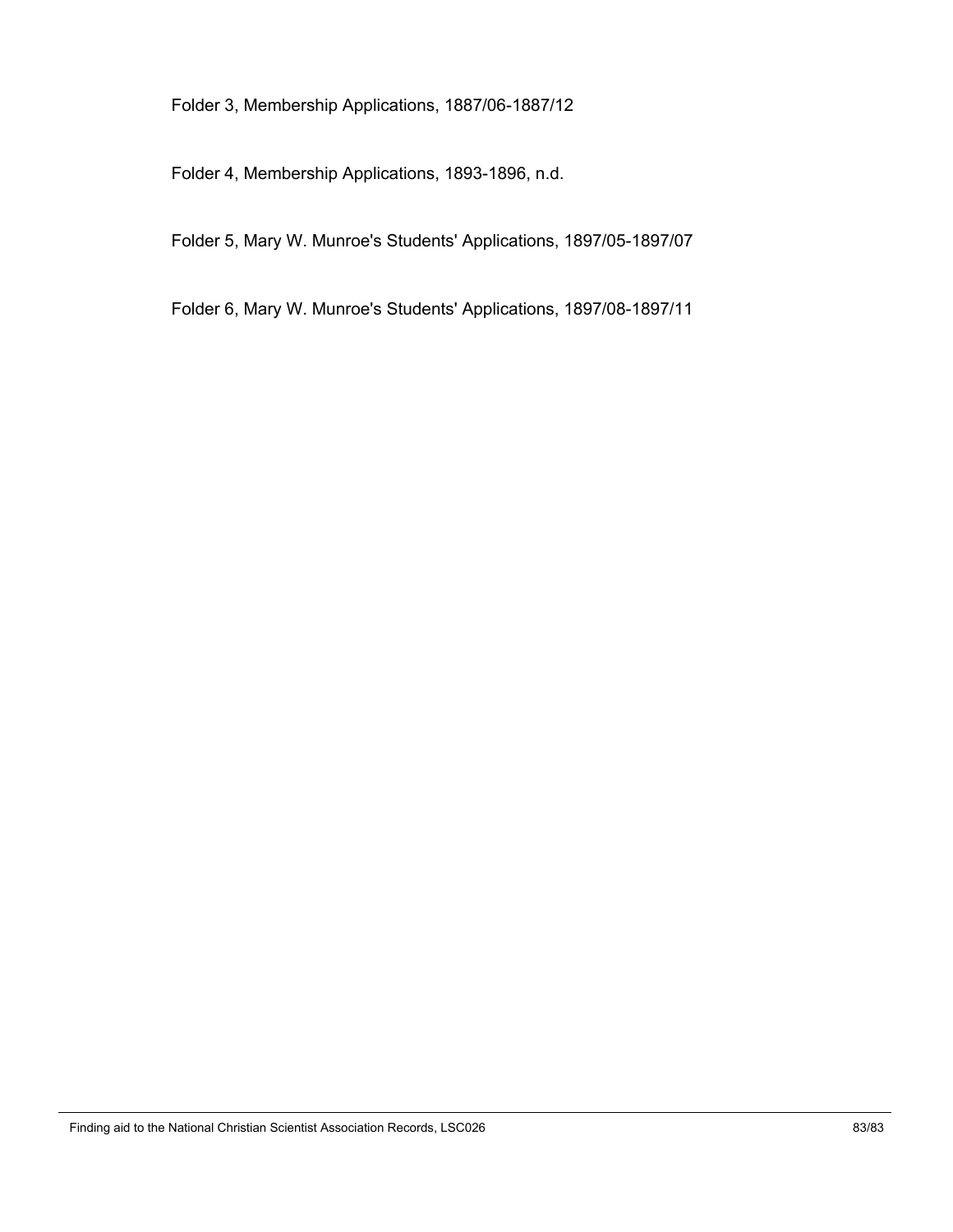Folder 3, Membership Applications, 1887/06-1887/12

Folder 4, Membership Applications, 1893-1896, n.d.

Folder 5, Mary W. Munroe's Students' Applications, 1897/05-1897/07

Folder 6, Mary W. Munroe's Students' Applications, 1897/08-1897/11